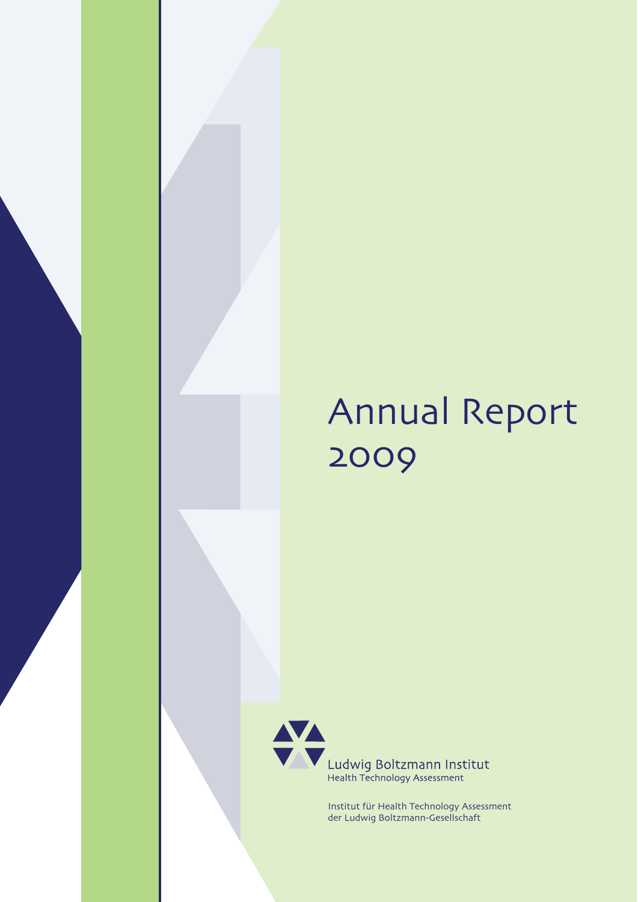# Annual Report 2009

Ludwig Boltzmann Institut
Health Technology Assessment

Institut für Health Technology Assessment
der Ludwig Boltzmann-Gesellschaft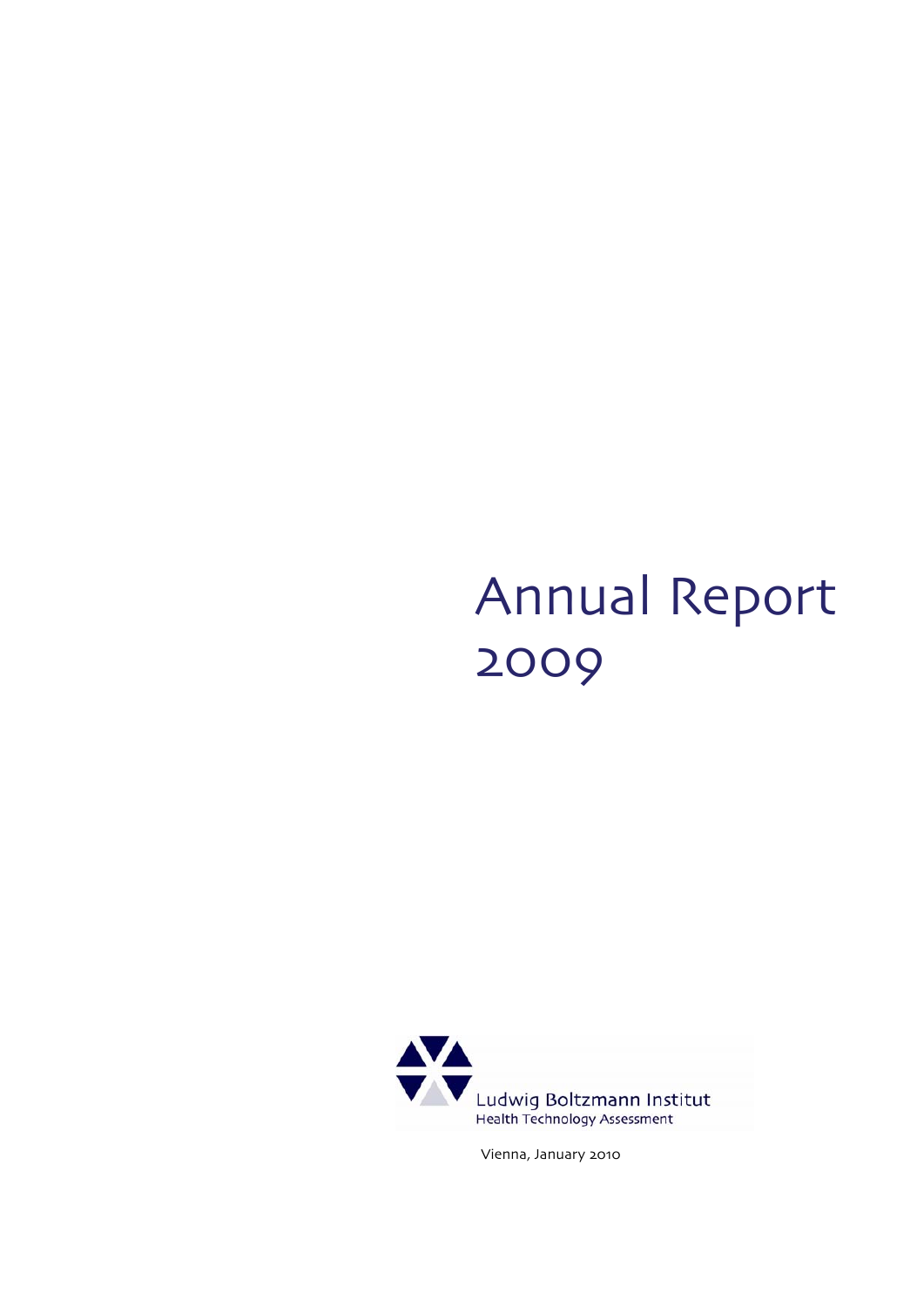# Annual Report 2009

Ludwig Boltzmann Institut
Health Technology Assessment

Vienna, January 2010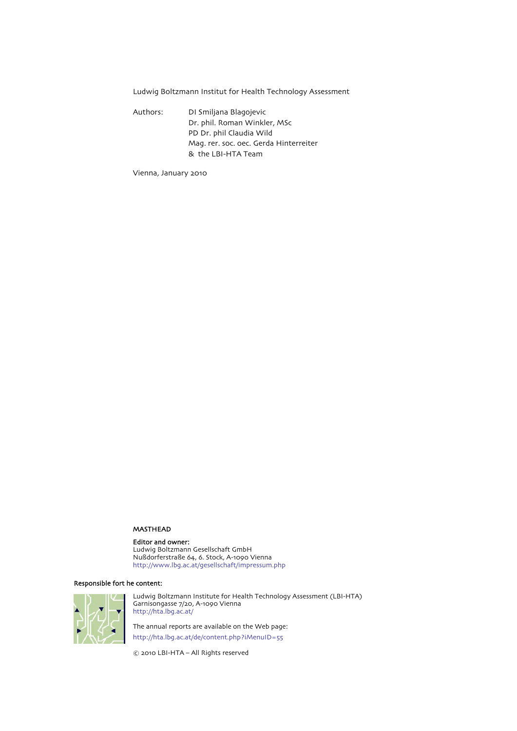Ludwig Boltzmann Institut for Health Technology Assessment

Authors: DI Smiljana Blagojevic
Dr. phil. Roman Winkler, MSc
PD Dr. phil Claudia Wild
Mag. rer. soc. oec. Gerda Hinterreiter
& the LBI-HTA Team

Vienna, January 2010

**MASTHEAD**

**Editor and owner:**
Ludwig Boltzmann Gesellschaft GmbH
Nußdorferstraße 64, 6. Stock, A-1090 Vienna
http://www.lbg.ac.at/gesellschaft/impressum.php

**Responsible fort he content:**

Ludwig Boltzmann Institute for Health Technology Assessment (LBI-HTA)
Garnisongasse 7/20, A-1090 Vienna
http://hta.lbg.ac.at/

The annual reports are available on the Web page:
http://hta.lbg.ac.at/de/content.php?iMenuID=55

© 2010 LBI-HTA – All Rights reserved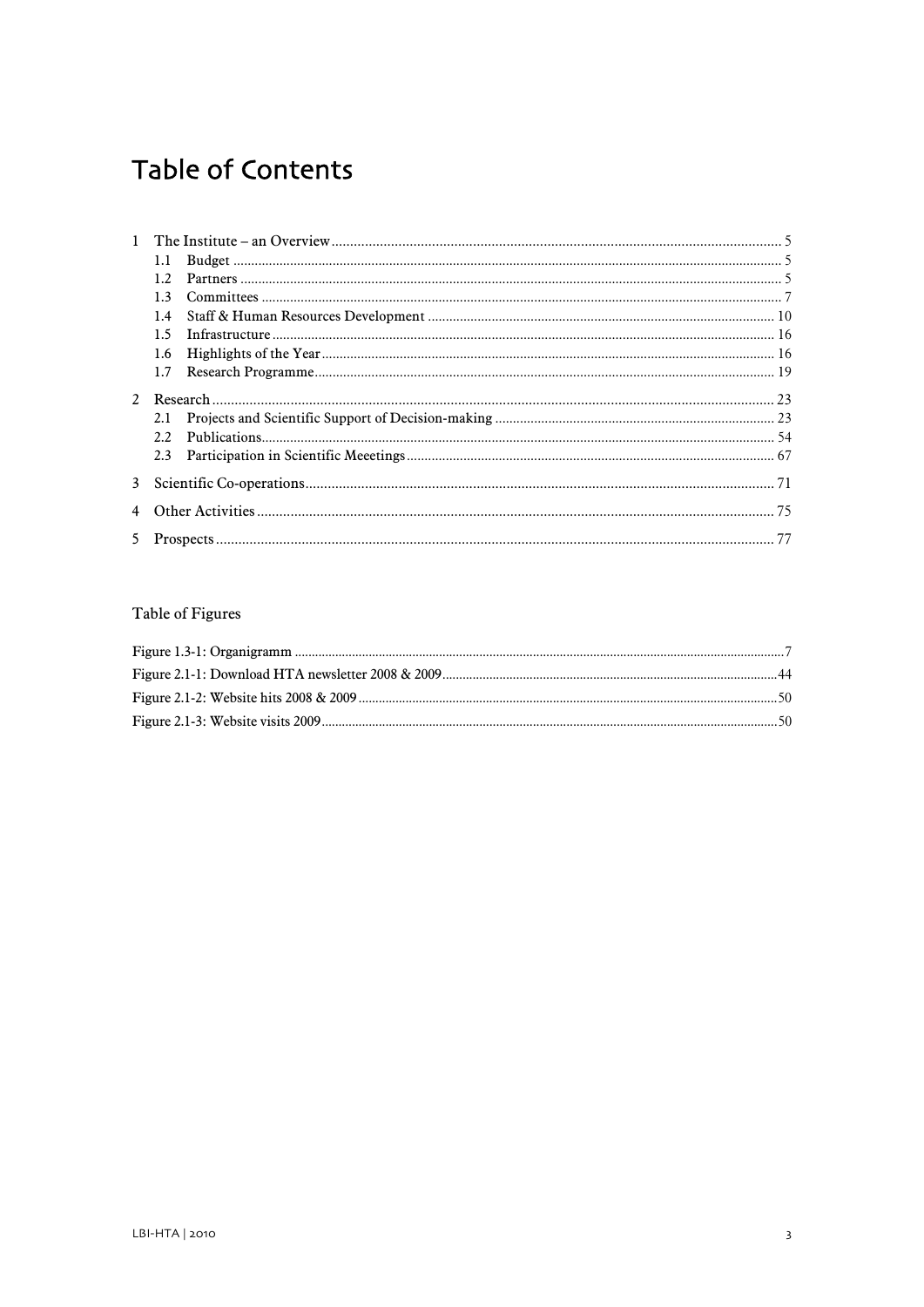# Table of Contents

1 The Institute – an Overview ........................................................................................................................ 5
  1.1 Budget ........................................................................................................................................... 5
  1.2 Partners ......................................................................................................................................... 5
  1.3 Committees ................................................................................................................................... 7
  1.4 Staff & Human Resources Development ................................................................................... 10
  1.5 Infrastructure ............................................................................................................................... 16
  1.6 Highlights of the Year .................................................................................................................. 16
  1.7 Research Programme ................................................................................................................... 19
2 Research .................................................................................................................................................. 23
  2.1 Projects and Scientific Support of Decision-making ................................................................. 23
  2.2 Publications .................................................................................................................................. 54
  2.3 Participation in Scientific Meeetings ......................................................................................... 67
3 Scientific Co-operations ......................................................................................................................... 71
4 Other Activities ....................................................................................................................................... 75
5 Prospects ................................................................................................................................................. 77

## Table of Figures

Figure 1.3-1: Organigramm ..........................................................................................................................7
Figure 2.1-1: Download HTA newsletter 2008 & 2009 ..............................................................................44
Figure 2.1-2: Website hits 2008 & 2009 .....................................................................................................50
Figure 2.1-3: Website visits 2009 ...............................................................................................................50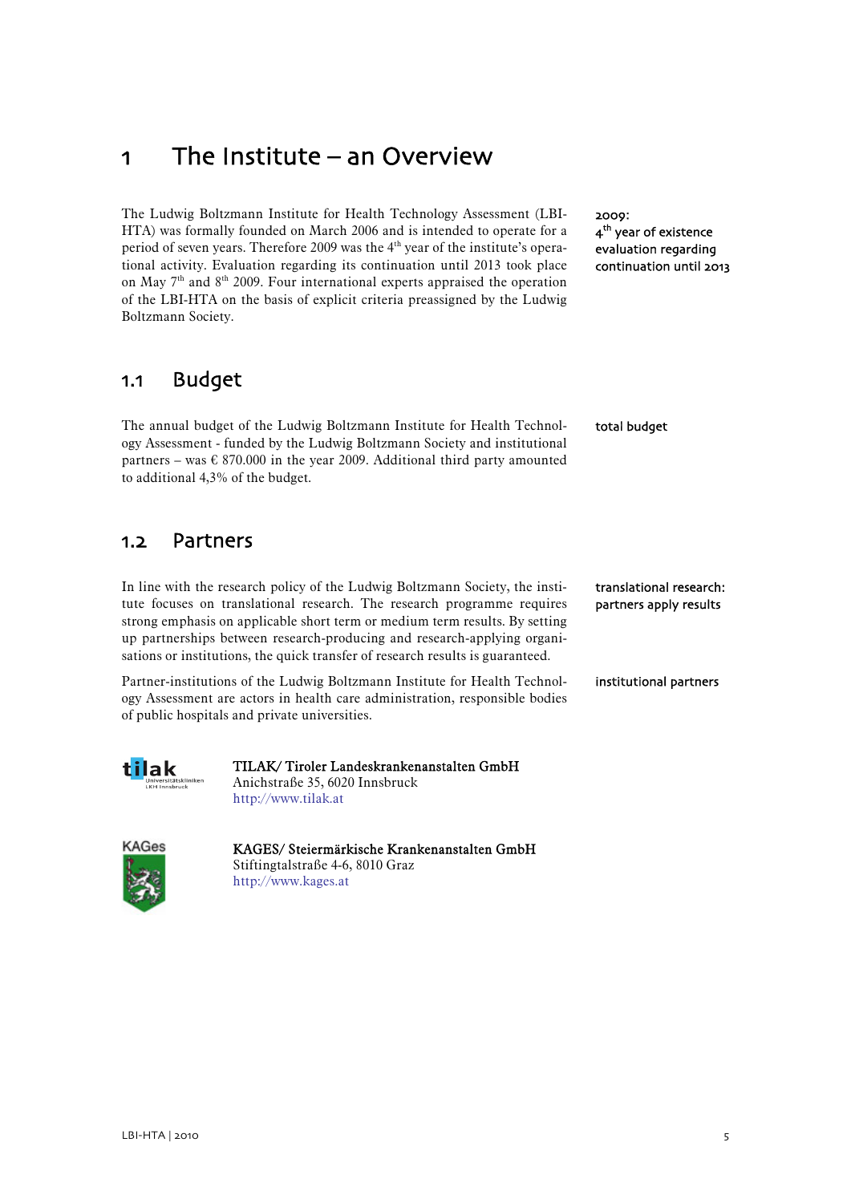# 1 The Institute – an Overview

The Ludwig Boltzmann Institute for Health Technology Assessment (LBI-HTA) was formally founded on March 2006 and is intended to operate for a period of seven years. Therefore 2009 was the 4th year of the institute's operational activity. Evaluation regarding its continuation until 2013 took place on May 7th and 8th 2009. Four international experts appraised the operation of the LBI-HTA on the basis of explicit criteria preassigned by the Ludwig Boltzmann Society.

2009:
4th year of existence
evaluation regarding continuation until 2013

## 1.1 Budget

The annual budget of the Ludwig Boltzmann Institute for Health Technology Assessment - funded by the Ludwig Boltzmann Society and institutional partners – was € 870.000 in the year 2009. Additional third party amounted to additional 4,3% of the budget.

total budget

## 1.2 Partners

In line with the research policy of the Ludwig Boltzmann Society, the institute focuses on translational research. The research programme requires strong emphasis on applicable short term or medium term results. By setting up partnerships between research-producing and research-applying organisations or institutions, the quick transfer of research results is guaranteed.

translational research: partners apply results

Partner-institutions of the Ludwig Boltzmann Institute for Health Technology Assessment are actors in health care administration, responsible bodies of public hospitals and private universities.

institutional partners

TILAK/ Tiroler Landeskrankenanstalten GmbH
Anichstraße 35, 6020 Innsbruck
http://www.tilak.at

KAGES/ Steiermärkische Krankenanstalten GmbH
Stiftingtalstraße 4-6, 8010 Graz
http://www.kages.at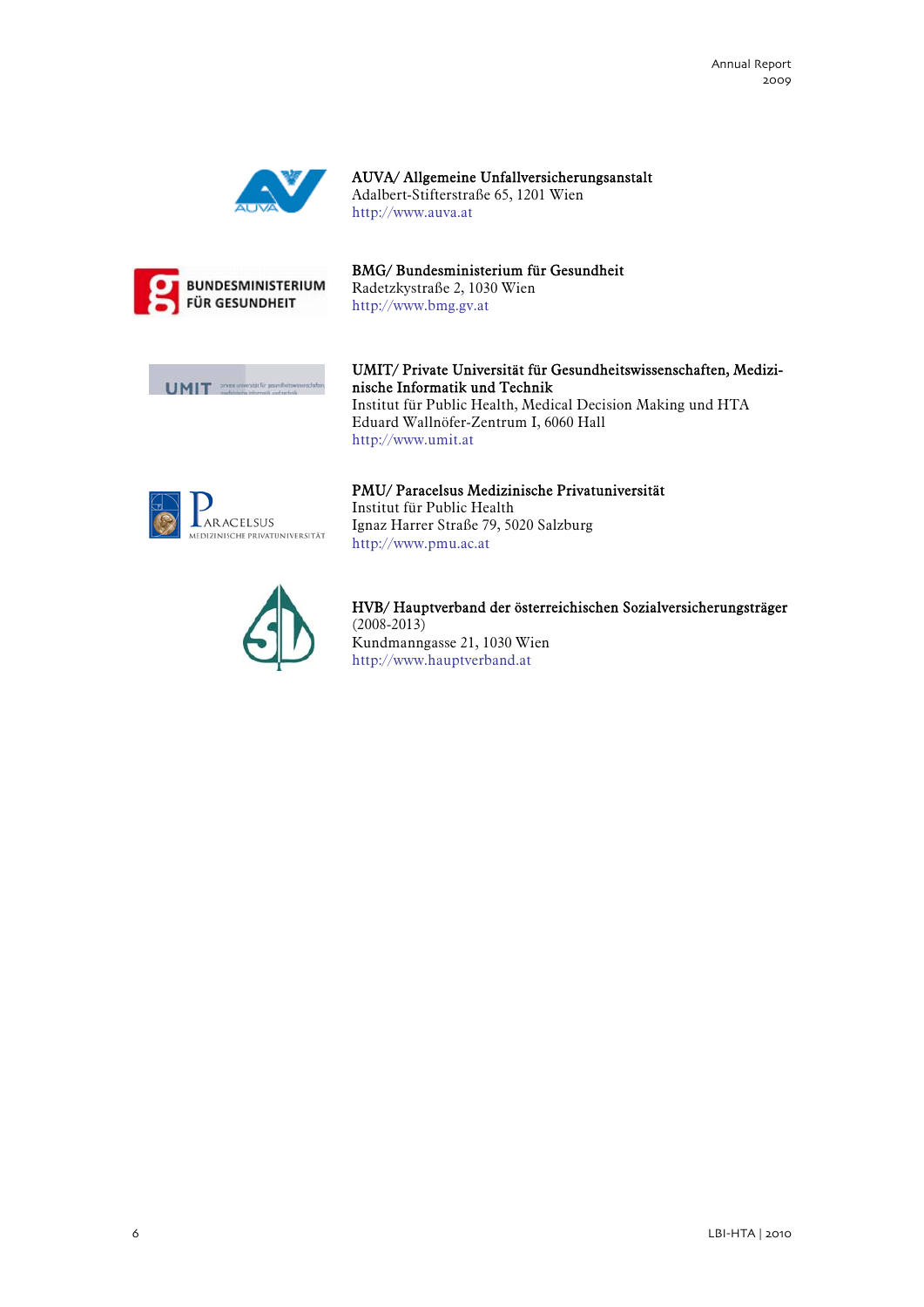**AUVA/ Allgemeine Unfallversicherungsanstalt**
Adalbert-Stifterstraße 65, 1201 Wien
http://www.auva.at

**BMG/ Bundesministerium für Gesundheit**
Radetzkystraße 2, 1030 Wien
http://www.bmg.gv.at

**UMIT/ Private Universität für Gesundheitswissenschaften, Medizinische Informatik und Technik**
Institut für Public Health, Medical Decision Making und HTA
Eduard Wallnöfer-Zentrum I, 6060 Hall
http://www.umit.at

**PMU/ Paracelsus Medizinische Privatuniversität**
Institut für Public Health
Ignaz Harrer Straße 79, 5020 Salzburg
http://www.pmu.ac.at

**HVB/ Hauptverband der österreichischen Sozialversicherungsträger**
(2008-2013)
Kundmanngasse 21, 1030 Wien
http://www.hauptverband.at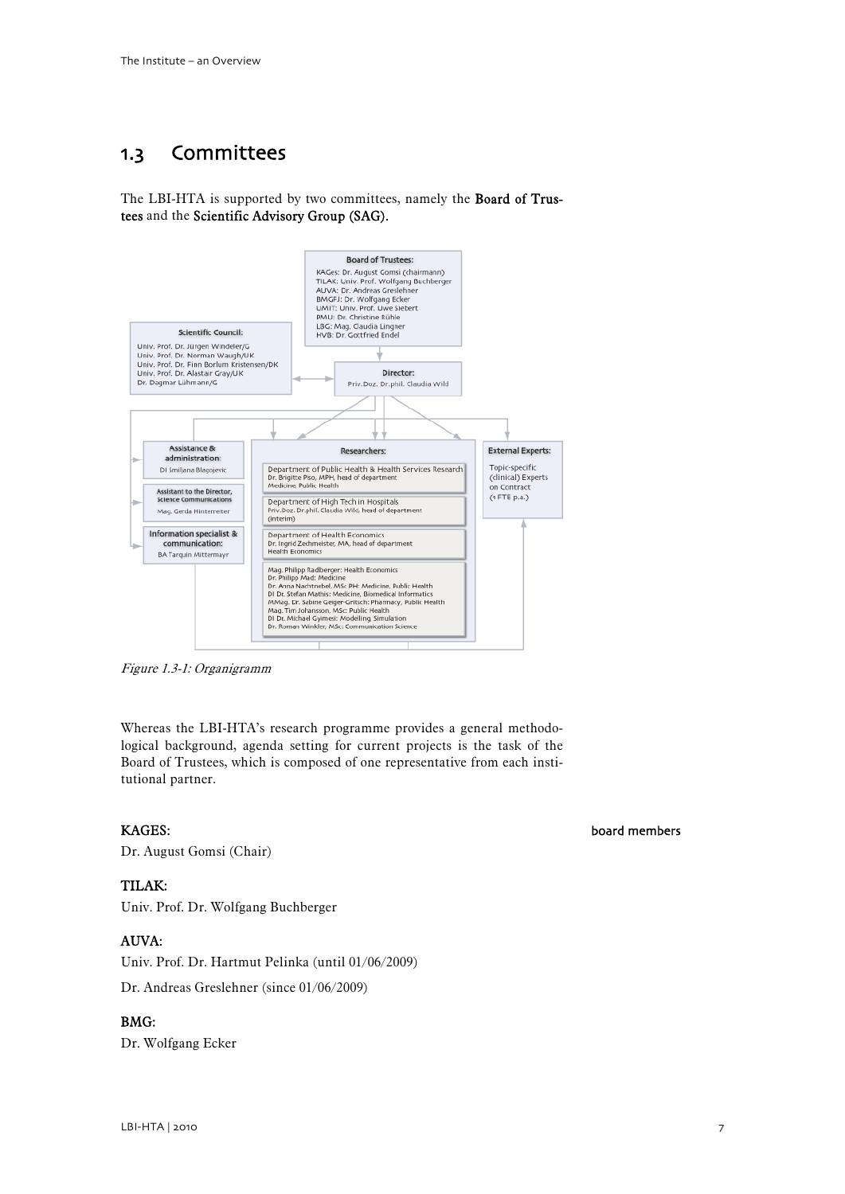## 1.3 Committees

The LBI-HTA is supported by two committees, namely the **Board of Trustees** and the **Scientific Advisory Group (SAG)**.

**Board of Trustees:**
KAGes: Dr. August Gomsi (chairmann)
TILAK: Univ. Prof. Wolfgang Buchberger
AUVA: Dr. Andreas Greslehner
BMGFJ: Dr. Wolfgang Ecker
UMIT: Univ. Prof. Uwe Siebert
PMU: Dr. Christine Rühle
LBG: Mag. Claudia Lingner
HVB: Dr. Gottfried Endel

**Scientific Council:**
Univ. Prof. Dr. Jürgen Windeler/G
Univ. Prof. Dr. Norman Waugh/UK
Univ. Prof. Dr. Finn Borlum Kristensen/DK
Univ. Prof. Dr. Alastair Gray/UK
Dr. Dagmar Lühmann/G

**Director:**
Priv.Doz. Dr.phil. Claudia Wild

**Assistance & administration:**
DI Smiljana Blagojevic

**Assistant to the Director, science communications**
Mag. Gerda Hinterreiter

**Information specialist & communication:**
BA Tarquin Mittermayr

**Researchers:**

Department of Public Health & Health Services Research
Dr. Brigitte Piso, MPH, head of department
Medicine, Public Health

Department of High Tech in Hospitals
Priv.Doz. Dr.phil. Claudia Wild, head of department (interim)

Department of Health Economics
Dr. Ingrid Zechmeister, MA, head of department
Health Economics

Mag. Philipp Radlberger: Health Economics
Dr. Philipp Mad: Medicine
Dr. Anna Nachtnebel, MSc PH: Medicine, Public Health
DI Dr. Stefan Mathis: Medicine, Biomedical Informatics
MMag. Dr. Sabine Geiger-Gritsch: Pharmacy, Public Health
Mag. Tim Johansson, MSc: Public Health
DI Dr. Michael Gyimesi: Modelling, Simulation
Dr. Roman Winkler, MSc: Communication Science

**External Experts:**
Topic-specific (clinical) Experts on Contract (1 FTE p.a.)

*Figure 1.3-1: Organigramm*

Whereas the LBI-HTA's research programme provides a general methodological background, agenda setting for current projects is the task of the Board of Trustees, which is composed of one representative from each institutional partner.

board members

**KAGES:**

Dr. August Gomsi (Chair)

**TILAK:**

Univ. Prof. Dr. Wolfgang Buchberger

**AUVA:**

Univ. Prof. Dr. Hartmut Pelinka (until 01/06/2009)

Dr. Andreas Greslehner (since 01/06/2009)

**BMG:**

Dr. Wolfgang Ecker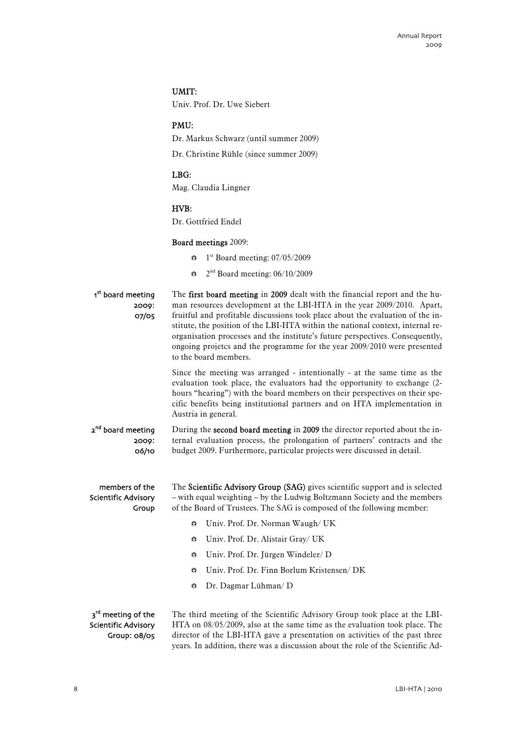**UMIT:**

Univ. Prof. Dr. Uwe Siebert

**PMU:**

Dr. Markus Schwarz (until summer 2009)

Dr. Christine Rühle (since summer 2009)

**LBG:**

Mag. Claudia Lingner

**HVB:**

Dr. Gottfried Endel

**Board meetings** 2009:

- 1st Board meeting: 07/05/2009
- 2nd Board meeting: 06/10/2009

1st board meeting 2009: 07/05

The **first board meeting** in **2009** dealt with the financial report and the human resources development at the LBI-HTA in the year 2009/2010. Apart, fruitful and profitable discussions took place about the evaluation of the institute, the position of the LBI-HTA within the national context, internal reorganisation processes and the institute's future perspectives. Consequently, ongoing projetcs and the programme for the year 2009/2010 were presented to the board members.

Since the meeting was arranged - intentionally - at the same time as the evaluation took place, the evaluators had the opportunity to exchange (2-hours "hearing") with the board members on their perspectives on their specific benefits being institutional partners and on HTA implementation in Austria in general.

2nd board meeting 2009: 06/10

During the **second board meeting** in **2009** the director reported about the internal evaluation process, the prolongation of partners' contracts and the budget 2009. Furthermore, particular projects were discussed in detail.

members of the Scientific Advisory Group

The **Scientific Advisory Group (SAG)** gives scientific support and is selected – with equal weighting – by the Ludwig Boltzmann Society and the members of the Board of Trustees. The SAG is composed of the following member:

- Univ. Prof. Dr. Norman Waugh/ UK
- Univ. Prof. Dr. Alistair Gray/ UK
- Univ. Prof. Dr. Jürgen Windeler/ D
- Univ. Prof. Dr. Finn Borlum Kristensen/ DK
- Dr. Dagmar Lühman/ D

3rd meeting of the Scientific Advisory Group: 08/05

The third meeting of the Scientific Advisory Group took place at the LBI-HTA on 08/05/2009, also at the same time as the evaluation took place. The director of the LBI-HTA gave a presentation on activities of the past three years. In addition, there was a discussion about the role of the Scientific Ad-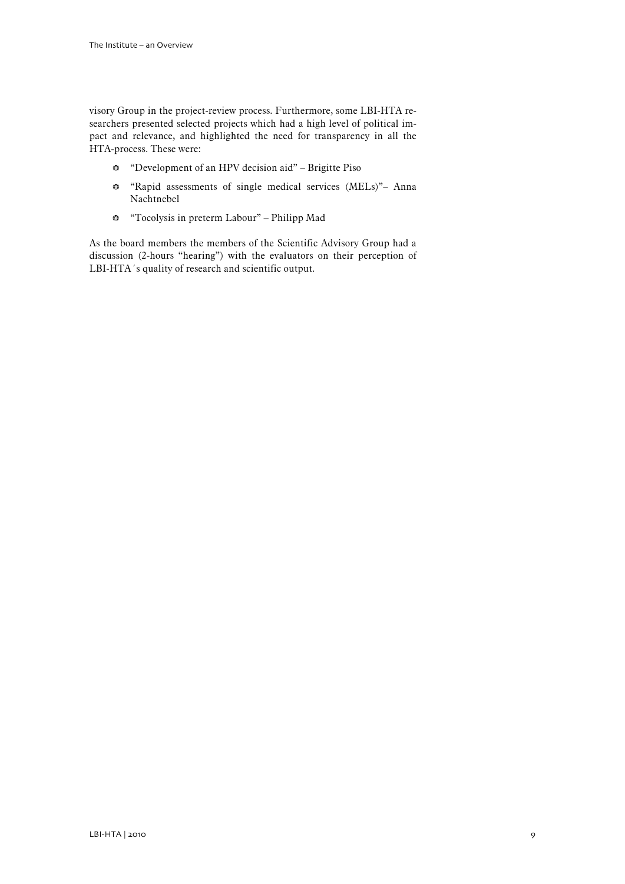visory Group in the project-review process. Furthermore, some LBI-HTA researchers presented selected projects which had a high level of political impact and relevance, and highlighted the need for transparency in all the HTA-process. These were:

- "Development of an HPV decision aid" – Brigitte Piso
- "Rapid assessments of single medical services (MELs)"– Anna Nachtnebel
- "Tocolysis in preterm Labour" – Philipp Mad

As the board members the members of the Scientific Advisory Group had a discussion (2-hours "hearing") with the evaluators on their perception of LBI-HTA´s quality of research and scientific output.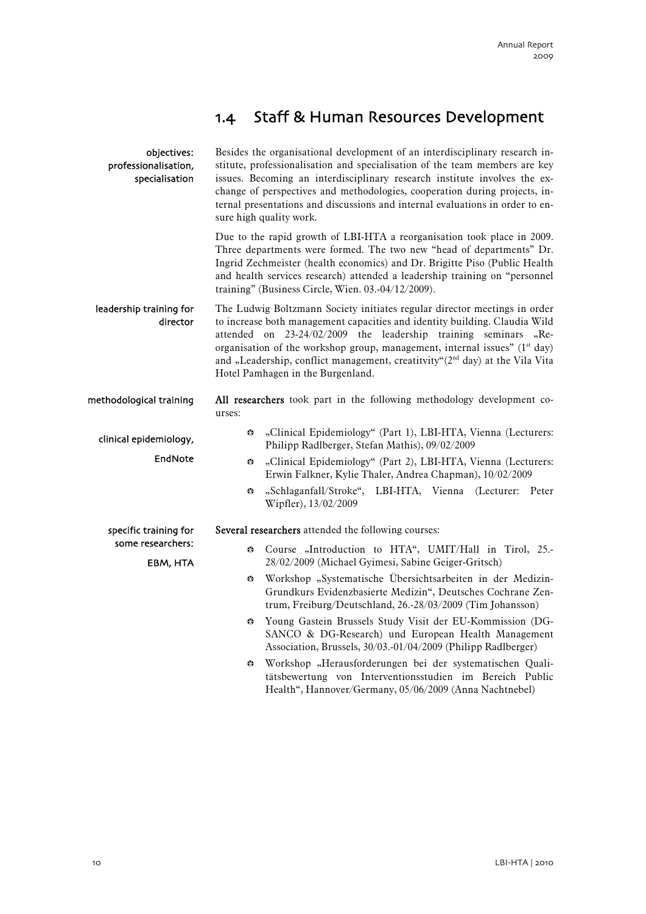## 1.4 Staff & Human Resources Development

objectives: professionalisation, specialisation

Besides the organisational development of an interdisciplinary research institute, professionalisation and specialisation of the team members are key issues. Becoming an interdisciplinary research institute involves the exchange of perspectives and methodologies, cooperation during projects, internal presentations and discussions and internal evaluations in order to ensure high quality work.

Due to the rapid growth of LBI-HTA a reorganisation took place in 2009. Three departments were formed. The two new "head of departments" Dr. Ingrid Zechmeister (health economics) and Dr. Brigitte Piso (Public Health and health services research) attended a leadership training on "personnel training" (Business Circle, Wien. 03.-04/12/2009).

leadership training for director

The Ludwig Boltzmann Society initiates regular director meetings in order to increase both management capacities and identity building. Claudia Wild attended on 23-24/02/2009 the leadership training seminars „Reorganisation of the workshop group, management, internal issues" (1st day) and „Leadership, conflict management, creatitvity"(2nd day) at the Vila Vita Hotel Pamhagen in the Burgenland.

methodological training

clinical epidemiology, EndNote

**All researchers** took part in the following methodology development courses:

- „Clinical Epidemiology" (Part 1), LBI-HTA, Vienna (Lecturers: Philipp Radlberger, Stefan Mathis), 09/02/2009
- „Clinical Epidemiology" (Part 2), LBI-HTA, Vienna (Lecturers: Erwin Falkner, Kylie Thaler, Andrea Chapman), 10/02/2009
- „Schlaganfall/Stroke", LBI-HTA, Vienna (Lecturer: Peter Wipfler), 13/02/2009

specific training for some researchers:

EBM, HTA

**Several researchers** attended the following courses:

- Course „Introduction to HTA", UMIT/Hall in Tirol, 25.-28/02/2009 (Michael Gyimesi, Sabine Geiger-Gritsch)
- Workshop „Systematische Übersichtsarbeiten in der Medizin-Grundkurs Evidenzbasierte Medizin", Deutsches Cochrane Zentrum, Freiburg/Deutschland, 26.-28/03/2009 (Tim Johansson)
- Young Gastein Brussels Study Visit der EU-Kommission (DG-SANCO & DG-Research) und European Health Management Association, Brussels, 30/03.-01/04/2009 (Philipp Radlberger)
- Workshop „Herausforderungen bei der systematischen Qualitätsbewertung von Interventionsstudien im Bereich Public Health", Hannover/Germany, 05/06/2009 (Anna Nachtnebel)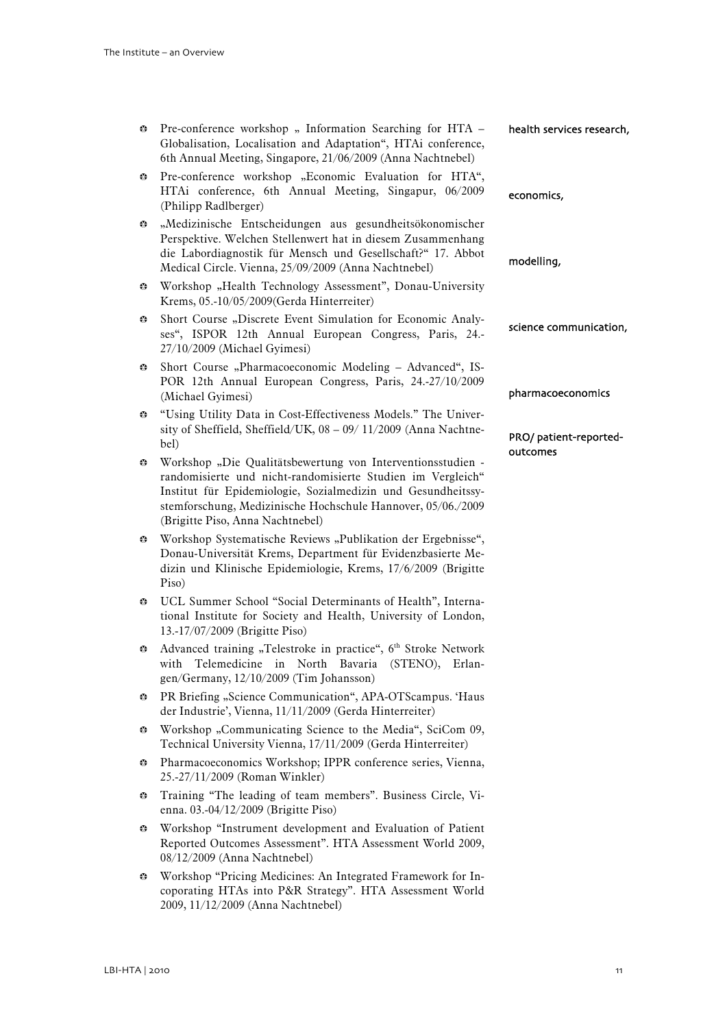- Pre-conference workshop „ Information Searching for HTA – Globalisation, Localisation and Adaptation“, HTAi conference, 6th Annual Meeting, Singapore, 21/06/2009 (Anna Nachtnebel)
- Pre-conference workshop „Economic Evaluation for HTA“, HTAi conference, 6th Annual Meeting, Singapur, 06/2009 (Philipp Radlberger)
- „Medizinische Entscheidungen aus gesundheitsökonomischer Perspektive. Welchen Stellenwert hat in diesem Zusammenhang die Labordiagnostik für Mensch und Gesellschaft?“ 17. Abbot Medical Circle. Vienna, 25/09/2009 (Anna Nachtnebel)
- Workshop „Health Technology Assessment“, Donau-University Krems, 05.-10/05/2009(Gerda Hinterreiter)
- Short Course „Discrete Event Simulation for Economic Analyses“, ISPOR 12th Annual European Congress, Paris, 24.-27/10/2009 (Michael Gyimesi)
- Short Course „Pharmacoeconomic Modeling – Advanced“, ISPOR 12th Annual European Congress, Paris, 24.-27/10/2009 (Michael Gyimesi)
- “Using Utility Data in Cost-Effectiveness Models.” The University of Sheffield, Sheffield/UK, 08 – 09/ 11/2009 (Anna Nachtnebel)
- Workshop „Die Qualitätsbewertung von Interventionsstudien - randomisierte und nicht-randomisierte Studien im Vergleich“ Institut für Epidemiologie, Sozialmedizin und Gesundheitssystemforschung, Medizinische Hochschule Hannover, 05/06./2009 (Brigitte Piso, Anna Nachtnebel)
- Workshop Systematische Reviews „Publikation der Ergebnisse“, Donau-Universität Krems, Department für Evidenzbasierte Medizin und Klinische Epidemiologie, Krems, 17/6/2009 (Brigitte Piso)
- UCL Summer School “Social Determinants of Health”, International Institute for Society and Health, University of London, 13.-17/07/2009 (Brigitte Piso)
- Advanced training „Telestroke in practice“, 6th Stroke Network with Telemedicine in North Bavaria (STENO), Erlangen/Germany, 12/10/2009 (Tim Johansson)
- PR Briefing „Science Communication“, APA-OTScampus. ‘Haus der Industrie’, Vienna, 11/11/2009 (Gerda Hinterreiter)
- Workshop „Communicating Science to the Media“, SciCom 09, Technical University Vienna, 17/11/2009 (Gerda Hinterreiter)
- Pharmacoeconomics Workshop; IPPR conference series, Vienna, 25.-27/11/2009 (Roman Winkler)
- Training “The leading of team members”. Business Circle, Vienna. 03.-04/12/2009 (Brigitte Piso)
- Workshop “Instrument development and Evaluation of Patient Reported Outcomes Assessment”. HTA Assessment World 2009, 08/12/2009 (Anna Nachtnebel)
- Workshop “Pricing Medicines: An Integrated Framework for Incoporating HTAs into P&R Strategy”. HTA Assessment World 2009, 11/12/2009 (Anna Nachtnebel)

health services research, economics, modelling, science communication, pharmacoeconomics

PRO/ patient-reported-outcomes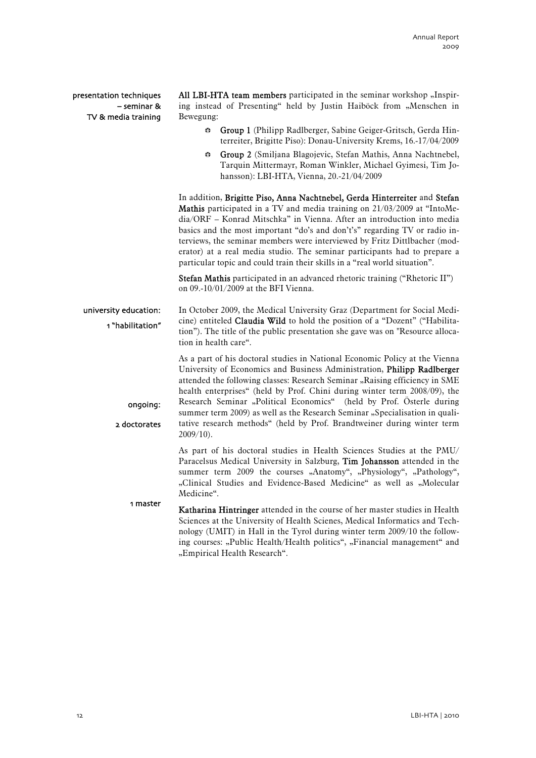presentation techniques – seminar & TV & media training

**All LBI-HTA team members** participated in the seminar workshop „Inspiring instead of Presenting" held by Justin Haiböck from „Menschen in Bewegung:

- **Group 1** (Philipp Radlberger, Sabine Geiger-Gritsch, Gerda Hinterreiter, Brigitte Piso): Donau-University Krems, 16.-17/04/2009
- **Group 2** (Smiljana Blagojevic, Stefan Mathis, Anna Nachtnebel, Tarquin Mittermayr, Roman Winkler, Michael Gyimesi, Tim Johansson): LBI-HTA, Vienna, 20.-21/04/2009

In addition, **Brigitte Piso, Anna Nachtnebel, Gerda Hinterreiter** and **Stefan Mathis** participated in a TV and media training on 21/03/2009 at "IntoMedia/ORF – Konrad Mitschka" in Vienna. After an introduction into media basics and the most important "do's and don't's" regarding TV or radio interviews, the seminar members were interviewed by Fritz Dittlbacher (moderator) at a real media studio. The seminar participants had to prepare a particular topic and could train their skills in a "real world situation".

**Stefan Mathis** participated in an advanced rhetoric training ("Rhetoric II") on 09.-10/01/2009 at the BFI Vienna.

university education: 1 "habilitation"

In October 2009, the Medical University Graz (Department for Social Medicine) entiteled **Claudia Wild** to hold the position of a "Dozent" ("Habilitation"). The title of the public presentation she gave was on "Resource allocation in health care".

ongoing: 2 doctorates

As a part of his doctoral studies in National Economic Policy at the Vienna University of Economics and Business Administration, **Philipp Radlberger** attended the following classes: Research Seminar „Raising efficiency in SME health enterprises" (held by Prof. Chini during winter term 2008/09), the Research Seminar „Political Economics" (held by Prof. Österle during summer term 2009) as well as the Research Seminar „Specialisation in qualitative research methods" (held by Prof. Brandtweiner during winter term 2009/10).

As part of his doctoral studies in Health Sciences Studies at the PMU/ Paracelsus Medical University in Salzburg, **Tim Johansson** attended in the summer term 2009 the courses „Anatomy", „Physiology", „Pathology", „Clinical Studies and Evidence-Based Medicine" as well as „Molecular Medicine".

1 master

**Katharina Hintringer** attended in the course of her master studies in Health Sciences at the University of Health Scienes, Medical Informatics and Technology (UMIT) in Hall in the Tyrol during winter term 2009/10 the following courses: „Public Health/Health politics", „Financial management" and „Empirical Health Research".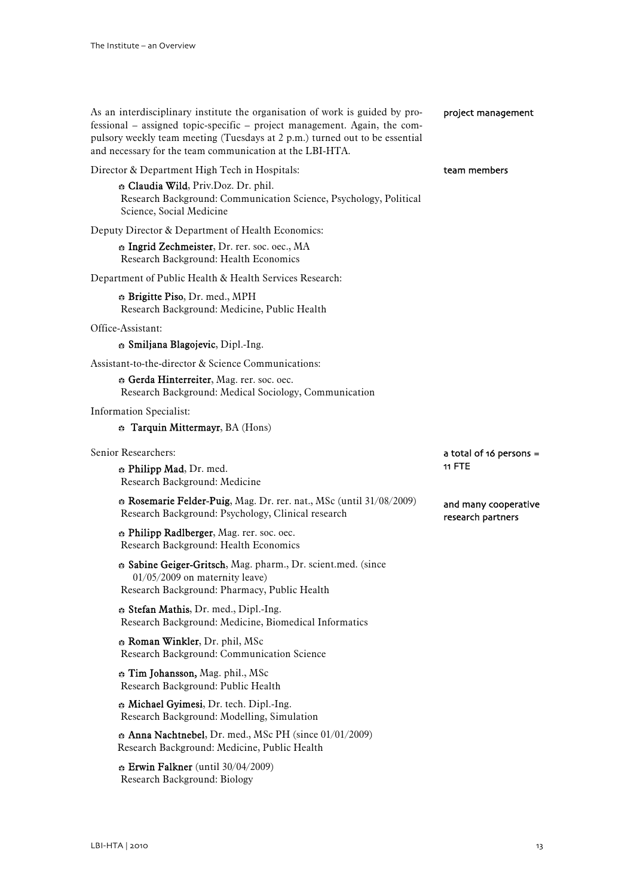As an interdisciplinary institute the organisation of work is guided by professional – assigned topic-specific – project management. Again, the compulsory weekly team meeting (Tuesdays at 2 p.m.) turned out to be essential and necessary for the team communication at the LBI-HTA.

project management

team members

Director & Department High Tech in Hospitals:

- **Claudia Wild**, Priv.Doz. Dr. phil.
  Research Background: Communication Science, Psychology, Political Science, Social Medicine

Deputy Director & Department of Health Economics:

- **Ingrid Zechmeister**, Dr. rer. soc. oec., MA
  Research Background: Health Economics

Department of Public Health & Health Services Research:

- **Brigitte Piso**, Dr. med., MPH
  Research Background: Medicine, Public Health

Office-Assistant:

- **Smiljana Blagojevic**, Dipl.-Ing.

Assistant-to-the-director & Science Communications:

- **Gerda Hinterreiter**, Mag. rer. soc. oec.
  Research Background: Medical Sociology, Communication

Information Specialist:

- **Tarquin Mittermayr**, BA (Hons)

a total of 16 persons = 11 FTE

and many cooperative research partners

Senior Researchers:

- **Philipp Mad**, Dr. med.
  Research Background: Medicine
- **Rosemarie Felder-Puig**, Mag. Dr. rer. nat., MSc (until 31/08/2009)
  Research Background: Psychology, Clinical research
- **Philipp Radlberger**, Mag. rer. soc. oec.
  Research Background: Health Economics
- **Sabine Geiger-Gritsch**, Mag. pharm., Dr. scient.med. (since 01/05/2009 on maternity leave)
  Research Background: Pharmacy, Public Health
- **Stefan Mathis**, Dr. med., Dipl.-Ing.
  Research Background: Medicine, Biomedical Informatics
- **Roman Winkler**, Dr. phil, MSc
  Research Background: Communication Science
- **Tim Johansson,** Mag. phil., MSc
  Research Background: Public Health
- **Michael Gyimesi**, Dr. tech. Dipl.-Ing.
  Research Background: Modelling, Simulation
- **Anna Nachtnebel**, Dr. med., MSc PH (since 01/01/2009)
  Research Background: Medicine, Public Health
- **Erwin Falkner** (until 30/04/2009)
  Research Background: Biology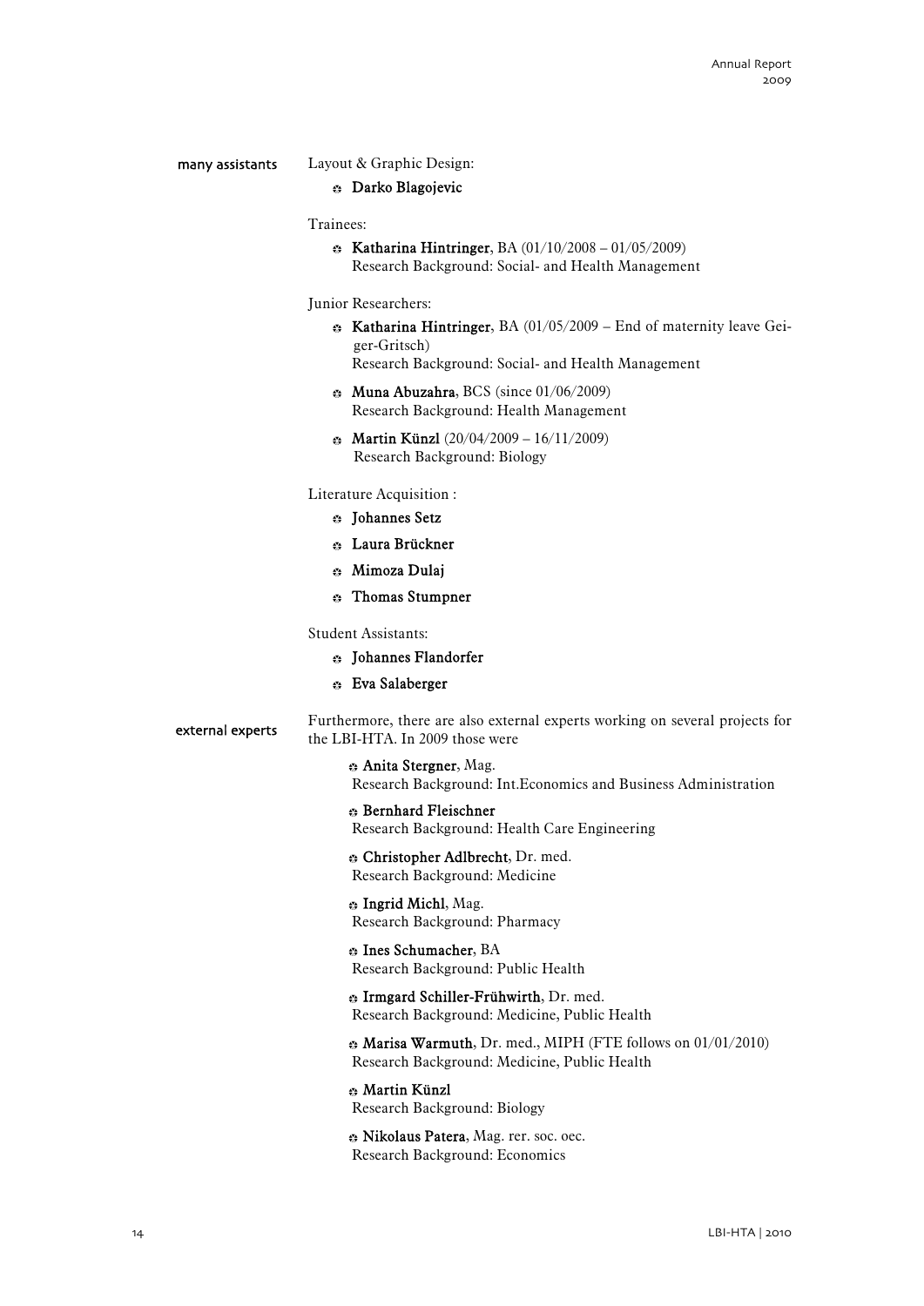many assistants

Layout & Graphic Design:

- **Darko Blagojevic**

Trainees:

- **Katharina Hintringer**, BA (01/10/2008 – 01/05/2009)
  Research Background: Social- and Health Management

Junior Researchers:

- **Katharina Hintringer**, BA (01/05/2009 – End of maternity leave Geiger-Gritsch)
  Research Background: Social- and Health Management
- **Muna Abuzahra**, BCS (since 01/06/2009)
  Research Background: Health Management
- **Martin Künzl** (20/04/2009 – 16/11/2009)
  Research Background: Biology

Literature Acquisition :

- **Johannes Setz**
- **Laura Brückner**
- **Mimoza Dulaj**
- **Thomas Stumpner**

Student Assistants:

- **Johannes Flandorfer**
- **Eva Salaberger**

external experts

Furthermore, there are also external experts working on several projects for the LBI-HTA. In 2009 those were

- **Anita Stergner**, Mag.
  Research Background: Int.Economics and Business Administration
- **Bernhard Fleischner**
  Research Background: Health Care Engineering
- **Christopher Adlbrecht**, Dr. med.
  Research Background: Medicine
- **Ingrid Michl**, Mag.
  Research Background: Pharmacy
- **Ines Schumacher**, BA
  Research Background: Public Health
- **Irmgard Schiller-Frühwirth**, Dr. med.
  Research Background: Medicine, Public Health
- **Marisa Warmuth**, Dr. med., MIPH (FTE follows on 01/01/2010)
  Research Background: Medicine, Public Health
- **Martin Künzl**
  Research Background: Biology
- **Nikolaus Patera**, Mag. rer. soc. oec.
  Research Background: Economics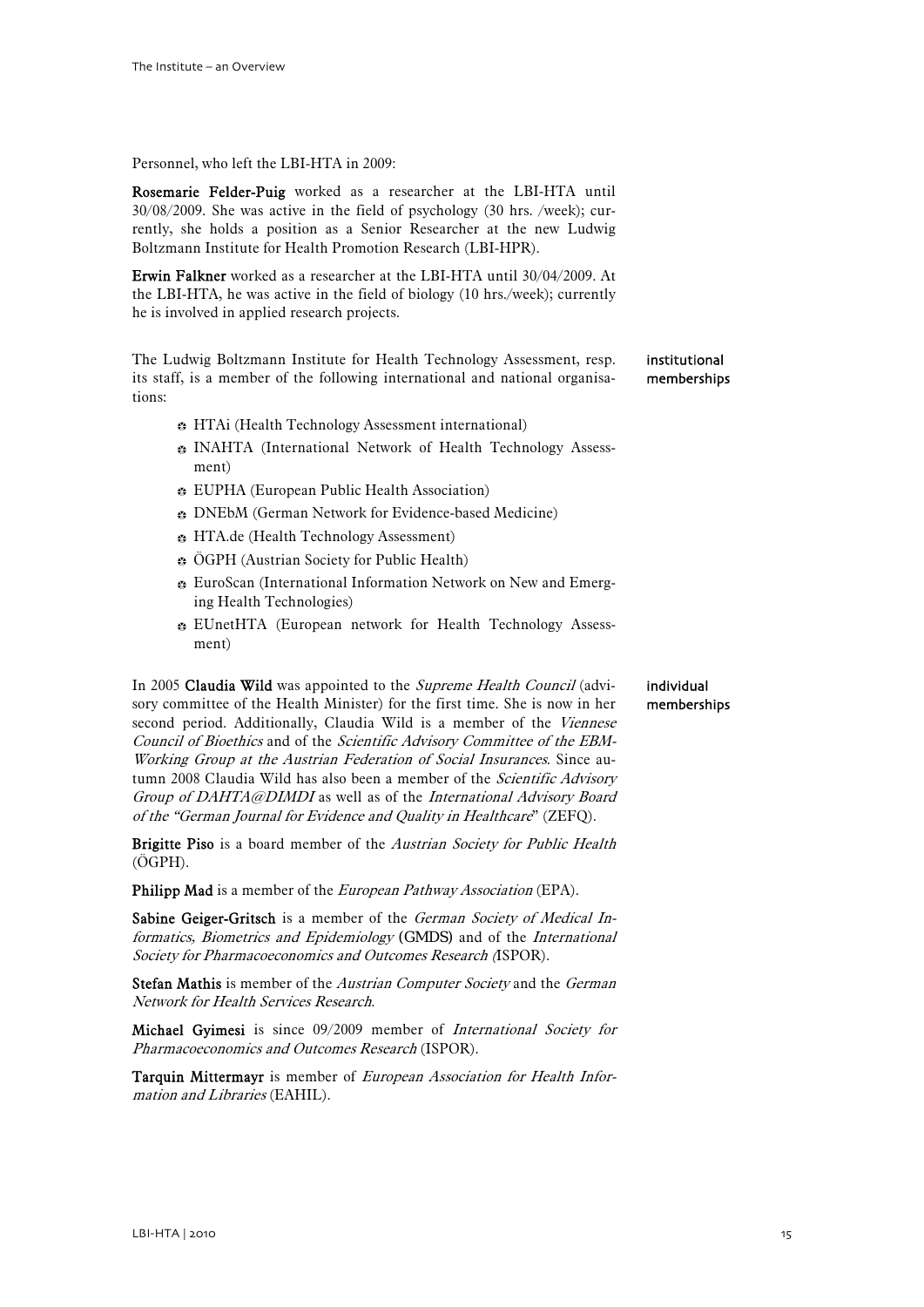Personnel, who left the LBI-HTA in 2009:

**Rosemarie Felder-Puig** worked as a researcher at the LBI-HTA until 30/08/2009. She was active in the field of psychology (30 hrs. /week); currently, she holds a position as a Senior Researcher at the new Ludwig Boltzmann Institute for Health Promotion Research (LBI-HPR).

**Erwin Falkner** worked as a researcher at the LBI-HTA until 30/04/2009. At the LBI-HTA, he was active in the field of biology (10 hrs./week); currently he is involved in applied research projects.

institutional memberships

The Ludwig Boltzmann Institute for Health Technology Assessment, resp. its staff, is a member of the following international and national organisations:

- HTAi (Health Technology Assessment international)
- INAHTA (International Network of Health Technology Assessment)
- EUPHA (European Public Health Association)
- DNEbM (German Network for Evidence-based Medicine)
- HTA.de (Health Technology Assessment)
- ÖGPH (Austrian Society for Public Health)
- EuroScan (International Information Network on New and Emerging Health Technologies)
- EUnetHTA (European network for Health Technology Assessment)

individual memberships

In 2005 **Claudia Wild** was appointed to the *Supreme Health Council* (advisory committee of the Health Minister) for the first time. She is now in her second period. Additionally, Claudia Wild is a member of the *Viennese Council of Bioethics* and of the *Scientific Advisory Committee of the EBM-Working Group at the Austrian Federation of Social Insurances*. Since autumn 2008 Claudia Wild has also been a member of the *Scientific Advisory Group of DAHTA@DIMDI* as well as of the *International Advisory Board of the "German Journal for Evidence and Quality in Healthcare*" (ZEFQ).

**Brigitte Piso** is a board member of the *Austrian Society for Public Health* (ÖGPH).

**Philipp Mad** is a member of the *European Pathway Association* (EPA).

**Sabine Geiger-Gritsch** is a member of the *German Society of Medical Informatics, Biometrics and Epidemiology* **(GMDS)** and of the *International Society for Pharmacoeconomics and Outcomes Research (*ISPOR).

**Stefan Mathis** is member of the *Austrian Computer Society* and the *German Network for Health Services Research*.

**Michael Gyimesi** is since 09/2009 member of *International Society for Pharmacoeconomics and Outcomes Research* (ISPOR).

**Tarquin Mittermayr** is member of *European Association for Health Information and Libraries* (EAHIL).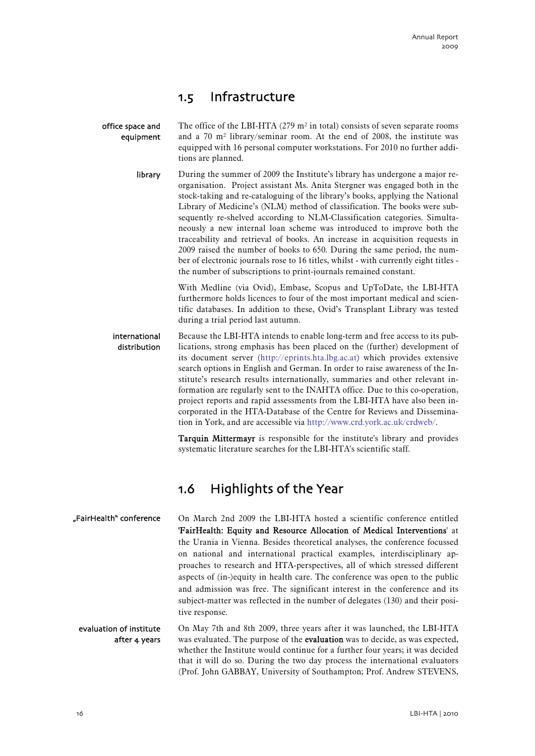## 1.5 Infrastructure

**office space and equipment**

The office of the LBI-HTA (279 m² in total) consists of seven separate rooms and a 70 m² library/seminar room. At the end of 2008, the institute was equipped with 16 personal computer workstations. For 2010 no further additions are planned.

**library**

During the summer of 2009 the Institute's library has undergone a major reorganisation. Project assistant Ms. Anita Stergner was engaged both in the stock-taking and re-cataloguing of the library's books, applying the National Library of Medicine's (NLM) method of classification. The books were subsequently re-shelved according to NLM-Classification categories. Simultaneously a new internal loan scheme was introduced to improve both the traceability and retrieval of books. An increase in acquisition requests in 2009 raised the number of books to 650. During the same period, the number of electronic journals rose to 16 titles, whilst - with currently eight titles - the number of subscriptions to print-journals remained constant.

With Medline (via Ovid), Embase, Scopus and UpToDate, the LBI-HTA furthermore holds licences to four of the most important medical and scientific databases. In addition to these, Ovid's Transplant Library was tested during a trial period last autumn.

**international distribution**

Because the LBI-HTA intends to enable long-term and free access to its publications, strong emphasis has been placed on the (further) development of its document server (http://eprints.hta.lbg.ac.at) which provides extensive search options in English and German. In order to raise awareness of the Institute's research results internationally, summaries and other relevant information are regularly sent to the INAHTA office. Due to this co-operation, project reports and rapid assessments from the LBI-HTA have also been incorporated in the HTA-Database of the Centre for Reviews and Dissemination in York, and are accessible via http://www.crd.york.ac.uk/crdweb/.

**Tarquin Mittermayr** is responsible for the institute's library and provides systematic literature searches for the LBI-HTA's scientific staff.

## 1.6 Highlights of the Year

**„FairHealth" conference**

On March 2nd 2009 the LBI-HTA hosted a scientific conference entitled **'FairHealth: Equity and Resource Allocation of Medical Interventions'** at the Urania in Vienna. Besides theoretical analyses, the conference focussed on national and international practical examples, interdisciplinary approaches to research and HTA-perspectives, all of which stressed different aspects of (in-)equity in health care. The conference was open to the public and admission was free. The significant interest in the conference and its subject-matter was reflected in the number of delegates (130) and their positive response.

**evaluation of institute after 4 years**

On May 7th and 8th 2009, three years after it was launched, the LBI-HTA was evaluated. The purpose of the **evaluation** was to decide, as was expected, whether the Institute would continue for a further four years; it was decided that it will do so. During the two day process the international evaluators (Prof. John GABBAY, University of Southampton; Prof. Andrew STEVENS,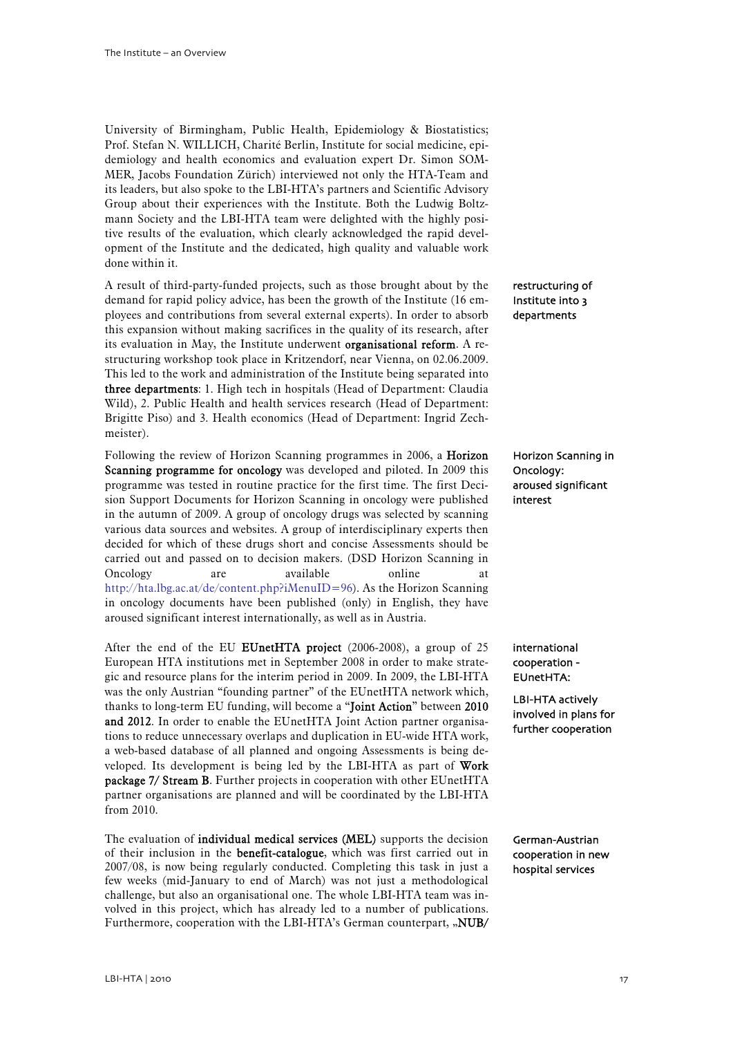University of Birmingham, Public Health, Epidemiology & Biostatistics; Prof. Stefan N. WILLICH, Charité Berlin, Institute for social medicine, epidemiology and health economics and evaluation expert Dr. Simon SOMMER, Jacobs Foundation Zürich) interviewed not only the HTA-Team and its leaders, but also spoke to the LBI-HTA's partners and Scientific Advisory Group about their experiences with the Institute. Both the Ludwig Boltzmann Society and the LBI-HTA team were delighted with the highly positive results of the evaluation, which clearly acknowledged the rapid development of the Institute and the dedicated, high quality and valuable work done within it.

restructuring of Institute into 3 departments

A result of third-party-funded projects, such as those brought about by the demand for rapid policy advice, has been the growth of the Institute (16 employees and contributions from several external experts). In order to absorb this expansion without making sacrifices in the quality of its research, after its evaluation in May, the Institute underwent **organisational reform**. A restructuring workshop took place in Kritzendorf, near Vienna, on 02.06.2009. This led to the work and administration of the Institute being separated into **three departments**: 1. High tech in hospitals (Head of Department: Claudia Wild), 2. Public Health and health services research (Head of Department: Brigitte Piso) and 3. Health economics (Head of Department: Ingrid Zechmeister).

Horizon Scanning in Oncology: aroused significant interest

Following the review of Horizon Scanning programmes in 2006, a **Horizon Scanning programme for oncology** was developed and piloted. In 2009 this programme was tested in routine practice for the first time. The first Decision Support Documents for Horizon Scanning in oncology were published in the autumn of 2009. A group of oncology drugs was selected by scanning various data sources and websites. A group of interdisciplinary experts then decided for which of these drugs short and concise Assessments should be carried out and passed on to decision makers. (DSD Horizon Scanning in Oncology are available online at http://hta.lbg.ac.at/de/content.php?iMenuID=96). As the Horizon Scanning in oncology documents have been published (only) in English, they have aroused significant interest internationally, as well as in Austria.

international cooperation - EUnetHTA:

LBI-HTA actively involved in plans for further cooperation

After the end of the EU **EUnetHTA project** (2006-2008), a group of 25 European HTA institutions met in September 2008 in order to make strategic and resource plans for the interim period in 2009. In 2009, the LBI-HTA was the only Austrian "founding partner" of the EUnetHTA network which, thanks to long-term EU funding, will become a "**Joint Action**" between **2010 and 2012**. In order to enable the EUnetHTA Joint Action partner organisations to reduce unnecessary overlaps and duplication in EU-wide HTA work, a web-based database of all planned and ongoing Assessments is being developed. Its development is being led by the LBI-HTA as part of **Work package 7/ Stream B**. Further projects in cooperation with other EUnetHTA partner organisations are planned and will be coordinated by the LBI-HTA from 2010.

German-Austrian cooperation in new hospital services

The evaluation of **individual medical services (MEL)** supports the decision of their inclusion in the **benefit-catalogue**, which was first carried out in 2007/08, is now being regularly conducted. Completing this task in just a few weeks (mid-January to end of March) was not just a methodological challenge, but also an organisational one. The whole LBI-HTA team was involved in this project, which has already led to a number of publications. Furthermore, cooperation with the LBI-HTA's German counterpart, „**NUB/**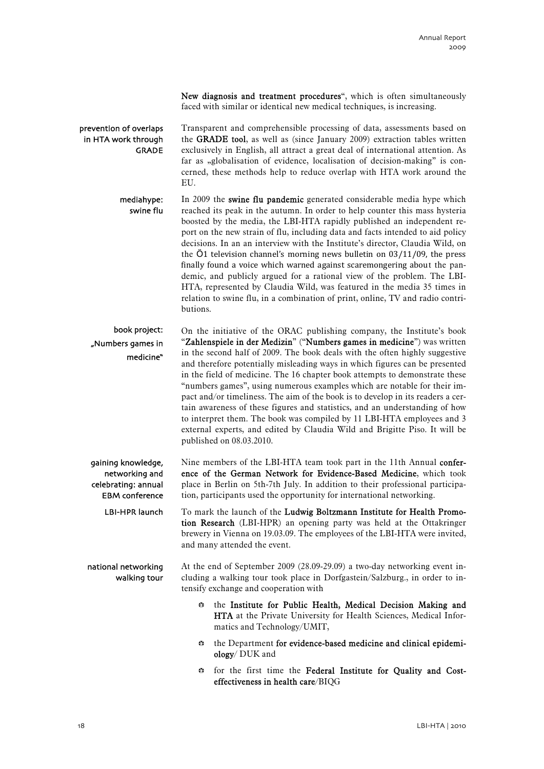**New diagnosis and treatment procedures**", which is often simultaneously faced with similar or identical new medical techniques, is increasing.

prevention of overlaps in HTA work through GRADE

Transparent and comprehensible processing of data, assessments based on the **GRADE tool**, as well as (since January 2009) extraction tables written exclusively in English, all attract a great deal of international attention. As far as „globalisation of evidence, localisation of decision-making" is concerned, these methods help to reduce overlap with HTA work around the EU.

mediahype: swine flu

In 2009 the **swine flu pandemic** generated considerable media hype which reached its peak in the autumn. In order to help counter this mass hysteria boosted by the media, the LBI-HTA rapidly published an independent report on the new strain of flu, including data and facts intended to aid policy decisions. In an an interview with the Institute's director, Claudia Wild, on the Ö1 television channel's morning news bulletin on 03/11/09, the press finally found a voice which warned against scaremongering about the pandemic, and publicly argued for a rational view of the problem. The LBI-HTA, represented by Claudia Wild, was featured in the media 35 times in relation to swine flu, in a combination of print, online, TV and radio contributions.

book project: „Numbers games in medicine"

On the initiative of the ORAC publishing company, the Institute's book "**Zahlenspiele in der Medizin**" ("**Numbers games in medicine**") was written in the second half of 2009. The book deals with the often highly suggestive and therefore potentially misleading ways in which figures can be presented in the field of medicine. The 16 chapter book attempts to demonstrate these "numbers games", using numerous examples which are notable for their impact and/or timeliness. The aim of the book is to develop in its readers a certain awareness of these figures and statistics, and an understanding of how to interpret them. The book was compiled by 11 LBI-HTA employees and 3 external experts, and edited by Claudia Wild and Brigitte Piso. It will be published on 08.03.2010.

gaining knowledge, networking and celebrating: annual EBM conference

Nine members of the LBI-HTA team took part in the 11th Annual **conference of the German Network for Evidence-Based Medicine**, which took place in Berlin on 5th-7th July. In addition to their professional participation, participants used the opportunity for international networking.

LBI-HPR launch

To mark the launch of the **Ludwig Boltzmann Institute for Health Promotion Research** (LBI-HPR) an opening party was held at the Ottakringer brewery in Vienna on 19.03.09. The employees of the LBI-HTA were invited, and many attended the event.

national networking walking tour

At the end of September 2009 (28.09-29.09) a two-day networking event including a walking tour took place in Dorfgastein/Salzburg., in order to intensify exchange and cooperation with

- the **Institute for Public Health, Medical Decision Making and HTA** at the Private University for Health Sciences, Medical Informatics and Technology/UMIT,
- the Department **for evidence-based medicine and clinical epidemiology**/ DUK and
- for the first time the **Federal Institute for Quality and Cost-effectiveness in health care**/BIQG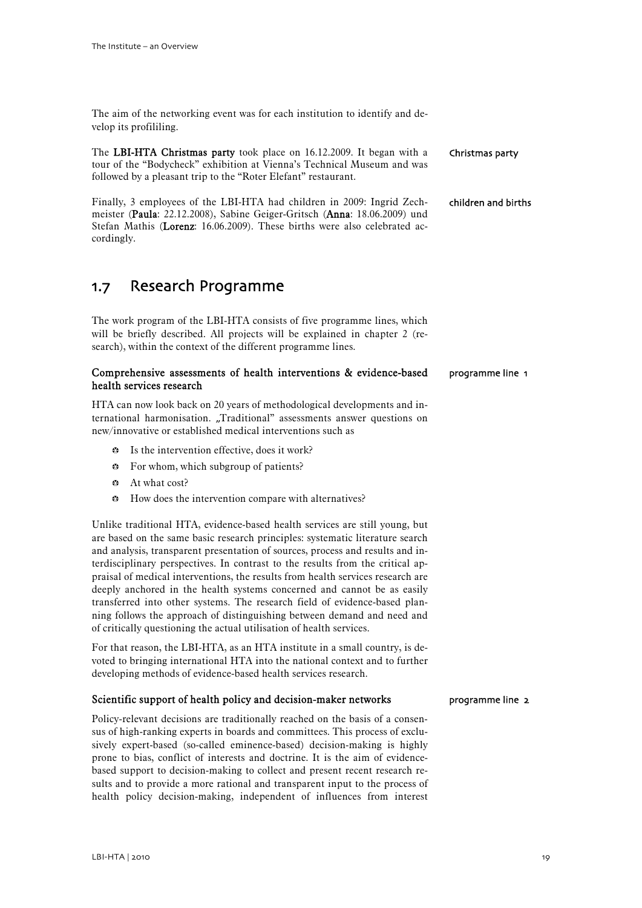The aim of the networking event was for each institution to identify and develop its profililing.

Christmas party

The **LBI-HTA Christmas party** took place on 16.12.2009. It began with a tour of the "Bodycheck" exhibition at Vienna's Technical Museum and was followed by a pleasant trip to the "Roter Elefant" restaurant.

children and births

Finally, 3 employees of the LBI-HTA had children in 2009: Ingrid Zechmeister (**Paula**: 22.12.2008), Sabine Geiger-Gritsch (**Anna**: 18.06.2009) und Stefan Mathis (**Lorenz**: 16.06.2009). These births were also celebrated accordingly.

## 1.7 Research Programme

The work program of the LBI-HTA consists of five programme lines, which will be briefly described. All projects will be explained in chapter 2 (research), within the context of the different programme lines.

programme line 1

### Comprehensive assessments of health interventions & evidence-based health services research

HTA can now look back on 20 years of methodological developments and international harmonisation. „Traditional" assessments answer questions on new/innovative or established medical interventions such as

- Is the intervention effective, does it work?
- For whom, which subgroup of patients?
- At what cost?
- How does the intervention compare with alternatives?

Unlike traditional HTA, evidence-based health services are still young, but are based on the same basic research principles: systematic literature search and analysis, transparent presentation of sources, process and results and interdisciplinary perspectives. In contrast to the results from the critical appraisal of medical interventions, the results from health services research are deeply anchored in the health systems concerned and cannot be as easily transferred into other systems. The research field of evidence-based planning follows the approach of distinguishing between demand and need and of critically questioning the actual utilisation of health services.

For that reason, the LBI-HTA, as an HTA institute in a small country, is devoted to bringing international HTA into the national context and to further developing methods of evidence-based health services research.

programme line 2

### Scientific support of health policy and decision-maker networks

Policy-relevant decisions are traditionally reached on the basis of a consensus of high-ranking experts in boards and committees. This process of exclusively expert-based (so-called eminence-based) decision-making is highly prone to bias, conflict of interests and doctrine. It is the aim of evidence-based support to decision-making to collect and present recent research results and to provide a more rational and transparent input to the process of health policy decision-making, independent of influences from interest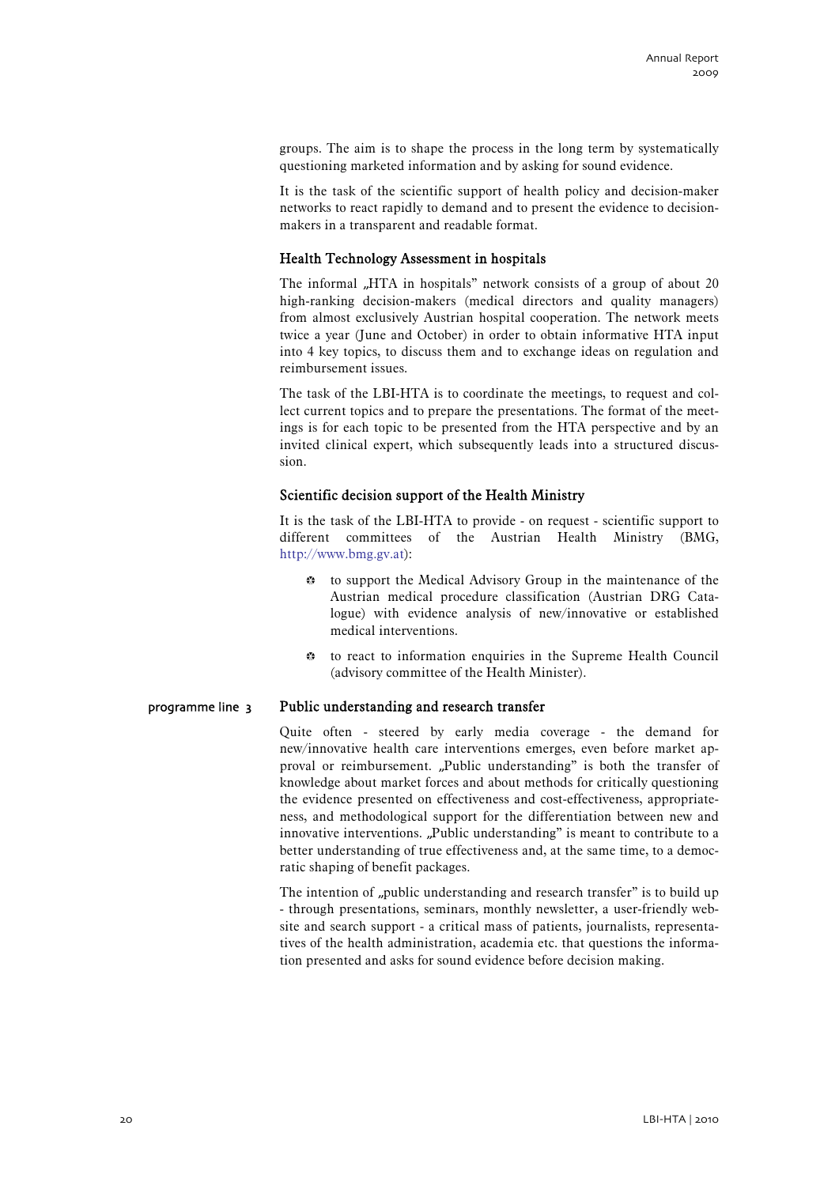groups. The aim is to shape the process in the long term by systematically questioning marketed information and by asking for sound evidence.

It is the task of the scientific support of health policy and decision-maker networks to react rapidly to demand and to present the evidence to decision-makers in a transparent and readable format.

### Health Technology Assessment in hospitals

The informal „HTA in hospitals" network consists of a group of about 20 high-ranking decision-makers (medical directors and quality managers) from almost exclusively Austrian hospital cooperation. The network meets twice a year (June and October) in order to obtain informative HTA input into 4 key topics, to discuss them and to exchange ideas on regulation and reimbursement issues.

The task of the LBI-HTA is to coordinate the meetings, to request and collect current topics and to prepare the presentations. The format of the meetings is for each topic to be presented from the HTA perspective and by an invited clinical expert, which subsequently leads into a structured discussion.

### Scientific decision support of the Health Ministry

It is the task of the LBI-HTA to provide - on request - scientific support to different committees of the Austrian Health Ministry (BMG, http://www.bmg.gv.at):

- to support the Medical Advisory Group in the maintenance of the Austrian medical procedure classification (Austrian DRG Catalogue) with evidence analysis of new/innovative or established medical interventions.
- to react to information enquiries in the Supreme Health Council (advisory committee of the Health Minister).

### programme line 3 Public understanding and research transfer

Quite often - steered by early media coverage - the demand for new/innovative health care interventions emerges, even before market approval or reimbursement. „Public understanding" is both the transfer of knowledge about market forces and about methods for critically questioning the evidence presented on effectiveness and cost-effectiveness, appropriateness, and methodological support for the differentiation between new and innovative interventions. „Public understanding" is meant to contribute to a better understanding of true effectiveness and, at the same time, to a democratic shaping of benefit packages.

The intention of „public understanding and research transfer" is to build up - through presentations, seminars, monthly newsletter, a user-friendly website and search support - a critical mass of patients, journalists, representatives of the health administration, academia etc. that questions the information presented and asks for sound evidence before decision making.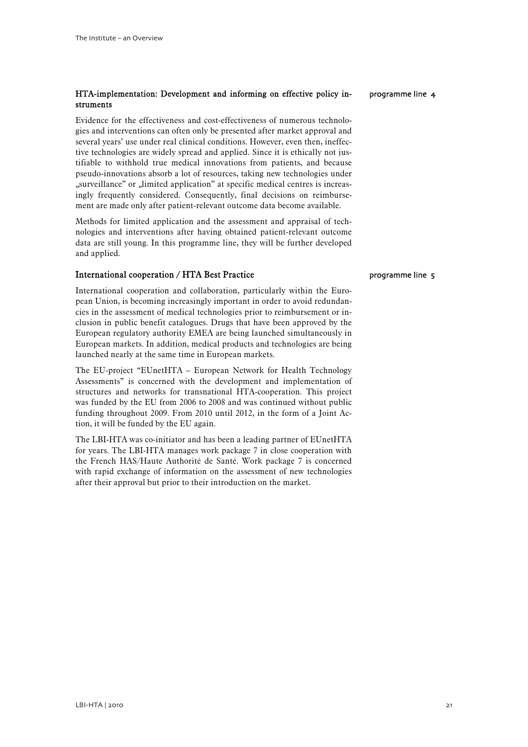### HTA-implementation: Development and informing on effective policy instruments

programme line 4

Evidence for the effectiveness and cost-effectiveness of numerous technologies and interventions can often only be presented after market approval and several years' use under real clinical conditions. However, even then, ineffective technologies are widely spread and applied. Since it is ethically not justifiable to withhold true medical innovations from patients, and because pseudo-innovations absorb a lot of resources, taking new technologies under „surveillance" or „limited application" at specific medical centres is increasingly frequently considered. Consequently, final decisions on reimbursement are made only after patient-relevant outcome data become available.

Methods for limited application and the assessment and appraisal of technologies and interventions after having obtained patient-relevant outcome data are still young. In this programme line, they will be further developed and applied.

### International cooperation / HTA Best Practice

programme line 5

International cooperation and collaboration, particularly within the European Union, is becoming increasingly important in order to avoid redundancies in the assessment of medical technologies prior to reimbursement or inclusion in public benefit catalogues. Drugs that have been approved by the European regulatory authority EMEA are being launched simultaneously in European markets. In addition, medical products and technologies are being launched nearly at the same time in European markets.

The EU-project "EUnetHTA – European Network for Health Technology Assessments" is concerned with the development and implementation of structures and networks for transnational HTA-cooperation. This project was funded by the EU from 2006 to 2008 and was continued without public funding throughout 2009. From 2010 until 2012, in the form of a Joint Action, it will be funded by the EU again.

The LBI-HTA was co-initiator and has been a leading partner of EUnetHTA for years. The LBI-HTA manages work package 7 in close cooperation with the French HAS/Haute Authorité de Santé. Work package 7 is concerned with rapid exchange of information on the assessment of new technologies after their approval but prior to their introduction on the market.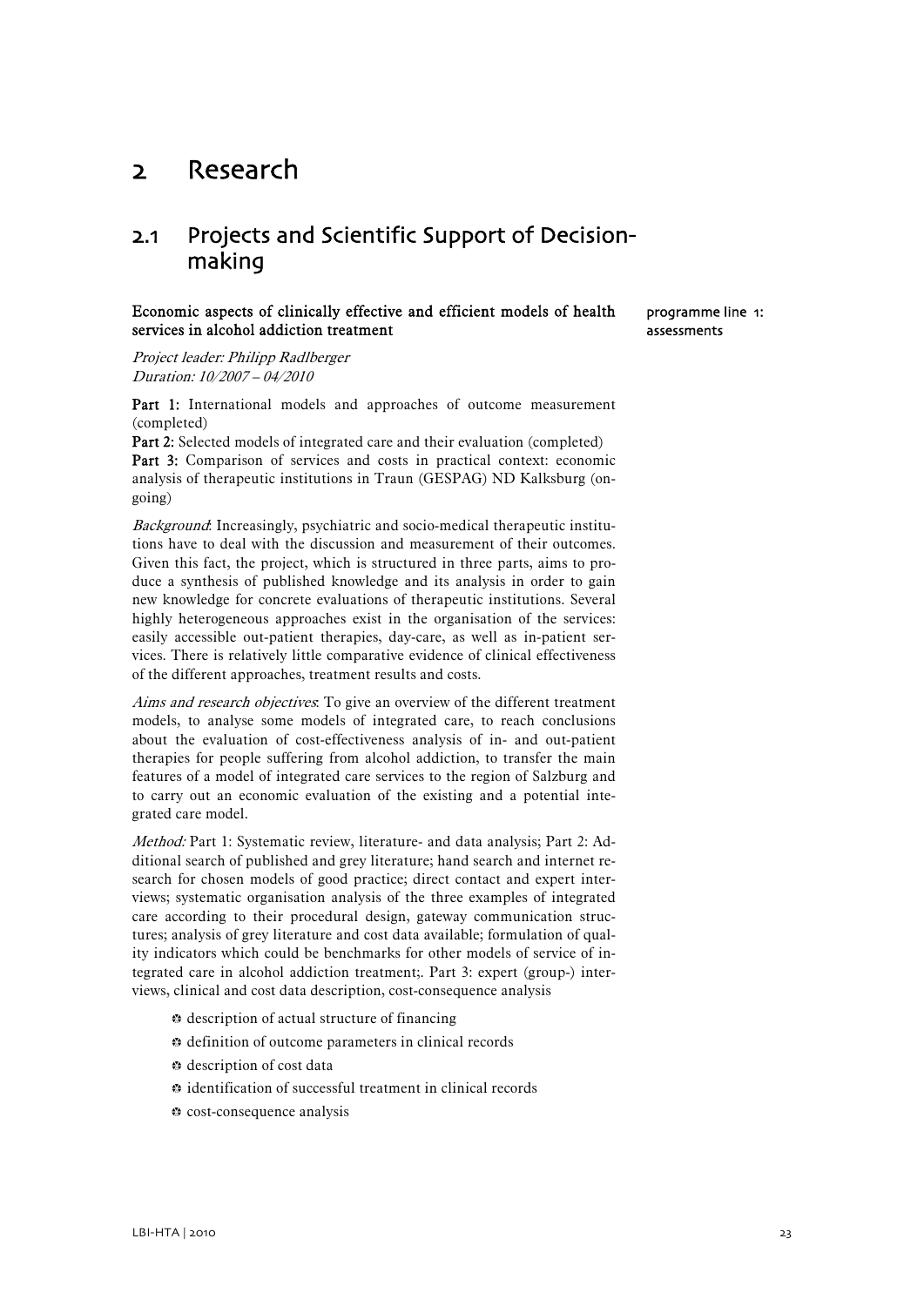# 2 Research

## 2.1 Projects and Scientific Support of Decision-making

**Economic aspects of clinically effective and efficient models of health services in alcohol addiction treatment**

programme line 1: assessments

*Project leader: Philipp Radlberger*
*Duration: 10/2007 – 04/2010*

**Part 1:** International models and approaches of outcome measurement (completed)
**Part 2:** Selected models of integrated care and their evaluation (completed)
**Part 3:** Comparison of services and costs in practical context: economic analysis of therapeutic institutions in Traun (GESPAG) ND Kalksburg (on-going)

*Background*: Increasingly, psychiatric and socio-medical therapeutic institutions have to deal with the discussion and measurement of their outcomes. Given this fact, the project, which is structured in three parts, aims to produce a synthesis of published knowledge and its analysis in order to gain new knowledge for concrete evaluations of therapeutic institutions. Several highly heterogeneous approaches exist in the organisation of the services: easily accessible out-patient therapies, day-care, as well as in-patient services. There is relatively little comparative evidence of clinical effectiveness of the different approaches, treatment results and costs.

*Aims and research objectives*: To give an overview of the different treatment models, to analyse some models of integrated care, to reach conclusions about the evaluation of cost-effectiveness analysis of in- and out-patient therapies for people suffering from alcohol addiction, to transfer the main features of a model of integrated care services to the region of Salzburg and to carry out an economic evaluation of the existing and a potential integrated care model.

*Method:* Part 1: Systematic review, literature- and data analysis; Part 2: Additional search of published and grey literature; hand search and internet research for chosen models of good practice; direct contact and expert interviews; systematic organisation analysis of the three examples of integrated care according to their procedural design, gateway communication structures; analysis of grey literature and cost data available; formulation of quality indicators which could be benchmarks for other models of service of integrated care in alcohol addiction treatment;. Part 3: expert (group-) interviews, clinical and cost data description, cost-consequence analysis

- description of actual structure of financing
- definition of outcome parameters in clinical records
- description of cost data
- identification of successful treatment in clinical records
- cost-consequence analysis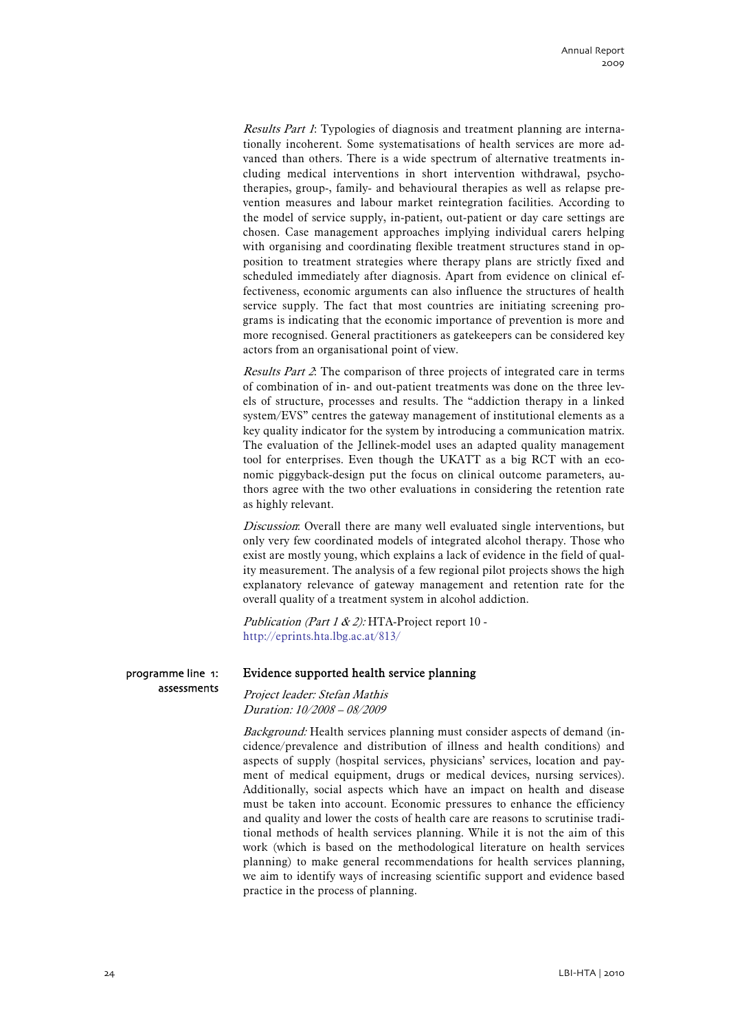*Results Part 1*: Typologies of diagnosis and treatment planning are internationally incoherent. Some systematisations of health services are more advanced than others. There is a wide spectrum of alternative treatments including medical interventions in short intervention withdrawal, psychotherapies, group-, family- and behavioural therapies as well as relapse prevention measures and labour market reintegration facilities. According to the model of service supply, in-patient, out-patient or day care settings are chosen. Case management approaches implying individual carers helping with organising and coordinating flexible treatment structures stand in opposition to treatment strategies where therapy plans are strictly fixed and scheduled immediately after diagnosis. Apart from evidence on clinical effectiveness, economic arguments can also influence the structures of health service supply. The fact that most countries are initiating screening programs is indicating that the economic importance of prevention is more and more recognised. General practitioners as gatekeepers can be considered key actors from an organisational point of view.

*Results Part 2*: The comparison of three projects of integrated care in terms of combination of in- and out-patient treatments was done on the three levels of structure, processes and results. The "addiction therapy in a linked system/EVS" centres the gateway management of institutional elements as a key quality indicator for the system by introducing a communication matrix. The evaluation of the Jellinek-model uses an adapted quality management tool for enterprises. Even though the UKATT as a big RCT with an economic piggyback-design put the focus on clinical outcome parameters, authors agree with the two other evaluations in considering the retention rate as highly relevant.

*Discussion*: Overall there are many well evaluated single interventions, but only very few coordinated models of integrated alcohol therapy. Those who exist are mostly young, which explains a lack of evidence in the field of quality measurement. The analysis of a few regional pilot projects shows the high explanatory relevance of gateway management and retention rate for the overall quality of a treatment system in alcohol addiction.

*Publication (Part 1 & 2):* HTA-Project report 10 - http://eprints.hta.lbg.ac.at/813/

programme line 1: assessments

## Evidence supported health service planning

*Project leader: Stefan Mathis*
*Duration: 10/2008 – 08/2009*

*Background:* Health services planning must consider aspects of demand (incidence/prevalence and distribution of illness and health conditions) and aspects of supply (hospital services, physicians' services, location and payment of medical equipment, drugs or medical devices, nursing services). Additionally, social aspects which have an impact on health and disease must be taken into account. Economic pressures to enhance the efficiency and quality and lower the costs of health care are reasons to scrutinise traditional methods of health services planning. While it is not the aim of this work (which is based on the methodological literature on health services planning) to make general recommendations for health services planning, we aim to identify ways of increasing scientific support and evidence based practice in the process of planning.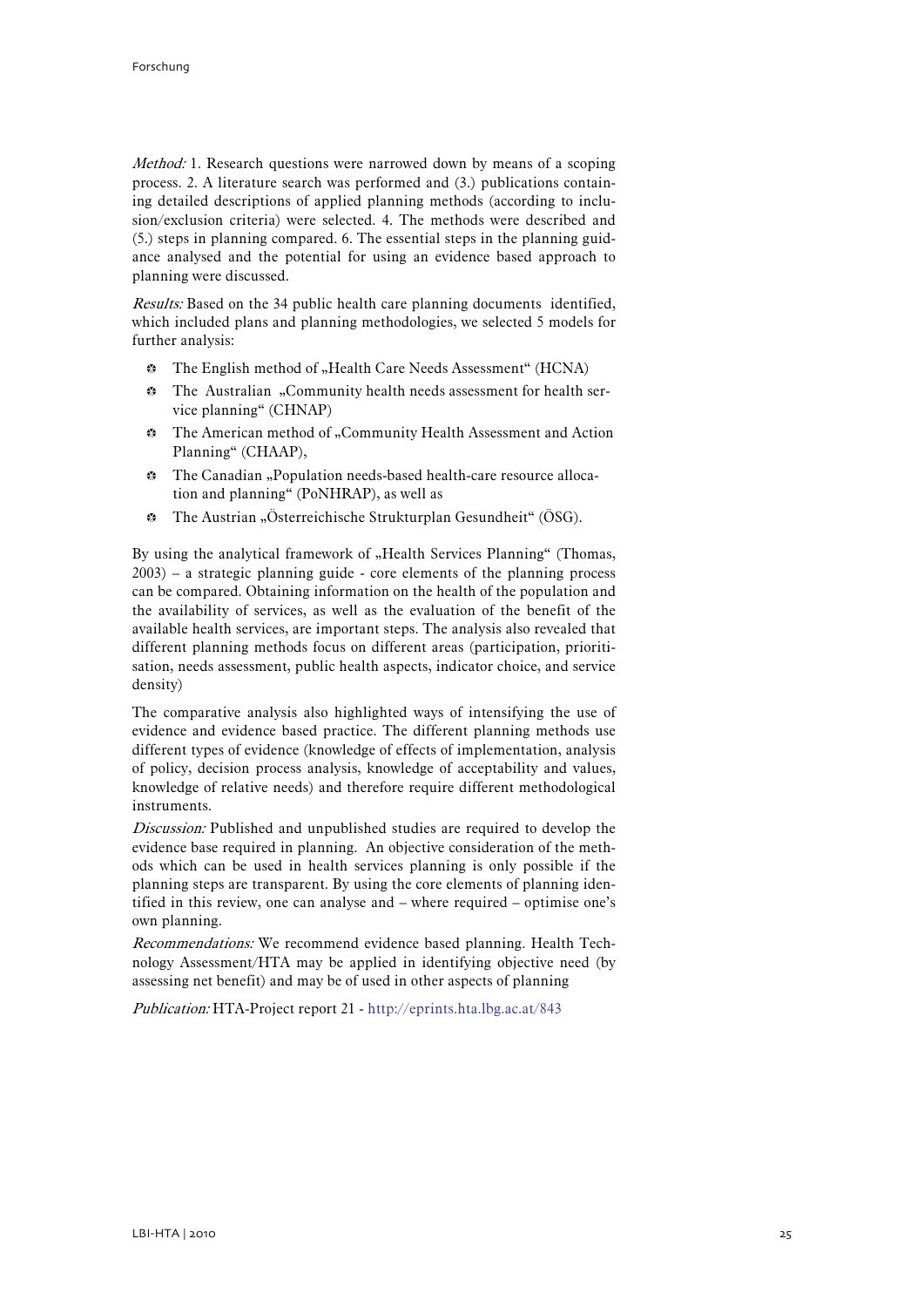*Method:* 1. Research questions were narrowed down by means of a scoping process. 2. A literature search was performed and (3.) publications containing detailed descriptions of applied planning methods (according to inclusion/exclusion criteria) were selected. 4. The methods were described and (5.) steps in planning compared. 6. The essential steps in the planning guidance analysed and the potential for using an evidence based approach to planning were discussed.

*Results:* Based on the 34 public health care planning documents identified, which included plans and planning methodologies, we selected 5 models for further analysis:

- The English method of „Health Care Needs Assessment" (HCNA)
- The Australian „Community health needs assessment for health service planning" (CHNAP)
- The American method of „Community Health Assessment and Action Planning" (CHAAP),
- The Canadian „Population needs-based health-care resource allocation and planning" (PoNHRAP), as well as
- The Austrian „Österreichische Strukturplan Gesundheit" (ÖSG).

By using the analytical framework of „Health Services Planning" (Thomas, 2003) – a strategic planning guide - core elements of the planning process can be compared. Obtaining information on the health of the population and the availability of services, as well as the evaluation of the benefit of the available health services, are important steps. The analysis also revealed that different planning methods focus on different areas (participation, prioritisation, needs assessment, public health aspects, indicator choice, and service density)

The comparative analysis also highlighted ways of intensifying the use of evidence and evidence based practice. The different planning methods use different types of evidence (knowledge of effects of implementation, analysis of policy, decision process analysis, knowledge of acceptability and values, knowledge of relative needs) and therefore require different methodological instruments.

*Discussion:* Published and unpublished studies are required to develop the evidence base required in planning. An objective consideration of the methods which can be used in health services planning is only possible if the planning steps are transparent. By using the core elements of planning identified in this review, one can analyse and – where required – optimise one's own planning.

*Recommendations:* We recommend evidence based planning. Health Technology Assessment/HTA may be applied in identifying objective need (by assessing net benefit) and may be of used in other aspects of planning

*Publication:* HTA-Project report 21 - http://eprints.hta.lbg.ac.at/843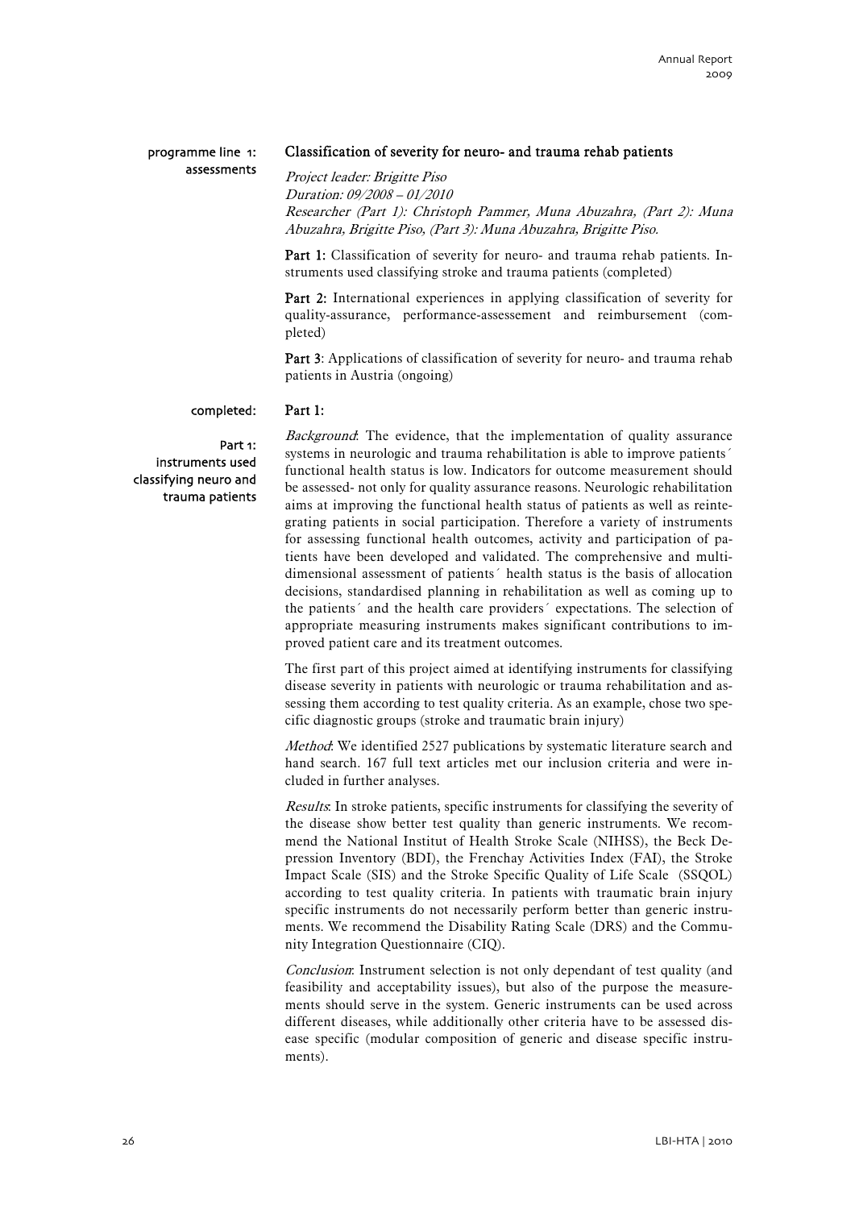programme line 1: assessments

## Classification of severity for neuro- and trauma rehab patients

*Project leader: Brigitte Piso*
*Duration: 09/2008 – 01/2010*
*Researcher (Part 1): Christoph Pammer, Muna Abuzahra, (Part 2): Muna Abuzahra, Brigitte Piso, (Part 3): Muna Abuzahra, Brigitte Piso.*

**Part 1:** Classification of severity for neuro- and trauma rehab patients. Instruments used classifying stroke and trauma patients (completed)

**Part 2:** International experiences in applying classification of severity for quality-assurance, performance-assessement and reimbursement (completed)

**Part 3**: Applications of classification of severity for neuro- and trauma rehab patients in Austria (ongoing)

completed:

### Part 1:

Part 1: instruments used classifying neuro and trauma patients

*Background*: The evidence, that the implementation of quality assurance systems in neurologic and trauma rehabilitation is able to improve patients´ functional health status is low. Indicators for outcome measurement should be assessed- not only for quality assurance reasons. Neurologic rehabilitation aims at improving the functional health status of patients as well as reintegrating patients in social participation. Therefore a variety of instruments for assessing functional health outcomes, activity and participation of patients have been developed and validated. The comprehensive and multidimensional assessment of patients´ health status is the basis of allocation decisions, standardised planning in rehabilitation as well as coming up to the patients´ and the health care providers´ expectations. The selection of appropriate measuring instruments makes significant contributions to improved patient care and its treatment outcomes.

The first part of this project aimed at identifying instruments for classifying disease severity in patients with neurologic or trauma rehabilitation and assessing them according to test quality criteria. As an example, chose two specific diagnostic groups (stroke and traumatic brain injury)

*Method*: We identified 2527 publications by systematic literature search and hand search. 167 full text articles met our inclusion criteria and were included in further analyses.

*Results*: In stroke patients, specific instruments for classifying the severity of the disease show better test quality than generic instruments. We recommend the National Institut of Health Stroke Scale (NIHSS), the Beck Depression Inventory (BDI), the Frenchay Activities Index (FAI), the Stroke Impact Scale (SIS) and the Stroke Specific Quality of Life Scale (SSQOL) according to test quality criteria. In patients with traumatic brain injury specific instruments do not necessarily perform better than generic instruments. We recommend the Disability Rating Scale (DRS) and the Community Integration Questionnaire (CIQ).

*Conclusion*: Instrument selection is not only dependant of test quality (and feasibility and acceptability issues), but also of the purpose the measurements should serve in the system. Generic instruments can be used across different diseases, while additionally other criteria have to be assessed disease specific (modular composition of generic and disease specific instruments).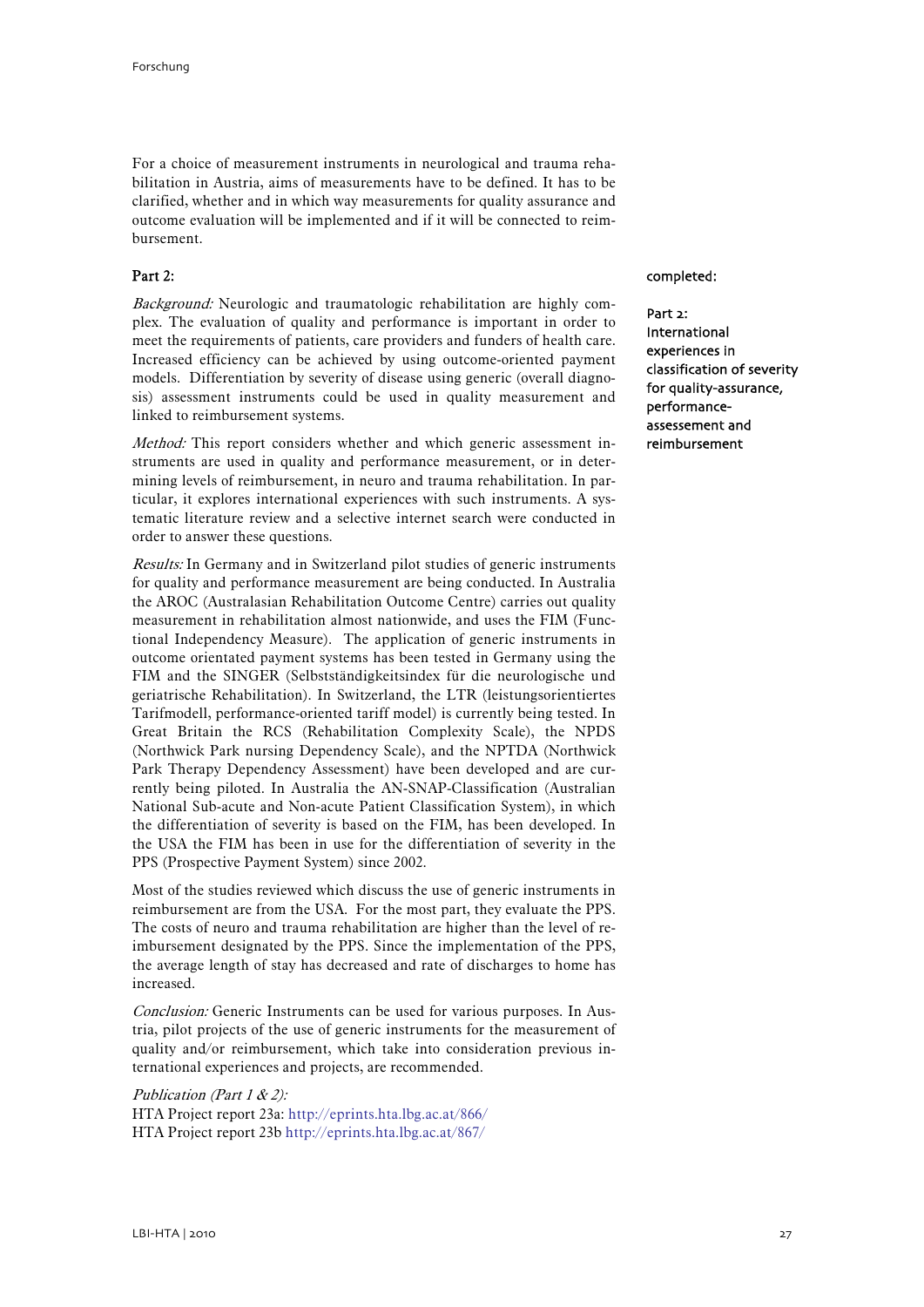For a choice of measurement instruments in neurological and trauma rehabilitation in Austria, aims of measurements have to be defined. It has to be clarified, whether and in which way measurements for quality assurance and outcome evaluation will be implemented and if it will be connected to reimbursement.

## Part 2:

completed:

Part 2: International experiences in classification of severity for quality-assurance, performance-assessement and reimbursement

*Background:* Neurologic and traumatologic rehabilitation are highly complex. The evaluation of quality and performance is important in order to meet the requirements of patients, care providers and funders of health care. Increased efficiency can be achieved by using outcome-oriented payment models. Differentiation by severity of disease using generic (overall diagnosis) assessment instruments could be used in quality measurement and linked to reimbursement systems.

*Method:* This report considers whether and which generic assessment instruments are used in quality and performance measurement, or in determining levels of reimbursement, in neuro and trauma rehabilitation. In particular, it explores international experiences with such instruments. A systematic literature review and a selective internet search were conducted in order to answer these questions.

*Results:* In Germany and in Switzerland pilot studies of generic instruments for quality and performance measurement are being conducted. In Australia the AROC (Australasian Rehabilitation Outcome Centre) carries out quality measurement in rehabilitation almost nationwide, and uses the FIM (Functional Independency Measure). The application of generic instruments in outcome orientated payment systems has been tested in Germany using the FIM and the SINGER (Selbstständigkeitsindex für die neurologische und geriatrische Rehabilitation). In Switzerland, the LTR (leistungsorientiertes Tarifmodell, performance-oriented tariff model) is currently being tested. In Great Britain the RCS (Rehabilitation Complexity Scale), the NPDS (Northwick Park nursing Dependency Scale), and the NPTDA (Northwick Park Therapy Dependency Assessment) have been developed and are currently being piloted. In Australia the AN-SNAP-Classification (Australian National Sub-acute and Non-acute Patient Classification System), in which the differentiation of severity is based on the FIM, has been developed. In the USA the FIM has been in use for the differentiation of severity in the PPS (Prospective Payment System) since 2002.

Most of the studies reviewed which discuss the use of generic instruments in reimbursement are from the USA. For the most part, they evaluate the PPS. The costs of neuro and trauma rehabilitation are higher than the level of reimbursement designated by the PPS. Since the implementation of the PPS, the average length of stay has decreased and rate of discharges to home has increased.

*Conclusion:* Generic Instruments can be used for various purposes. In Austria, pilot projects of the use of generic instruments for the measurement of quality and/or reimbursement, which take into consideration previous international experiences and projects, are recommended.

*Publication (Part 1 & 2):*
HTA Project report 23a: http://eprints.hta.lbg.ac.at/866/
HTA Project report 23b http://eprints.hta.lbg.ac.at/867/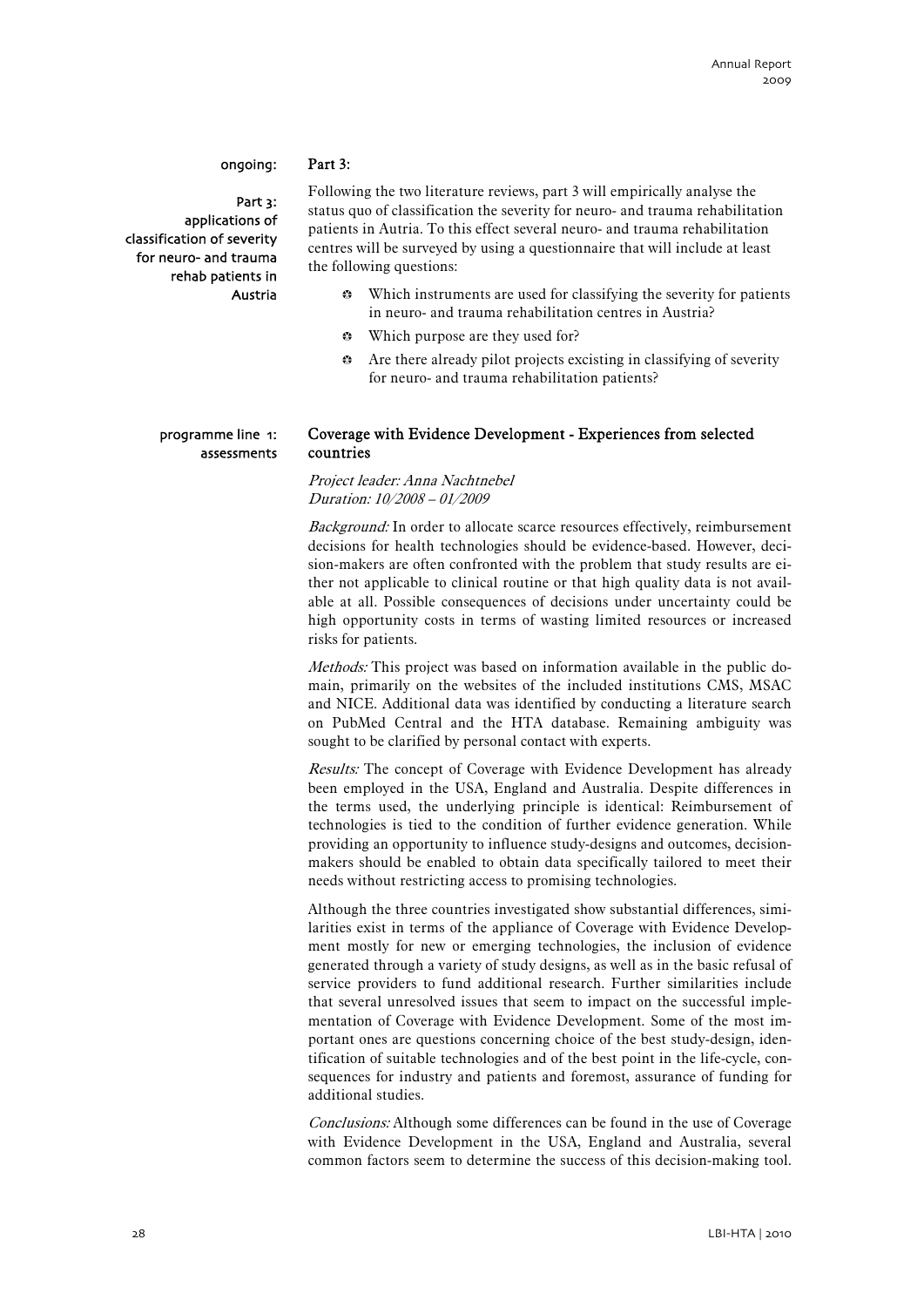ongoing:

Part 3: applications of classification of severity for neuro- and trauma rehab patients in Austria

**Part 3:**

Following the two literature reviews, part 3 will empirically analyse the status quo of classification the severity for neuro- and trauma rehabilitation patients in Autria. To this effect several neuro- and trauma rehabilitation centres will be surveyed by using a questionnaire that will include at least the following questions:

- Which instruments are used for classifying the severity for patients in neuro- and trauma rehabilitation centres in Austria?
- Which purpose are they used for?
- Are there already pilot projects excisting in classifying of severity for neuro- and trauma rehabilitation patients?

programme line 1: assessments

## Coverage with Evidence Development - Experiences from selected countries

*Project leader: Anna Nachtnebel*
*Duration: 10/2008 – 01/2009*

*Background:* In order to allocate scarce resources effectively, reimbursement decisions for health technologies should be evidence-based. However, decision-makers are often confronted with the problem that study results are either not applicable to clinical routine or that high quality data is not available at all. Possible consequences of decisions under uncertainty could be high opportunity costs in terms of wasting limited resources or increased risks for patients.

*Methods:* This project was based on information available in the public domain, primarily on the websites of the included institutions CMS, MSAC and NICE. Additional data was identified by conducting a literature search on PubMed Central and the HTA database. Remaining ambiguity was sought to be clarified by personal contact with experts.

*Results:* The concept of Coverage with Evidence Development has already been employed in the USA, England and Australia. Despite differences in the terms used, the underlying principle is identical: Reimbursement of technologies is tied to the condition of further evidence generation. While providing an opportunity to influence study-designs and outcomes, decision-makers should be enabled to obtain data specifically tailored to meet their needs without restricting access to promising technologies.

Although the three countries investigated show substantial differences, similarities exist in terms of the appliance of Coverage with Evidence Development mostly for new or emerging technologies, the inclusion of evidence generated through a variety of study designs, as well as in the basic refusal of service providers to fund additional research. Further similarities include that several unresolved issues that seem to impact on the successful implementation of Coverage with Evidence Development. Some of the most important ones are questions concerning choice of the best study-design, identification of suitable technologies and of the best point in the life-cycle, consequences for industry and patients and foremost, assurance of funding for additional studies.

*Conclusions:* Although some differences can be found in the use of Coverage with Evidence Development in the USA, England and Australia, several common factors seem to determine the success of this decision-making tool.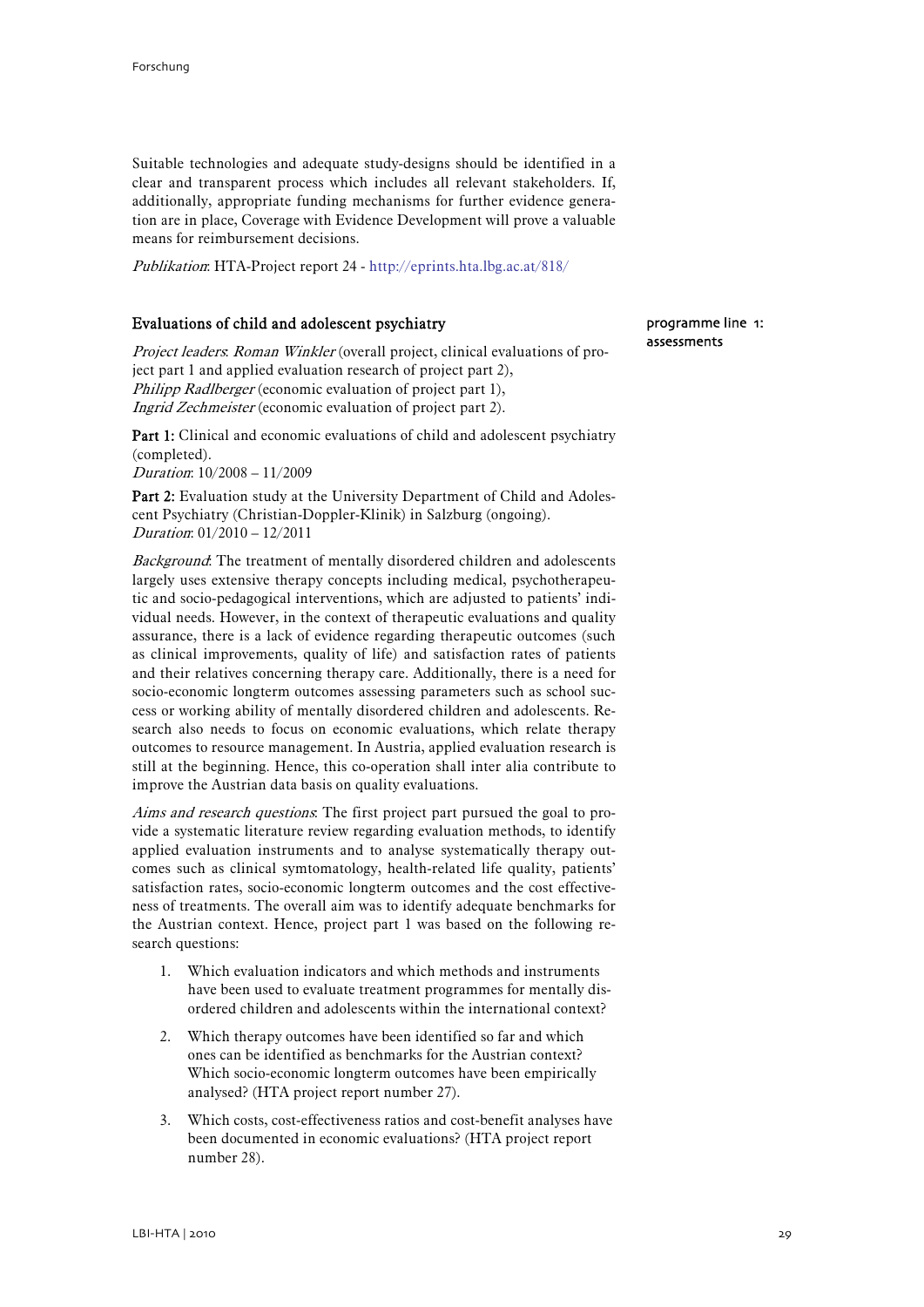Suitable technologies and adequate study-designs should be identified in a clear and transparent process which includes all relevant stakeholders. If, additionally, appropriate funding mechanisms for further evidence generation are in place, Coverage with Evidence Development will prove a valuable means for reimbursement decisions.

*Publikation*: HTA-Project report 24 - http://eprints.hta.lbg.ac.at/818/

### Evaluations of child and adolescent psychiatry

programme line 1: assessments

*Project leaders*: *Roman Winkler* (overall project, clinical evaluations of project part 1 and applied evaluation research of project part 2),
*Philipp Radlberger* (economic evaluation of project part 1),
*Ingrid Zechmeister* (economic evaluation of project part 2).

**Part 1:** Clinical and economic evaluations of child and adolescent psychiatry (completed).
*Duration*: 10/2008 – 11/2009

**Part 2:** Evaluation study at the University Department of Child and Adolescent Psychiatry (Christian-Doppler-Klinik) in Salzburg (ongoing).
*Duration*: 01/2010 – 12/2011

*Background*: The treatment of mentally disordered children and adolescents largely uses extensive therapy concepts including medical, psychotherapeutic and socio-pedagogical interventions, which are adjusted to patients' individual needs. However, in the context of therapeutic evaluations and quality assurance, there is a lack of evidence regarding therapeutic outcomes (such as clinical improvements, quality of life) and satisfaction rates of patients and their relatives concerning therapy care. Additionally, there is a need for socio-economic longterm outcomes assessing parameters such as school success or working ability of mentally disordered children and adolescents. Research also needs to focus on economic evaluations, which relate therapy outcomes to resource management. In Austria, applied evaluation research is still at the beginning. Hence, this co-operation shall inter alia contribute to improve the Austrian data basis on quality evaluations.

*Aims and research questions*: The first project part pursued the goal to provide a systematic literature review regarding evaluation methods, to identify applied evaluation instruments and to analyse systematically therapy outcomes such as clinical symtomatology, health-related life quality, patients' satisfaction rates, socio-economic longterm outcomes and the cost effectiveness of treatments. The overall aim was to identify adequate benchmarks for the Austrian context. Hence, project part 1 was based on the following research questions:

1. Which evaluation indicators and which methods and instruments have been used to evaluate treatment programmes for mentally disordered children and adolescents within the international context?
2. Which therapy outcomes have been identified so far and which ones can be identified as benchmarks for the Austrian context? Which socio-economic longterm outcomes have been empirically analysed? (HTA project report number 27).
3. Which costs, cost-effectiveness ratios and cost-benefit analyses have been documented in economic evaluations? (HTA project report number 28).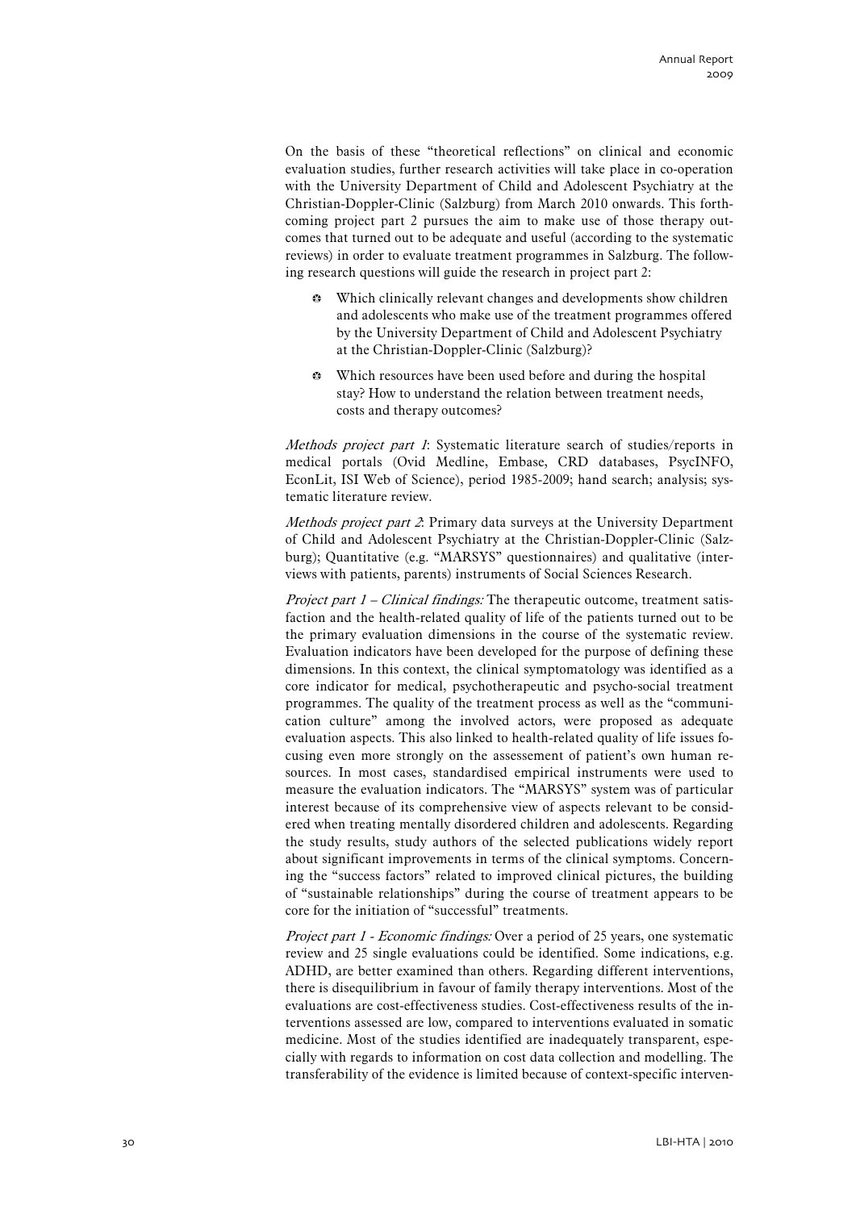On the basis of these "theoretical reflections" on clinical and economic evaluation studies, further research activities will take place in co-operation with the University Department of Child and Adolescent Psychiatry at the Christian-Doppler-Clinic (Salzburg) from March 2010 onwards. This forthcoming project part 2 pursues the aim to make use of those therapy outcomes that turned out to be adequate and useful (according to the systematic reviews) in order to evaluate treatment programmes in Salzburg. The following research questions will guide the research in project part 2:

- Which clinically relevant changes and developments show children and adolescents who make use of the treatment programmes offered by the University Department of Child and Adolescent Psychiatry at the Christian-Doppler-Clinic (Salzburg)?
- Which resources have been used before and during the hospital stay? How to understand the relation between treatment needs, costs and therapy outcomes?

*Methods project part 1*: Systematic literature search of studies/reports in medical portals (Ovid Medline, Embase, CRD databases, PsycINFO, EconLit, ISI Web of Science), period 1985-2009; hand search; analysis; systematic literature review.

*Methods project part 2*: Primary data surveys at the University Department of Child and Adolescent Psychiatry at the Christian-Doppler-Clinic (Salzburg); Quantitative (e.g. "MARSYS" questionnaires) and qualitative (interviews with patients, parents) instruments of Social Sciences Research.

*Project part 1 – Clinical findings:* The therapeutic outcome, treatment satisfaction and the health-related quality of life of the patients turned out to be the primary evaluation dimensions in the course of the systematic review. Evaluation indicators have been developed for the purpose of defining these dimensions. In this context, the clinical symptomatology was identified as a core indicator for medical, psychotherapeutic and psycho-social treatment programmes. The quality of the treatment process as well as the "communication culture" among the involved actors, were proposed as adequate evaluation aspects. This also linked to health-related quality of life issues focusing even more strongly on the assessement of patient's own human resources. In most cases, standardised empirical instruments were used to measure the evaluation indicators. The "MARSYS" system was of particular interest because of its comprehensive view of aspects relevant to be considered when treating mentally disordered children and adolescents. Regarding the study results, study authors of the selected publications widely report about significant improvements in terms of the clinical symptoms. Concerning the "success factors" related to improved clinical pictures, the building of "sustainable relationships" during the course of treatment appears to be core for the initiation of "successful" treatments.

*Project part 1 - Economic findings:* Over a period of 25 years, one systematic review and 25 single evaluations could be identified. Some indications, e.g. ADHD, are better examined than others. Regarding different interventions, there is disequilibrium in favour of family therapy interventions. Most of the evaluations are cost-effectiveness studies. Cost-effectiveness results of the interventions assessed are low, compared to interventions evaluated in somatic medicine. Most of the studies identified are inadequately transparent, especially with regards to information on cost data collection and modelling. The transferability of the evidence is limited because of context-specific interven-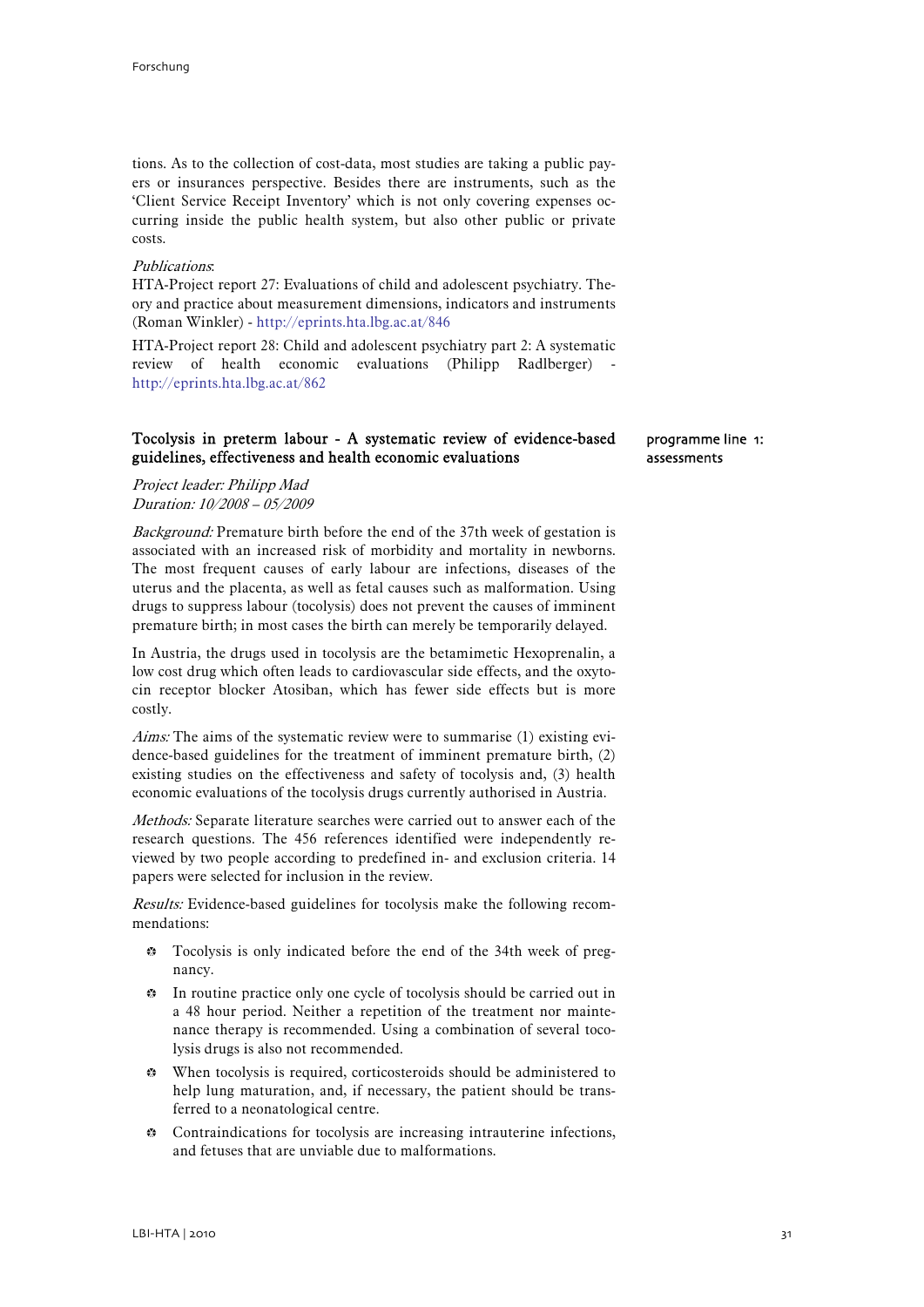tions. As to the collection of cost-data, most studies are taking a public payers or insurances perspective. Besides there are instruments, such as the 'Client Service Receipt Inventory' which is not only covering expenses occurring inside the public health system, but also other public or private costs.

*Publications*:

HTA-Project report 27: Evaluations of child and adolescent psychiatry. Theory and practice about measurement dimensions, indicators and instruments (Roman Winkler) - http://eprints.hta.lbg.ac.at/846

HTA-Project report 28: Child and adolescent psychiatry part 2: A systematic review of health economic evaluations (Philipp Radlberger) - http://eprints.hta.lbg.ac.at/862

## Tocolysis in preterm labour - A systematic review of evidence-based guidelines, effectiveness and health economic evaluations

programme line 1: assessments

*Project leader: Philipp Mad*
*Duration: 10/2008 – 05/2009*

*Background:* Premature birth before the end of the 37th week of gestation is associated with an increased risk of morbidity and mortality in newborns. The most frequent causes of early labour are infections, diseases of the uterus and the placenta, as well as fetal causes such as malformation. Using drugs to suppress labour (tocolysis) does not prevent the causes of imminent premature birth; in most cases the birth can merely be temporarily delayed.

In Austria, the drugs used in tocolysis are the betamimetic Hexoprenalin, a low cost drug which often leads to cardiovascular side effects, and the oxytocin receptor blocker Atosiban, which has fewer side effects but is more costly.

*Aims:* The aims of the systematic review were to summarise (1) existing evidence-based guidelines for the treatment of imminent premature birth, (2) existing studies on the effectiveness and safety of tocolysis and, (3) health economic evaluations of the tocolysis drugs currently authorised in Austria.

*Methods:* Separate literature searches were carried out to answer each of the research questions. The 456 references identified were independently reviewed by two people according to predefined in- and exclusion criteria. 14 papers were selected for inclusion in the review.

*Results:* Evidence-based guidelines for tocolysis make the following recommendations:

- Tocolysis is only indicated before the end of the 34th week of pregnancy.
- In routine practice only one cycle of tocolysis should be carried out in a 48 hour period. Neither a repetition of the treatment nor maintenance therapy is recommended. Using a combination of several tocolysis drugs is also not recommended.
- When tocolysis is required, corticosteroids should be administered to help lung maturation, and, if necessary, the patient should be transferred to a neonatological centre.
- Contraindications for tocolysis are increasing intrauterine infections, and fetuses that are unviable due to malformations.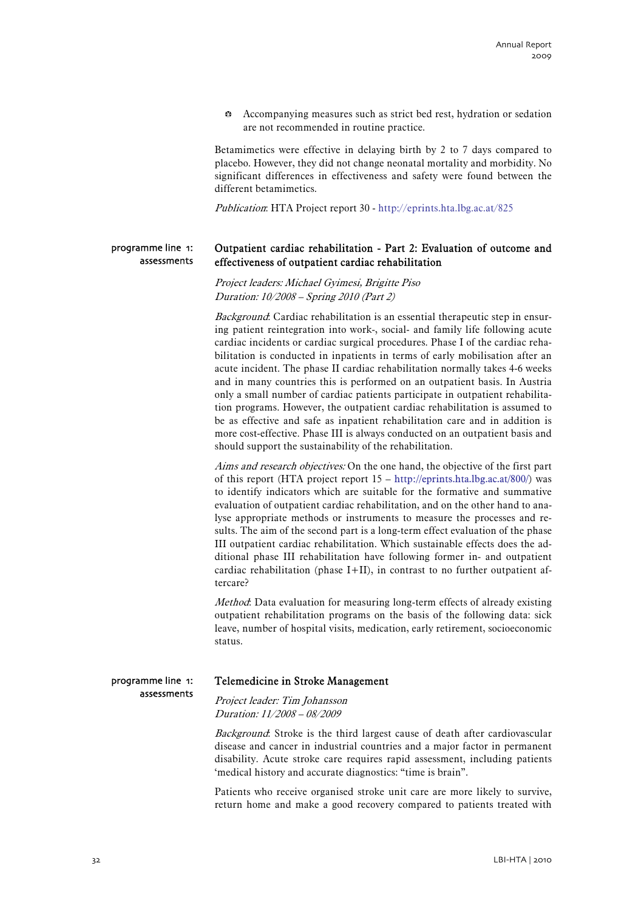- Accompanying measures such as strict bed rest, hydration or sedation are not recommended in routine practice.

Betamimetics were effective in delaying birth by 2 to 7 days compared to placebo. However, they did not change neonatal mortality and morbidity. No significant differences in effectiveness and safety were found between the different betamimetics.

*Publication*: HTA Project report 30 - http://eprints.hta.lbg.ac.at/825

programme line 1: assessments

## Outpatient cardiac rehabilitation - Part 2: Evaluation of outcome and effectiveness of outpatient cardiac rehabilitation

*Project leaders: Michael Gyimesi, Brigitte Piso*
*Duration: 10/2008 – Spring 2010 (Part 2)*

*Background*: Cardiac rehabilitation is an essential therapeutic step in ensuring patient reintegration into work-, social- and family life following acute cardiac incidents or cardiac surgical procedures. Phase I of the cardiac rehabilitation is conducted in inpatients in terms of early mobilisation after an acute incident. The phase II cardiac rehabilitation normally takes 4-6 weeks and in many countries this is performed on an outpatient basis. In Austria only a small number of cardiac patients participate in outpatient rehabilitation programs. However, the outpatient cardiac rehabilitation is assumed to be as effective and safe as inpatient rehabilitation care and in addition is more cost-effective. Phase III is always conducted on an outpatient basis and should support the sustainability of the rehabilitation.

*Aims and research objectives:* On the one hand, the objective of the first part of this report (HTA project report 15 – http://eprints.hta.lbg.ac.at/800/) was to identify indicators which are suitable for the formative and summative evaluation of outpatient cardiac rehabilitation, and on the other hand to analyse appropriate methods or instruments to measure the processes and results. The aim of the second part is a long-term effect evaluation of the phase III outpatient cardiac rehabilitation. Which sustainable effects does the additional phase III rehabilitation have following former in- and outpatient cardiac rehabilitation (phase I+II), in contrast to no further outpatient aftercare?

*Method*: Data evaluation for measuring long-term effects of already existing outpatient rehabilitation programs on the basis of the following data: sick leave, number of hospital visits, medication, early retirement, socioeconomic status.

programme line 1: assessments

## Telemedicine in Stroke Management

*Project leader: Tim Johansson*
*Duration: 11/2008 – 08/2009*

*Background*: Stroke is the third largest cause of death after cardiovascular disease and cancer in industrial countries and a major factor in permanent disability. Acute stroke care requires rapid assessment, including patients 'medical history and accurate diagnostics: "time is brain".

Patients who receive organised stroke unit care are more likely to survive, return home and make a good recovery compared to patients treated with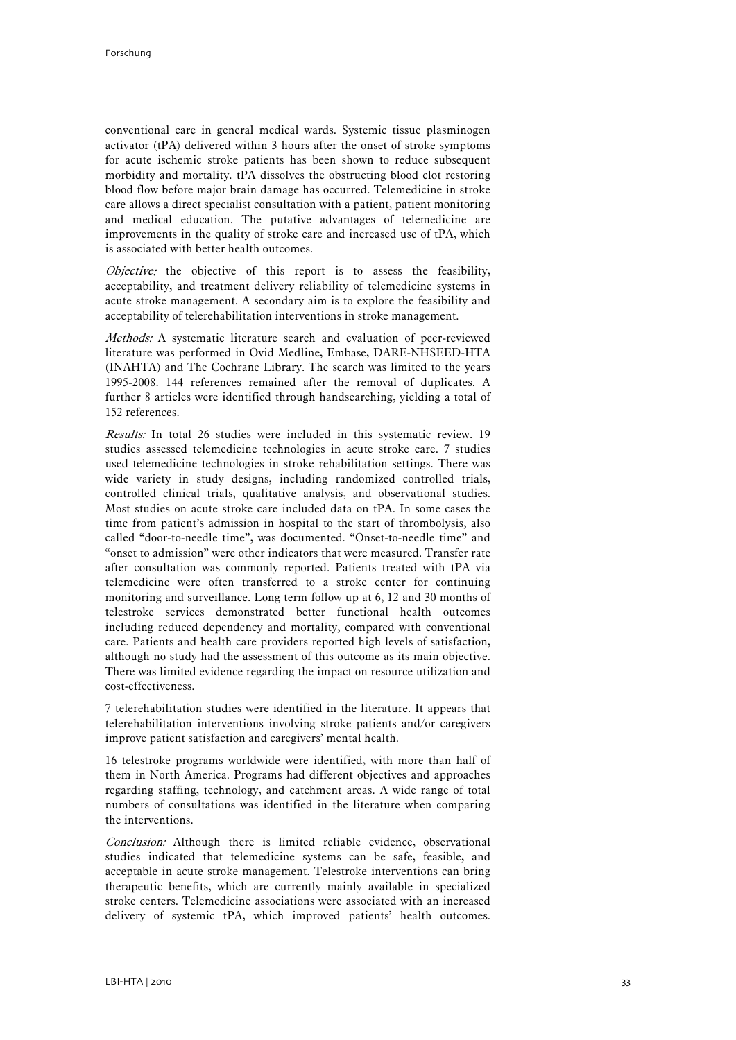conventional care in general medical wards. Systemic tissue plasminogen activator (tPA) delivered within 3 hours after the onset of stroke symptoms for acute ischemic stroke patients has been shown to reduce subsequent morbidity and mortality. tPA dissolves the obstructing blood clot restoring blood flow before major brain damage has occurred. Telemedicine in stroke care allows a direct specialist consultation with a patient, patient monitoring and medical education. The putative advantages of telemedicine are improvements in the quality of stroke care and increased use of tPA, which is associated with better health outcomes.

*Objective:* the objective of this report is to assess the feasibility, acceptability, and treatment delivery reliability of telemedicine systems in acute stroke management. A secondary aim is to explore the feasibility and acceptability of telerehabilitation interventions in stroke management.

*Methods:* A systematic literature search and evaluation of peer-reviewed literature was performed in Ovid Medline, Embase, DARE-NHSEED-HTA (INAHTA) and The Cochrane Library. The search was limited to the years 1995-2008. 144 references remained after the removal of duplicates. A further 8 articles were identified through handsearching, yielding a total of 152 references.

*Results:* In total 26 studies were included in this systematic review. 19 studies assessed telemedicine technologies in acute stroke care. 7 studies used telemedicine technologies in stroke rehabilitation settings. There was wide variety in study designs, including randomized controlled trials, controlled clinical trials, qualitative analysis, and observational studies. Most studies on acute stroke care included data on tPA. In some cases the time from patient's admission in hospital to the start of thrombolysis, also called "door-to-needle time", was documented. "Onset-to-needle time" and "onset to admission" were other indicators that were measured. Transfer rate after consultation was commonly reported. Patients treated with tPA via telemedicine were often transferred to a stroke center for continuing monitoring and surveillance. Long term follow up at 6, 12 and 30 months of telestroke services demonstrated better functional health outcomes including reduced dependency and mortality, compared with conventional care. Patients and health care providers reported high levels of satisfaction, although no study had the assessment of this outcome as its main objective. There was limited evidence regarding the impact on resource utilization and cost-effectiveness.

7 telerehabilitation studies were identified in the literature. It appears that telerehabilitation interventions involving stroke patients and/or caregivers improve patient satisfaction and caregivers' mental health.

16 telestroke programs worldwide were identified, with more than half of them in North America. Programs had different objectives and approaches regarding staffing, technology, and catchment areas. A wide range of total numbers of consultations was identified in the literature when comparing the interventions.

*Conclusion:* Although there is limited reliable evidence, observational studies indicated that telemedicine systems can be safe, feasible, and acceptable in acute stroke management. Telestroke interventions can bring therapeutic benefits, which are currently mainly available in specialized stroke centers. Telemedicine associations were associated with an increased delivery of systemic tPA, which improved patients' health outcomes.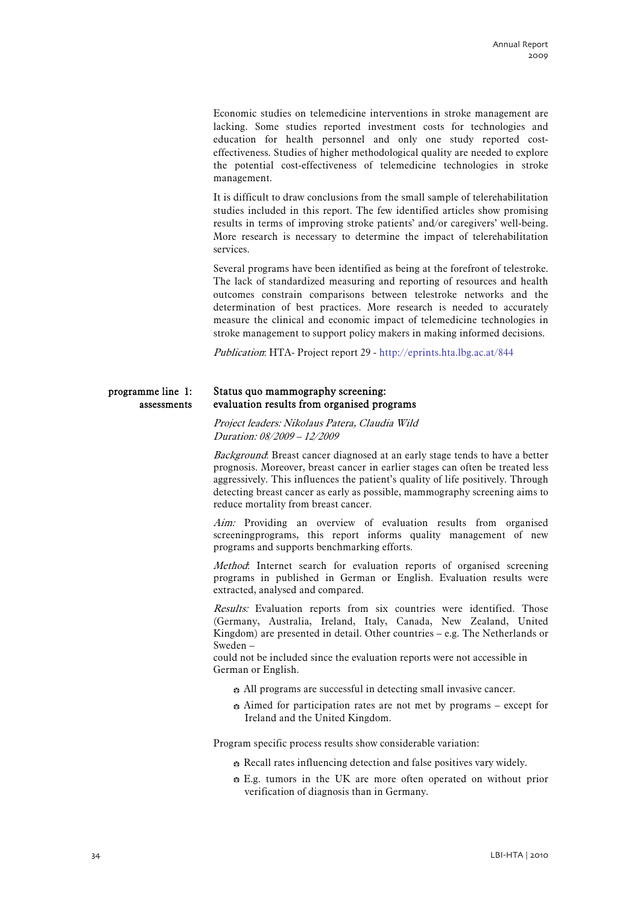Economic studies on telemedicine interventions in stroke management are lacking. Some studies reported investment costs for technologies and education for health personnel and only one study reported cost-effectiveness. Studies of higher methodological quality are needed to explore the potential cost-effectiveness of telemedicine technologies in stroke management.

It is difficult to draw conclusions from the small sample of telerehabilitation studies included in this report. The few identified articles show promising results in terms of improving stroke patients' and/or caregivers' well-being. More research is necessary to determine the impact of telerehabilitation services.

Several programs have been identified as being at the forefront of telestroke. The lack of standardized measuring and reporting of resources and health outcomes constrain comparisons between telestroke networks and the determination of best practices. More research is needed to accurately measure the clinical and economic impact of telemedicine technologies in stroke management to support policy makers in making informed decisions.

*Publication*: HTA- Project report 29 - http://eprints.hta.lbg.ac.at/844

programme line 1: assessments

## Status quo mammography screening: evaluation results from organised programs

*Project leaders: Nikolaus Patera, Claudia Wild*
*Duration: 08/2009 – 12/2009*

*Background*: Breast cancer diagnosed at an early stage tends to have a better prognosis. Moreover, breast cancer in earlier stages can often be treated less aggressively. This influences the patient's quality of life positively. Through detecting breast cancer as early as possible, mammography screening aims to reduce mortality from breast cancer.

*Aim:* Providing an overview of evaluation results from organised screeningprograms, this report informs quality management of new programs and supports benchmarking efforts.

*Method*: Internet search for evaluation reports of organised screening programs in published in German or English. Evaluation results were extracted, analysed and compared.

*Results:* Evaluation reports from six countries were identified. Those (Germany, Australia, Ireland, Italy, Canada, New Zealand, United Kingdom) are presented in detail. Other countries – e.g. The Netherlands or Sweden –
could not be included since the evaluation reports were not accessible in German or English.

- All programs are successful in detecting small invasive cancer.
- Aimed for participation rates are not met by programs – except for Ireland and the United Kingdom.

Program specific process results show considerable variation:

- Recall rates influencing detection and false positives vary widely.
- E.g. tumors in the UK are more often operated on without prior verification of diagnosis than in Germany.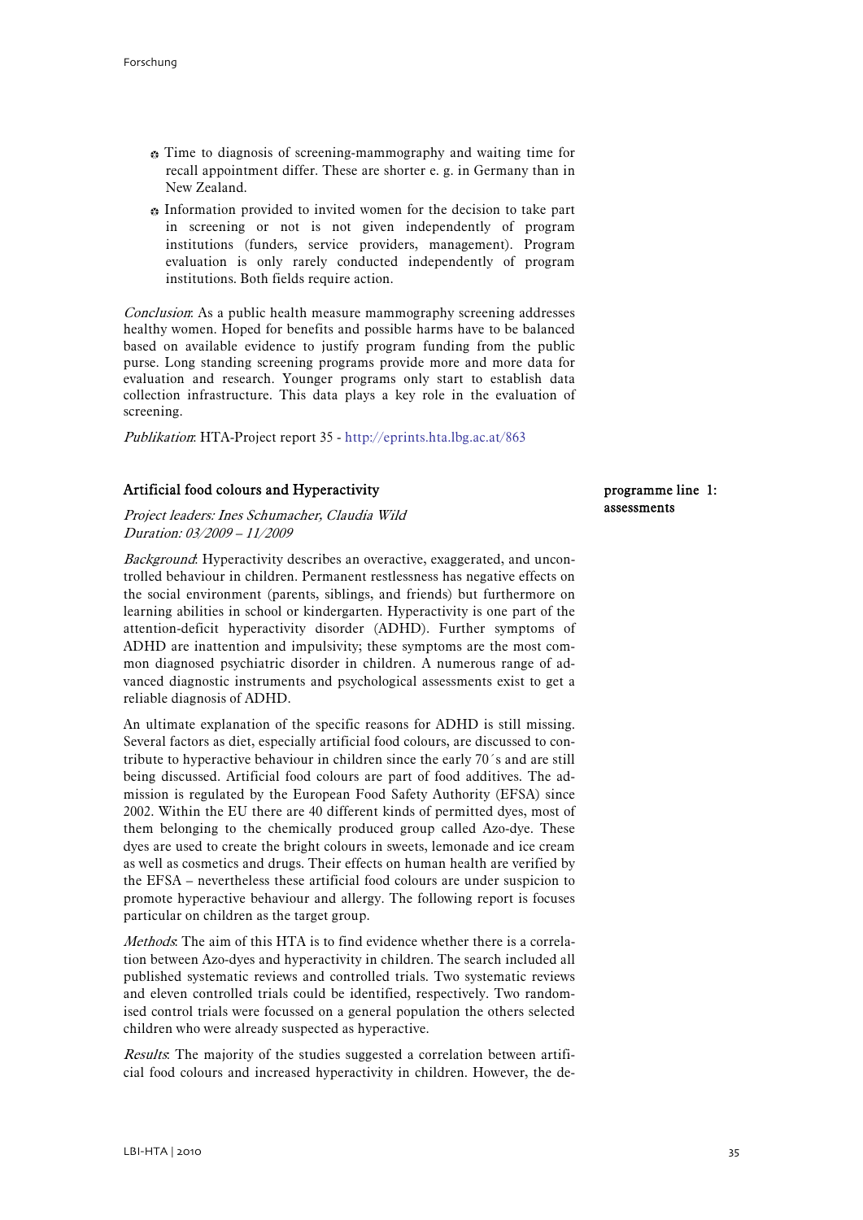- Time to diagnosis of screening-mammography and waiting time for recall appointment differ. These are shorter e. g. in Germany than in New Zealand.
- Information provided to invited women for the decision to take part in screening or not is not given independently of program institutions (funders, service providers, management). Program evaluation is only rarely conducted independently of program institutions. Both fields require action.

*Conclusion*: As a public health measure mammography screening addresses healthy women. Hoped for benefits and possible harms have to be balanced based on available evidence to justify program funding from the public purse. Long standing screening programs provide more and more data for evaluation and research. Younger programs only start to establish data collection infrastructure. This data plays a key role in the evaluation of screening.

*Publikation*: HTA-Project report 35 - http://eprints.hta.lbg.ac.at/863

## Artificial food colours and Hyperactivity

**programme line 1: assessments**

*Project leaders: Ines Schumacher, Claudia Wild*
*Duration: 03/2009 – 11/2009*

*Background*: Hyperactivity describes an overactive, exaggerated, and uncontrolled behaviour in children. Permanent restlessness has negative effects on the social environment (parents, siblings, and friends) but furthermore on learning abilities in school or kindergarten. Hyperactivity is one part of the attention-deficit hyperactivity disorder (ADHD). Further symptoms of ADHD are inattention and impulsivity; these symptoms are the most common diagnosed psychiatric disorder in children. A numerous range of advanced diagnostic instruments and psychological assessments exist to get a reliable diagnosis of ADHD.

An ultimate explanation of the specific reasons for ADHD is still missing. Several factors as diet, especially artificial food colours, are discussed to contribute to hyperactive behaviour in children since the early 70´s and are still being discussed. Artificial food colours are part of food additives. The admission is regulated by the European Food Safety Authority (EFSA) since 2002. Within the EU there are 40 different kinds of permitted dyes, most of them belonging to the chemically produced group called Azo-dye. These dyes are used to create the bright colours in sweets, lemonade and ice cream as well as cosmetics and drugs. Their effects on human health are verified by the EFSA – nevertheless these artificial food colours are under suspicion to promote hyperactive behaviour and allergy. The following report is focuses particular on children as the target group.

*Methods*: The aim of this HTA is to find evidence whether there is a correlation between Azo-dyes and hyperactivity in children. The search included all published systematic reviews and controlled trials. Two systematic reviews and eleven controlled trials could be identified, respectively. Two randomised control trials were focussed on a general population the others selected children who were already suspected as hyperactive.

*Results*: The majority of the studies suggested a correlation between artificial food colours and increased hyperactivity in children. However, the de-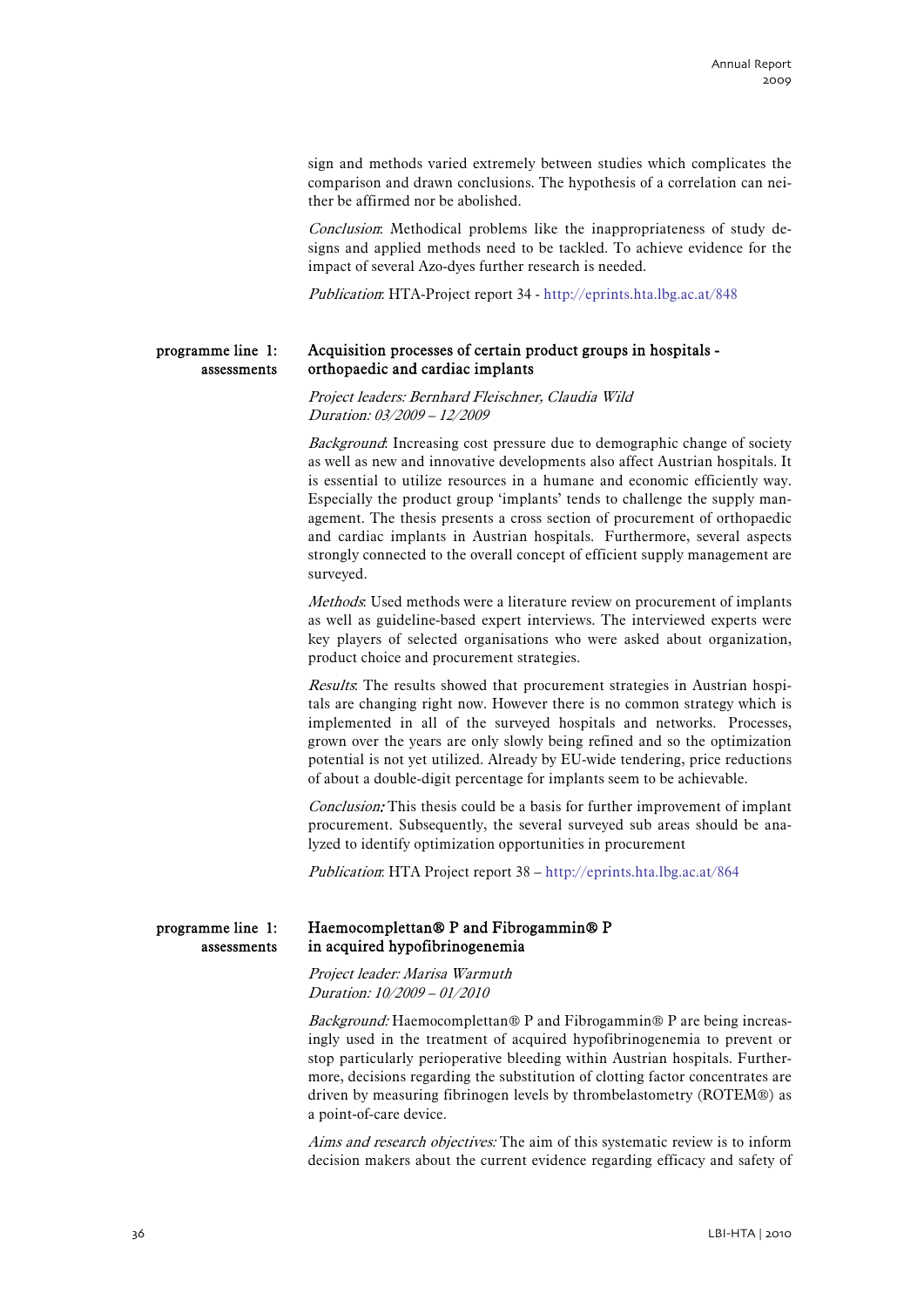sign and methods varied extremely between studies which complicates the comparison and drawn conclusions. The hypothesis of a correlation can neither be affirmed nor be abolished.

*Conclusion*: Methodical problems like the inappropriateness of study designs and applied methods need to be tackled. To achieve evidence for the impact of several Azo-dyes further research is needed.

*Publication*: HTA-Project report 34 - http://eprints.hta.lbg.ac.at/848

programme line 1: assessments

## Acquisition processes of certain product groups in hospitals - orthopaedic and cardiac implants

*Project leaders: Bernhard Fleischner, Claudia Wild*
*Duration: 03/2009 – 12/2009*

*Background*: Increasing cost pressure due to demographic change of society as well as new and innovative developments also affect Austrian hospitals. It is essential to utilize resources in a humane and economic efficiently way. Especially the product group 'implants' tends to challenge the supply management. The thesis presents a cross section of procurement of orthopaedic and cardiac implants in Austrian hospitals. Furthermore, several aspects strongly connected to the overall concept of efficient supply management are surveyed.

*Methods*: Used methods were a literature review on procurement of implants as well as guideline-based expert interviews. The interviewed experts were key players of selected organisations who were asked about organization, product choice and procurement strategies.

*Results*: The results showed that procurement strategies in Austrian hospitals are changing right now. However there is no common strategy which is implemented in all of the surveyed hospitals and networks. Processes, grown over the years are only slowly being refined and so the optimization potential is not yet utilized. Already by EU-wide tendering, price reductions of about a double-digit percentage for implants seem to be achievable.

*Conclusion:* This thesis could be a basis for further improvement of implant procurement. Subsequently, the several surveyed sub areas should be analyzed to identify optimization opportunities in procurement

*Publication*: HTA Project report 38 – http://eprints.hta.lbg.ac.at/864

programme line 1: assessments

## Haemocomplettan® P and Fibrogammin® P in acquired hypofibrinogenemia

*Project leader: Marisa Warmuth*
*Duration: 10/2009 – 01/2010*

*Background:* Haemocomplettan® P and Fibrogammin® P are being increasingly used in the treatment of acquired hypofibrinogenemia to prevent or stop particularly perioperative bleeding within Austrian hospitals. Furthermore, decisions regarding the substitution of clotting factor concentrates are driven by measuring fibrinogen levels by thrombelastometry (ROTEM®) as a point-of-care device.

*Aims and research objectives:* The aim of this systematic review is to inform decision makers about the current evidence regarding efficacy and safety of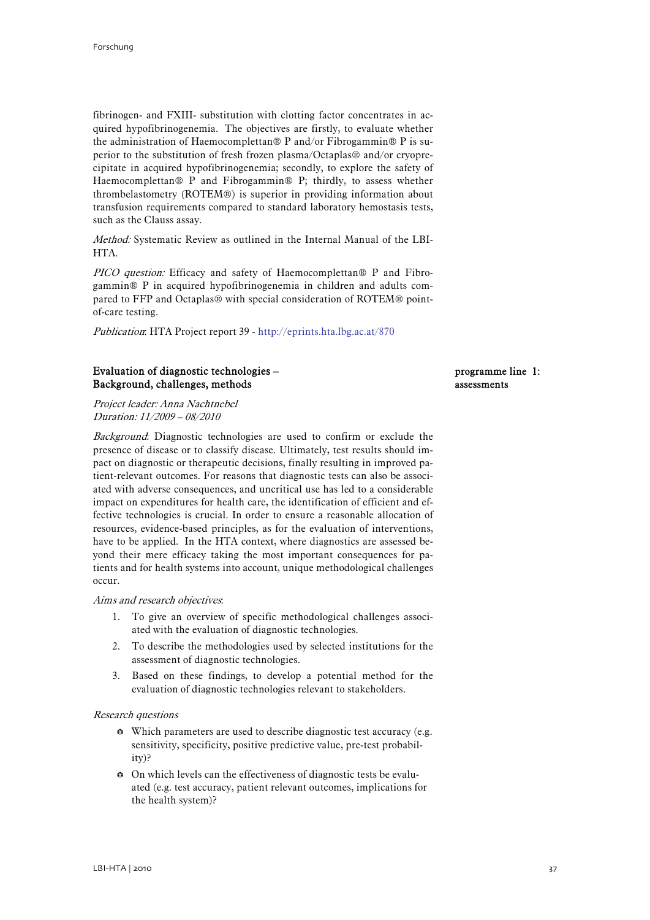fibrinogen- and FXIII- substitution with clotting factor concentrates in acquired hypofibrinogenemia. The objectives are firstly, to evaluate whether the administration of Haemocomplettan® P and/or Fibrogammin® P is superior to the substitution of fresh frozen plasma/Octaplas® and/or cryoprecipitate in acquired hypofibrinogenemia; secondly, to explore the safety of Haemocomplettan® P and Fibrogammin® P; thirdly, to assess whether thrombelastometry (ROTEM®) is superior in providing information about transfusion requirements compared to standard laboratory hemostasis tests, such as the Clauss assay.

*Method:* Systematic Review as outlined in the Internal Manual of the LBI-HTA.

*PICO question:* Efficacy and safety of Haemocomplettan® P and Fibrogammin® P in acquired hypofibrinogenemia in children and adults compared to FFP and Octaplas® with special consideration of ROTEM® point-of-care testing.

*Publication*: HTA Project report 39 - http://eprints.hta.lbg.ac.at/870

### Evaluation of diagnostic technologies – Background, challenges, methods

**programme line 1: assessments**

*Project leader: Anna Nachtnebel*
*Duration: 11/2009 – 08/2010*

*Background*: Diagnostic technologies are used to confirm or exclude the presence of disease or to classify disease. Ultimately, test results should impact on diagnostic or therapeutic decisions, finally resulting in improved patient-relevant outcomes. For reasons that diagnostic tests can also be associated with adverse consequences, and uncritical use has led to a considerable impact on expenditures for health care, the identification of efficient and effective technologies is crucial. In order to ensure a reasonable allocation of resources, evidence-based principles, as for the evaluation of interventions, have to be applied. In the HTA context, where diagnostics are assessed beyond their mere efficacy taking the most important consequences for patients and for health systems into account, unique methodological challenges occur.

*Aims and research objectives*:

1. To give an overview of specific methodological challenges associated with the evaluation of diagnostic technologies.
2. To describe the methodologies used by selected institutions for the assessment of diagnostic technologies.
3. Based on these findings, to develop a potential method for the evaluation of diagnostic technologies relevant to stakeholders.

*Research questions*

- Which parameters are used to describe diagnostic test accuracy (e.g. sensitivity, specificity, positive predictive value, pre-test probability)?
- On which levels can the effectiveness of diagnostic tests be evaluated (e.g. test accuracy, patient relevant outcomes, implications for the health system)?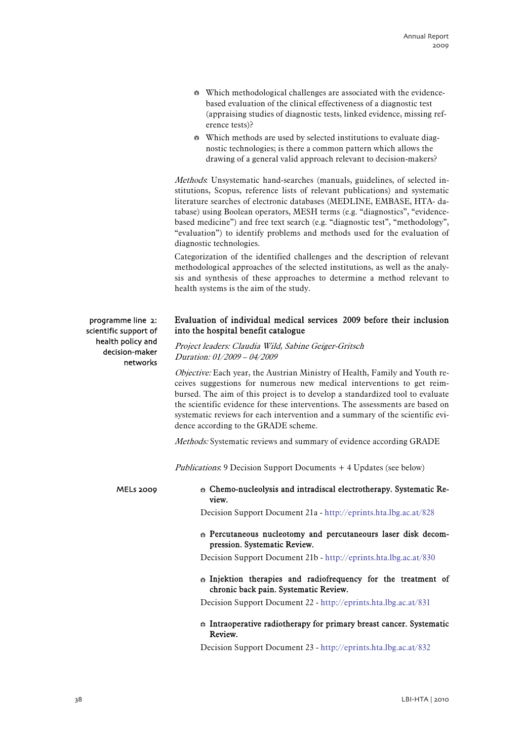- Which methodological challenges are associated with the evidence-based evaluation of the clinical effectiveness of a diagnostic test (appraising studies of diagnostic tests, linked evidence, missing reference tests)?
- Which methods are used by selected institutions to evaluate diagnostic technologies; is there a common pattern which allows the drawing of a general valid approach relevant to decision-makers?

*Methods*: Unsystematic hand-searches (manuals, guidelines, of selected institutions, Scopus, reference lists of relevant publications) and systematic literature searches of electronic databases (MEDLINE, EMBASE, HTA- database) using Boolean operators, MESH terms (e.g. "diagnostics", "evidence-based medicine") and free text search (e.g. "diagnostic test", "methodology", "evaluation") to identify problems and methods used for the evaluation of diagnostic technologies.

Categorization of the identified challenges and the description of relevant methodological approaches of the selected institutions, as well as the analysis and synthesis of these approaches to determine a method relevant to health systems is the aim of the study.

programme line 2: scientific support of health policy and decision-maker networks

**Evaluation of individual medical services 2009 before their inclusion into the hospital benefit catalogue**

*Project leaders: Claudia Wild, Sabine Geiger-Gritsch*
*Duration: 01/2009 – 04/2009*

*Objective:* Each year, the Austrian Ministry of Health, Family and Youth receives suggestions for numerous new medical interventions to get reimbursed. The aim of this project is to develop a standardized tool to evaluate the scientific evidence for these interventions. The assessments are based on systematic reviews for each intervention and a summary of the scientific evidence according to the GRADE scheme.

*Methods:* Systematic reviews and summary of evidence according GRADE

*Publications*: 9 Decision Support Documents + 4 Updates (see below)

MELs 2009

- **Chemo-nucleolysis and intradiscal electrotherapy. Systematic Review.**
  Decision Support Document 21a - http://eprints.hta.lbg.ac.at/828
- **Percutaneous nucleotomy and percutaneours laser disk decompression. Systematic Review.**
  Decision Support Document 21b - http://eprints.hta.lbg.ac.at/830
- **Injektion therapies and radiofrequency for the treatment of chronic back pain. Systematic Review.**
  Decision Support Document 22 - http://eprints.hta.lbg.ac.at/831
- **Intraoperative radiotherapy for primary breast cancer. Systematic Review.**
  Decision Support Document 23 - http://eprints.hta.lbg.ac.at/832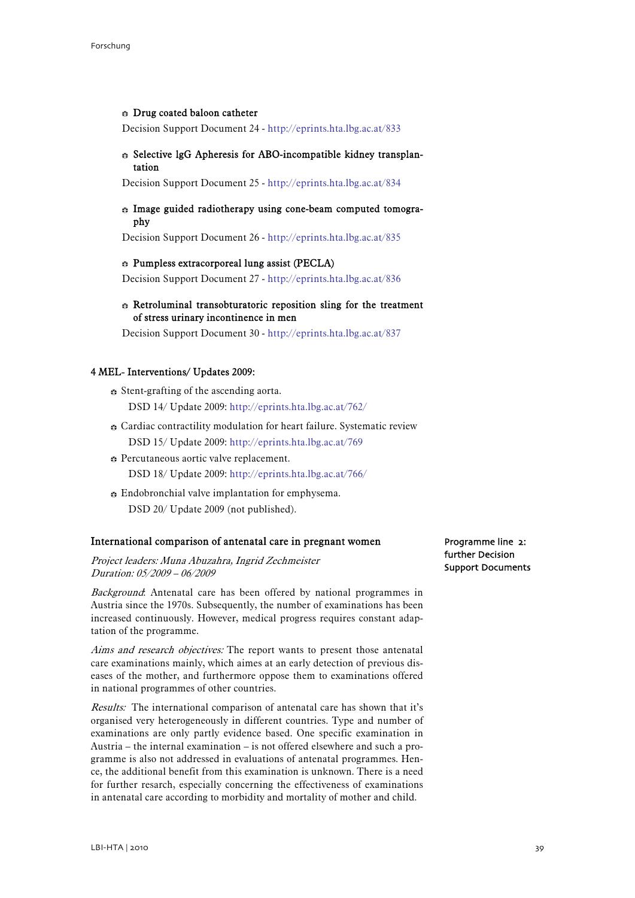- **Drug coated baloon catheter**

  Decision Support Document 24 - http://eprints.hta.lbg.ac.at/833

- **Selective lgG Apheresis for ABO-incompatible kidney transplantation**

  Decision Support Document 25 - http://eprints.hta.lbg.ac.at/834

- **Image guided radiotherapy using cone-beam computed tomography**

  Decision Support Document 26 - http://eprints.hta.lbg.ac.at/835

- **Pumpless extracorporeal lung assist (PECLA)**

  Decision Support Document 27 - http://eprints.hta.lbg.ac.at/836

- **Retroluminal transobturatoric reposition sling for the treatment of stress urinary incontinence in men**

  Decision Support Document 30 - http://eprints.hta.lbg.ac.at/837

**4 MEL- Interventions/ Updates 2009:**

- Stent-grafting of the ascending aorta.

  DSD 14/ Update 2009: http://eprints.hta.lbg.ac.at/762/

- Cardiac contractility modulation for heart failure. Systematic review

  DSD 15/ Update 2009: http://eprints.hta.lbg.ac.at/769

- Percutaneous aortic valve replacement.

  DSD 18/ Update 2009: http://eprints.hta.lbg.ac.at/766/

- Endobronchial valve implantation for emphysema.

  DSD 20/ Update 2009 (not published).

### International comparison of antenatal care in pregnant women

Programme line 2: further Decision Support Documents

*Project leaders: Muna Abuzahra, Ingrid Zechmeister*
*Duration: 05/2009 – 06/2009*

*Background*: Antenatal care has been offered by national programmes in Austria since the 1970s. Subsequently, the number of examinations has been increased continuously. However, medical progress requires constant adaptation of the programme.

*Aims and research objectives:* The report wants to present those antenatal care examinations mainly, which aimes at an early detection of previous diseases of the mother, and furthermore oppose them to examinations offered in national programmes of other countries.

*Results:* The international comparison of antenatal care has shown that it's organised very heterogeneously in different countries. Type and number of examinations are only partly evidence based. One specific examination in Austria – the internal examination – is not offered elsewhere and such a programme is also not addressed in evaluations of antenatal programmes. Hence, the additional benefit from this examination is unknown. There is a need for further resarch, especially concerning the effectiveness of examinations in antenatal care according to morbidity and mortality of mother and child.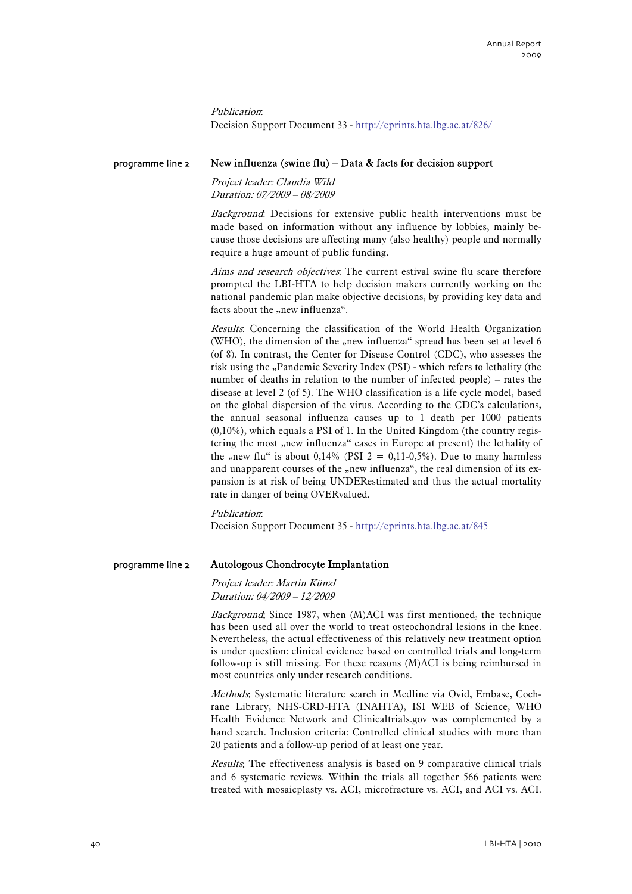*Publication*:
Decision Support Document 33 - http://eprints.hta.lbg.ac.at/826/

programme line 2

## New influenza (swine flu) – Data & facts for decision support

*Project leader: Claudia Wild*
*Duration: 07/2009 – 08/2009*

*Background*: Decisions for extensive public health interventions must be made based on information without any influence by lobbies, mainly because those decisions are affecting many (also healthy) people and normally require a huge amount of public funding.

*Aims and research objectives*: The current estival swine flu scare therefore prompted the LBI-HTA to help decision makers currently working on the national pandemic plan make objective decisions, by providing key data and facts about the „new influenza".

*Results*: Concerning the classification of the World Health Organization (WHO), the dimension of the „new influenza" spread has been set at level 6 (of 8). In contrast, the Center for Disease Control (CDC), who assesses the risk using the „Pandemic Severity Index (PSI) - which refers to lethality (the number of deaths in relation to the number of infected people) – rates the disease at level 2 (of 5). The WHO classification is a life cycle model, based on the global dispersion of the virus. According to the CDC's calculations, the annual seasonal influenza causes up to 1 death per 1000 patients (0,10%), which equals a PSI of 1. In the United Kingdom (the country registering the most „new influenza" cases in Europe at present) the lethality of the „new flu" is about 0,14% (PSI 2 = 0,11-0,5%). Due to many harmless and unapparent courses of the „new influenza", the real dimension of its expansion is at risk of being UNDERestimated and thus the actual mortality rate in danger of being OVERvalued.

*Publication*:
Decision Support Document 35 - http://eprints.hta.lbg.ac.at/845

programme line 2

## Autologous Chondrocyte Implantation

*Project leader: Martin Künzl*
*Duration: 04/2009 – 12/2009*

*Background*: Since 1987, when (M)ACI was first mentioned, the technique has been used all over the world to treat osteochondral lesions in the knee. Nevertheless, the actual effectiveness of this relatively new treatment option is under question: clinical evidence based on controlled trials and long-term follow-up is still missing. For these reasons (M)ACI is being reimbursed in most countries only under research conditions.

*Methods*: Systematic literature search in Medline via Ovid, Embase, Cochrane Library, NHS-CRD-HTA (INAHTA), ISI WEB of Science, WHO Health Evidence Network and Clinicaltrials.gov was complemented by a hand search. Inclusion criteria: Controlled clinical studies with more than 20 patients and a follow-up period of at least one year.

*Results*: The effectiveness analysis is based on 9 comparative clinical trials and 6 systematic reviews. Within the trials all together 566 patients were treated with mosaicplasty vs. ACI, microfracture vs. ACI, and ACI vs. ACI.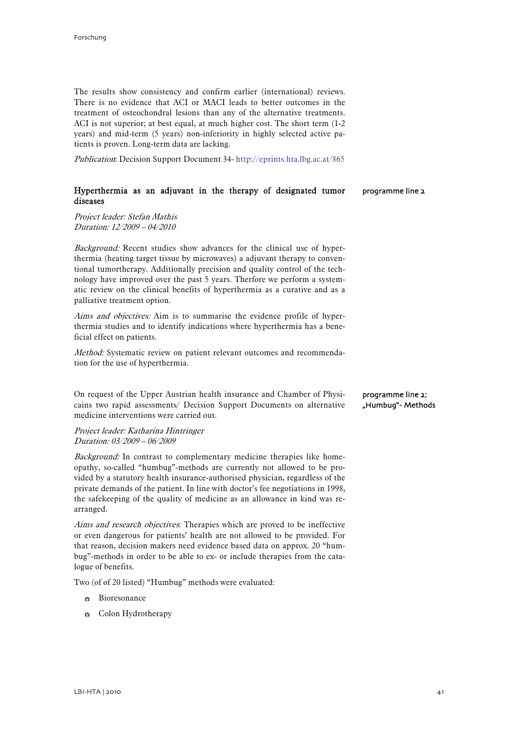The results show consistency and confirm earlier (international) reviews. There is no evidence that ACI or MACI leads to better outcomes in the treatment of osteochondral lesions than any of the alternative treatments. ACI is not superior; at best equal, at much higher cost. The short term (1-2 years) and mid-term (5 years) non-inferiority in highly selected active patients is proven. Long-term data are lacking.

*Publication*: Decision Support Document 34- http://eprints.hta.lbg.ac.at/865

### Hyperthermia as an adjuvant in the therapy of designated tumor diseases

programme line 2

*Project leader: Stefan Mathis*
*Duration: 12/2009 – 04/2010*

*Background:* Recent studies show advances for the clinical use of hyperthermia (heating target tissue by microwaves) a adjuvant therapy to conventional tumortherapy. Additionally precision and quality control of the technology have improved over the past 5 years. Therfore we perform a systematic review on the clinical benefits of hyperthermia as a curative and as a palliative treatment option.

*Aims and objectives:* Aim is to summarise the evidence profile of hyperthermia studies and to identify indications where hyperthermia has a beneficial effect on patients.

*Method:* Systematic review on patient relevant outcomes and recommendation for the use of hyperthermia.

On request of the Upper Austrian health insurance and Chamber of Physicains two rapid assessments/ Decision Support Documents on alternative medicine interventions were carried out.

programme line 2: „Humbug"- Methods

*Project leader: Katharina Hintringer*
*Duration: 03/2009 – 06/2009*

*Background:* In contrast to complementary medicine therapies like homeopathy, so-called "humbug"-methods are currently not allowed to be provided by a statutory health insurance-authorised physician, regardless of the private demands of the patient. In line with doctor's fee negotiations in 1998, the safekeeping of the quality of medicine as an allowance in kind was rearranged.

*Aims and research objectives*: Therapies which are proved to be ineffective or even dangerous for patients' health are not allowed to be provided. For that reason, decision makers need evidence based data on approx. 20 "humbug"-methods in order to be able to ex- or include therapies from the catalogue of benefits.

Two (of of 20 listed) "Humbug" methods were evaluated:

- Bioresonance
- Colon Hydrotherapy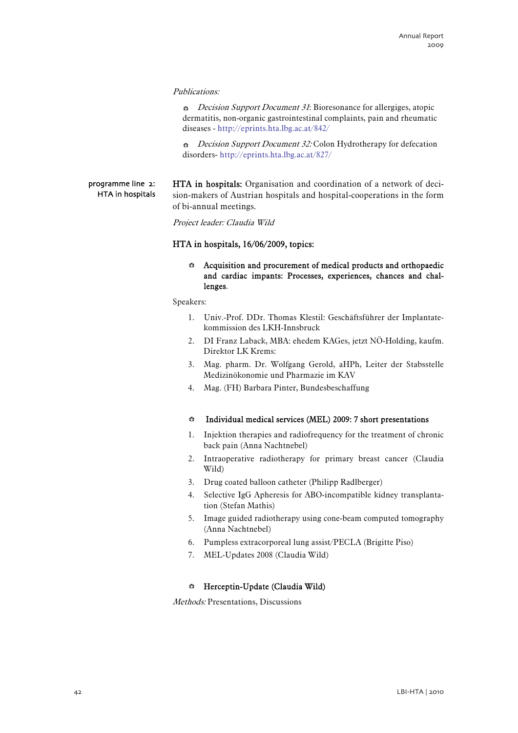*Publications:*

- *Decision Support Document 31*: Bioresonance for allergiges, atopic dermatitis, non-organic gastrointestinal complaints, pain and rheumatic diseases - http://eprints.hta.lbg.ac.at/842/
- *Decision Support Document 32:* Colon Hydrotherapy for defecation disorders- http://eprints.hta.lbg.ac.at/827/

programme line 2: HTA in hospitals

**HTA in hospitals:** Organisation and coordination of a network of decision-makers of Austrian hospitals and hospital-cooperations in the form of bi-annual meetings.

*Project leader: Claudia Wild*

**HTA in hospitals, 16/06/2009, topics:**

- **Acquisition and procurement of medical products and orthopaedic and cardiac impants: Processes, experiences, chances and challenges**.

Speakers:

1. Univ.-Prof. DDr. Thomas Klestil: Geschäftsführer der Implantatekommission des LKH-Innsbruck
2. DI Franz Laback, MBA: ehedem KAGes, jetzt NÖ-Holding, kaufm. Direktor LK Krems:
3. Mag. pharm. Dr. Wolfgang Gerold, aHPh, Leiter der Stabsstelle Medizinökonomie und Pharmazie im KAV
4. Mag. (FH) Barbara Pinter, Bundesbeschaffung

- **Individual medical services (MEL) 2009: 7 short presentations**

1. Injektion therapies and radiofrequency for the treatment of chronic back pain (Anna Nachtnebel)
2. Intraoperative radiotherapy for primary breast cancer (Claudia Wild)
3. Drug coated balloon catheter (Philipp Radlberger)
4. Selective IgG Apheresis for ABO-incompatible kidney transplantation (Stefan Mathis)
5. Image guided radiotherapy using cone-beam computed tomography (Anna Nachtnebel)
6. Pumpless extracorporeal lung assist/PECLA (Brigitte Piso)
7. MEL-Updates 2008 (Claudia Wild)

- **Herceptin-Update (Claudia Wild)**

*Methods:* Presentations, Discussions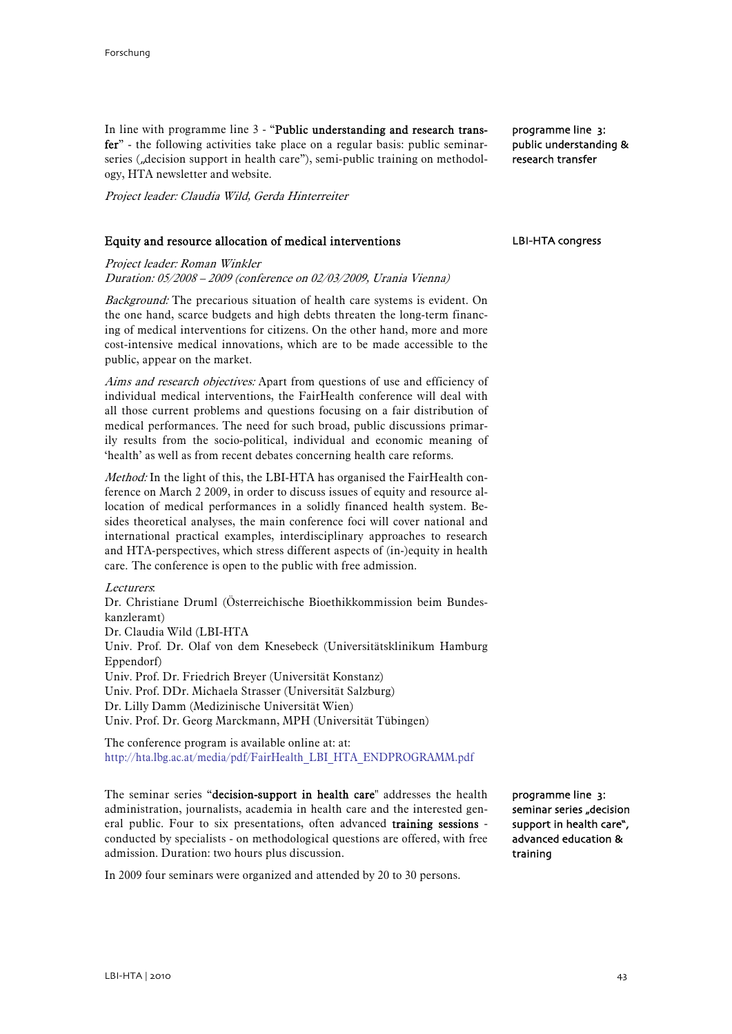In line with programme line 3 - "**Public understanding and research transfer**" - the following activities take place on a regular basis: public seminar-series („decision support in health care"), semi-public training on methodology, HTA newsletter and website.

programme line 3: public understanding & research transfer

*Project leader: Claudia Wild, Gerda Hinterreiter*

## Equity and resource allocation of medical interventions

LBI-HTA congress

*Project leader: Roman Winkler*
*Duration: 05/2008 – 2009 (conference on 02/03/2009, Urania Vienna)*

*Background:* The precarious situation of health care systems is evident. On the one hand, scarce budgets and high debts threaten the long-term financing of medical interventions for citizens. On the other hand, more and more cost-intensive medical innovations, which are to be made accessible to the public, appear on the market.

*Aims and research objectives:* Apart from questions of use and efficiency of individual medical interventions, the FairHealth conference will deal with all those current problems and questions focusing on a fair distribution of medical performances. The need for such broad, public discussions primarily results from the socio-political, individual and economic meaning of 'health' as well as from recent debates concerning health care reforms.

*Method:* In the light of this, the LBI-HTA has organised the FairHealth conference on March 2 2009, in order to discuss issues of equity and resource allocation of medical performances in a solidly financed health system. Besides theoretical analyses, the main conference foci will cover national and international practical examples, interdisciplinary approaches to research and HTA-perspectives, which stress different aspects of (in-)equity in health care. The conference is open to the public with free admission.

*Lecturers*:
Dr. Christiane Druml (Österreichische Bioethikkommission beim Bundeskanzleramt)
Dr. Claudia Wild (LBI-HTA
Univ. Prof. Dr. Olaf von dem Knesebeck (Universitätsklinikum Hamburg Eppendorf)
Univ. Prof. Dr. Friedrich Breyer (Universität Konstanz)
Univ. Prof. DDr. Michaela Strasser (Universität Salzburg)
Dr. Lilly Damm (Medizinische Universität Wien)
Univ. Prof. Dr. Georg Marckmann, MPH (Universität Tübingen)

The conference program is available online at: at:
http://hta.lbg.ac.at/media/pdf/FairHealth_LBI_HTA_ENDPROGRAMM.pdf

The seminar series "**decision-support in health care**" addresses the health administration, journalists, academia in health care and the interested general public. Four to six presentations, often advanced **training sessions** - conducted by specialists - on methodological questions are offered, with free admission. Duration: two hours plus discussion.

programme line 3: seminar series „decision support in health care", advanced education & training

In 2009 four seminars were organized and attended by 20 to 30 persons.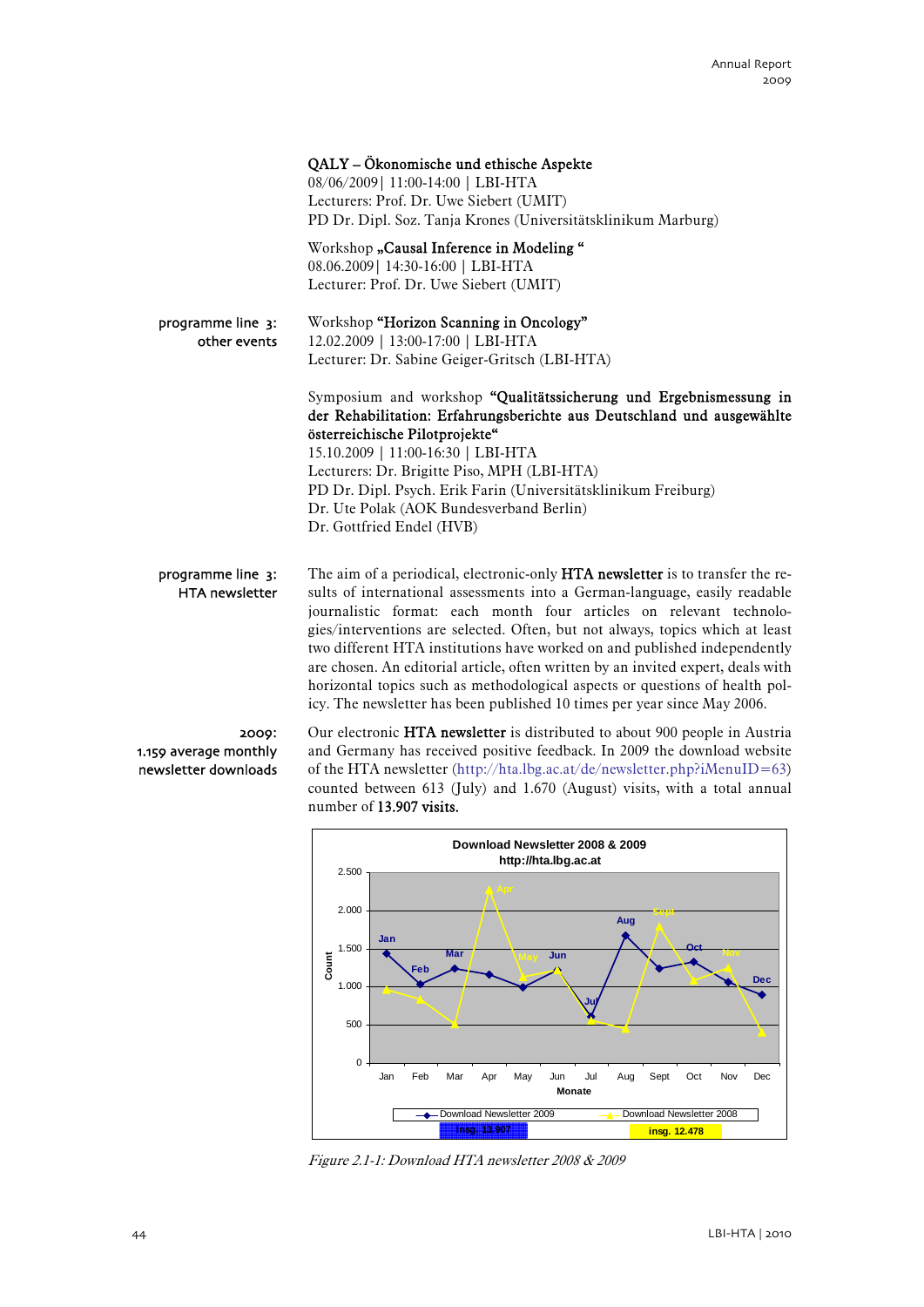**QALY – Ökonomische und ethische Aspekte**
08/06/2009| 11:00-14:00 | LBI-HTA
Lecturers: Prof. Dr. Uwe Siebert (UMIT)
PD Dr. Dipl. Soz. Tanja Krones (Universitätsklinikum Marburg)

Workshop **„Causal Inference in Modeling "**
08.06.2009| 14:30-16:00 | LBI-HTA
Lecturer: Prof. Dr. Uwe Siebert (UMIT)

programme line 3: other events

Workshop **"Horizon Scanning in Oncology"**
12.02.2009 | 13:00-17:00 | LBI-HTA
Lecturer: Dr. Sabine Geiger-Gritsch (LBI-HTA)

Symposium and workshop **"Qualitätssicherung und Ergebnismessung in der Rehabilitation: Erfahrungsberichte aus Deutschland und ausgewählte österreichische Pilotprojekte"**
15.10.2009 | 11:00-16:30 | LBI-HTA
Lecturers: Dr. Brigitte Piso, MPH (LBI-HTA)
PD Dr. Dipl. Psych. Erik Farin (Universitätsklinikum Freiburg)
Dr. Ute Polak (AOK Bundesverband Berlin)
Dr. Gottfried Endel (HVB)

programme line 3: HTA newsletter

The aim of a periodical, electronic-only **HTA newsletter** is to transfer the results of international assessments into a German-language, easily readable journalistic format: each month four articles on relevant technologies/interventions are selected. Often, but not always, topics which at least two different HTA institutions have worked on and published independently are chosen. An editorial article, often written by an invited expert, deals with horizontal topics such as methodological aspects or questions of health policy. The newsletter has been published 10 times per year since May 2006.

2009: 1.159 average monthly newsletter downloads

Our electronic **HTA newsletter** is distributed to about 900 people in Austria and Germany has received positive feedback. In 2009 the download website of the HTA newsletter (http://hta.lbg.ac.at/de/newsletter.php?iMenuID=63) counted between 613 (July) and 1.670 (August) visits, with a total annual number of **13.907 visits.**

*Figure 2.1-1: Download HTA newsletter 2008 & 2009*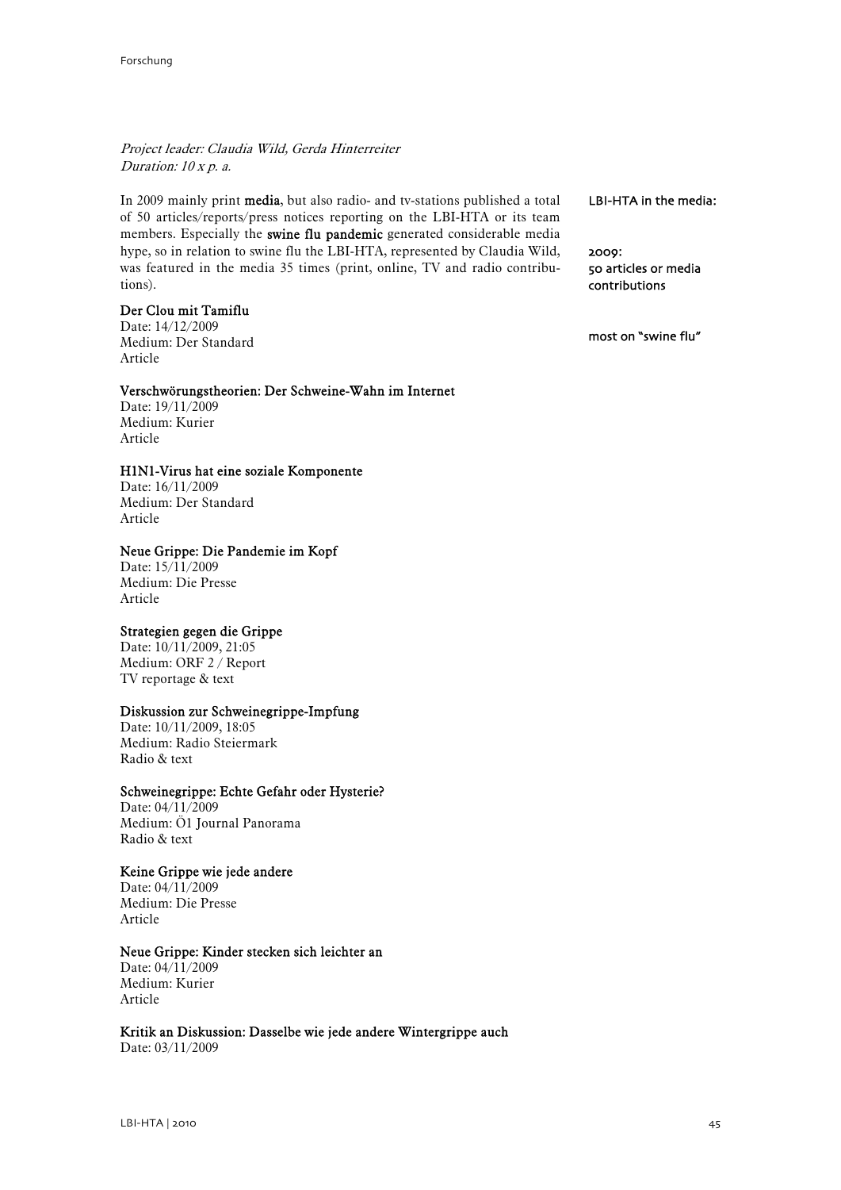*Project leader: Claudia Wild, Gerda Hinterreiter*
*Duration: 10 x p. a.*

In 2009 mainly print **media**, but also radio- and tv-stations published a total of 50 articles/reports/press notices reporting on the LBI-HTA or its team members. Especially the **swine flu pandemic** generated considerable media hype, so in relation to swine flu the LBI-HTA, represented by Claudia Wild, was featured in the media 35 times (print, online, TV and radio contributions).

LBI-HTA in the media:

2009:
50 articles or media contributions

most on "swine flu"

**Der Clou mit Tamiflu**
Date: 14/12/2009
Medium: Der Standard
Article

**Verschwörungstheorien: Der Schweine-Wahn im Internet**
Date: 19/11/2009
Medium: Kurier
Article

**H1N1-Virus hat eine soziale Komponente**
Date: 16/11/2009
Medium: Der Standard
Article

**Neue Grippe: Die Pandemie im Kopf**
Date: 15/11/2009
Medium: Die Presse
Article

**Strategien gegen die Grippe**
Date: 10/11/2009, 21:05
Medium: ORF 2 / Report
TV reportage & text

**Diskussion zur Schweinegrippe-Impfung**
Date: 10/11/2009, 18:05
Medium: Radio Steiermark
Radio & text

**Schweinegrippe: Echte Gefahr oder Hysterie?**
Date: 04/11/2009
Medium: Ö1 Journal Panorama
Radio & text

**Keine Grippe wie jede andere**
Date: 04/11/2009
Medium: Die Presse
Article

**Neue Grippe: Kinder stecken sich leichter an**
Date: 04/11/2009
Medium: Kurier
Article

**Kritik an Diskussion: Dasselbe wie jede andere Wintergrippe auch**
Date: 03/11/2009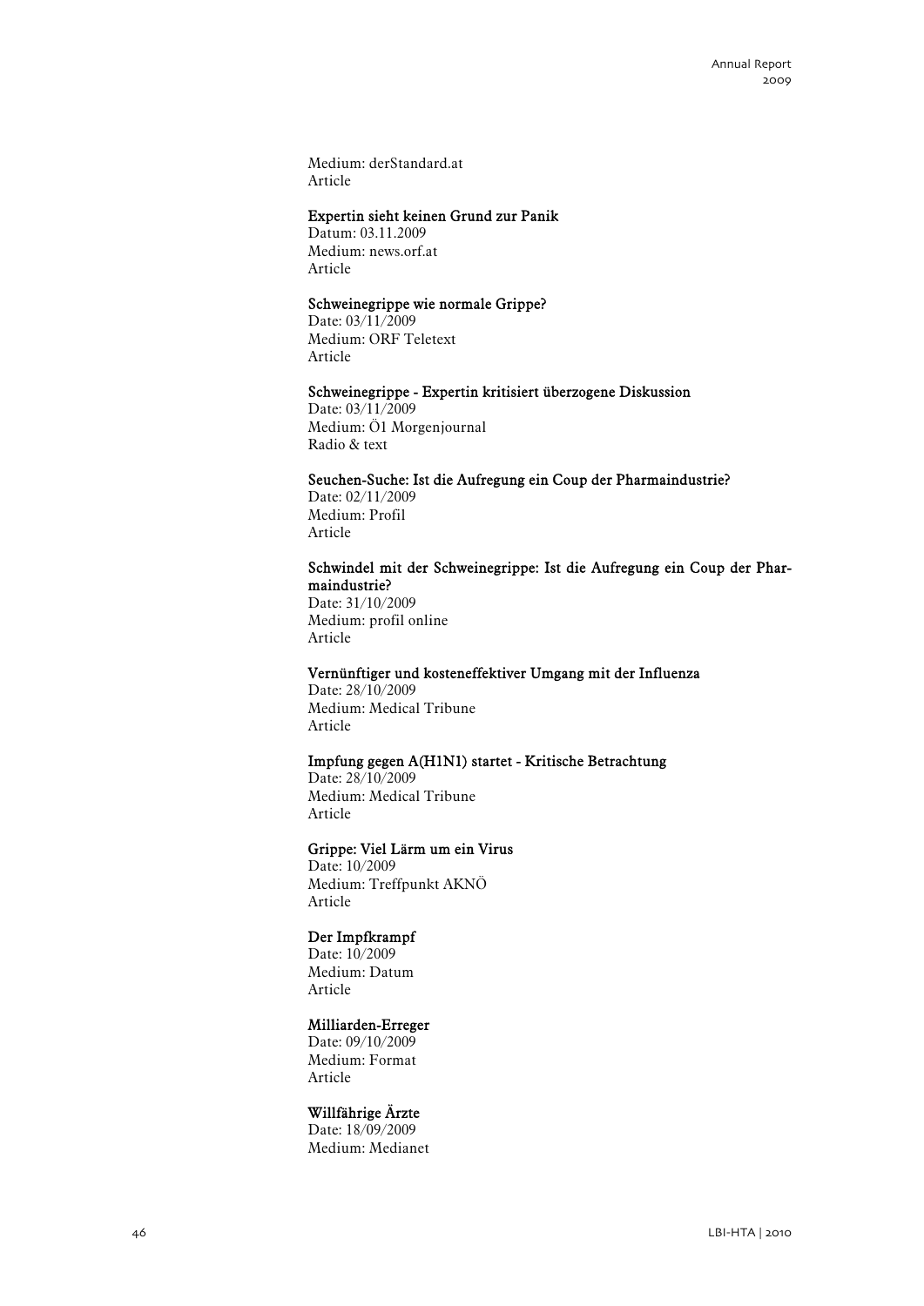Medium: derStandard.at
Article

**Expertin sieht keinen Grund zur Panik**
Datum: 03.11.2009
Medium: news.orf.at
Article

**Schweinegrippe wie normale Grippe?**
Date: 03/11/2009
Medium: ORF Teletext
Article

**Schweinegrippe - Expertin kritisiert überzogene Diskussion**
Date: 03/11/2009
Medium: Ö1 Morgenjournal
Radio & text

**Seuchen-Suche: Ist die Aufregung ein Coup der Pharmaindustrie?**
Date: 02/11/2009
Medium: Profil
Article

**Schwindel mit der Schweinegrippe: Ist die Aufregung ein Coup der Pharmaindustrie?**
Date: 31/10/2009
Medium: profil online
Article

**Vernünftiger und kosteneffektiver Umgang mit der Influenza**
Date: 28/10/2009
Medium: Medical Tribune
Article

**Impfung gegen A(H1N1) startet - Kritische Betrachtung**
Date: 28/10/2009
Medium: Medical Tribune
Article

**Grippe: Viel Lärm um ein Virus**
Date: 10/2009
Medium: Treffpunkt AKNÖ
Article

**Der Impfkrampf**
Date: 10/2009
Medium: Datum
Article

**Milliarden-Erreger**
Date: 09/10/2009
Medium: Format
Article

**Willfährige Ärzte**
Date: 18/09/2009
Medium: Medianet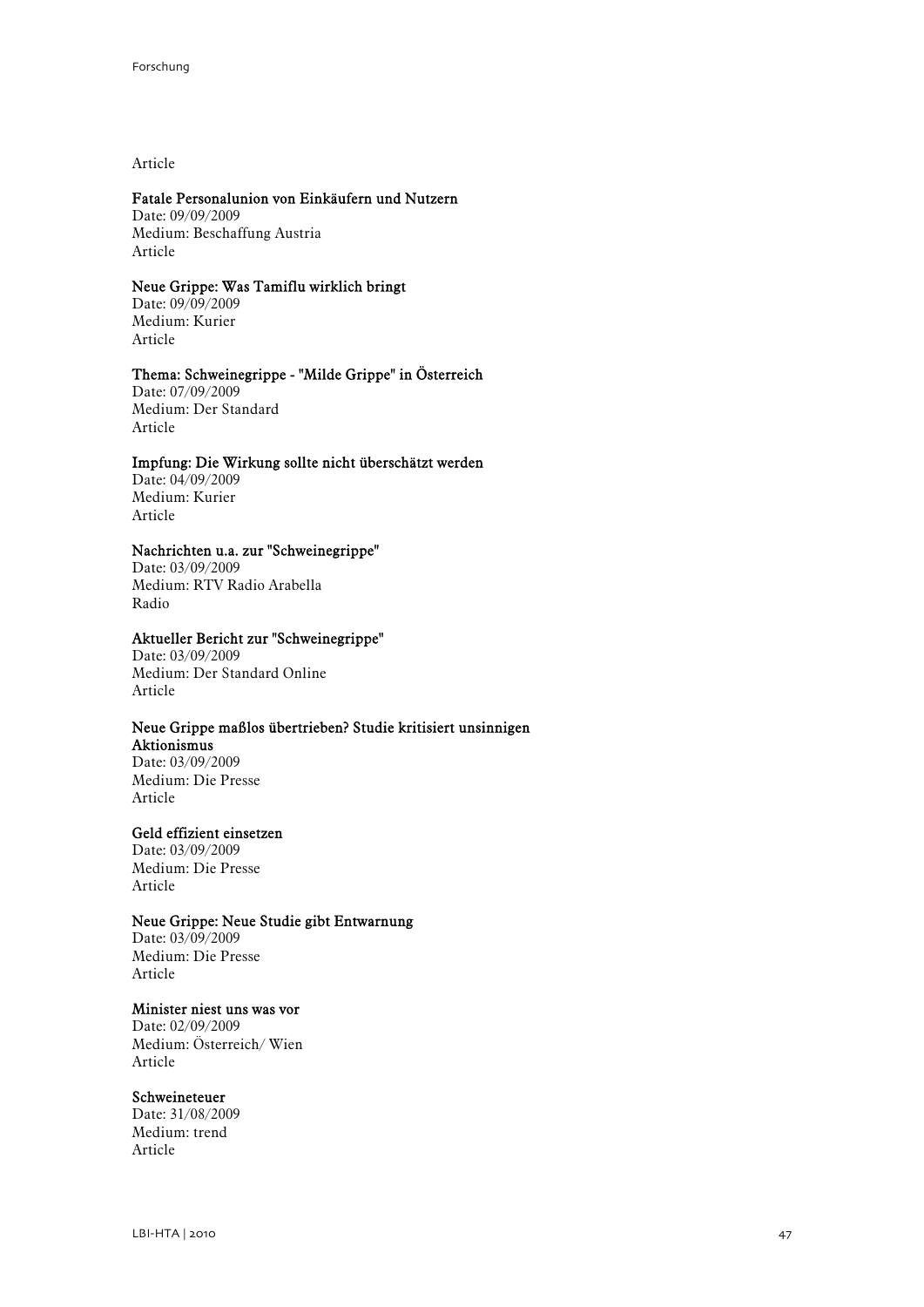Article

**Fatale Personalunion von Einkäufern und Nutzern**
Date: 09/09/2009
Medium: Beschaffung Austria
Article

**Neue Grippe: Was Tamiflu wirklich bringt**
Date: 09/09/2009
Medium: Kurier
Article

**Thema: Schweinegrippe - "Milde Grippe" in Österreich**
Date: 07/09/2009
Medium: Der Standard
Article

**Impfung: Die Wirkung sollte nicht überschätzt werden**
Date: 04/09/2009
Medium: Kurier
Article

**Nachrichten u.a. zur "Schweinegrippe"**
Date: 03/09/2009
Medium: RTV Radio Arabella
Radio

**Aktueller Bericht zur "Schweinegrippe"**
Date: 03/09/2009
Medium: Der Standard Online
Article

**Neue Grippe maßlos übertrieben? Studie kritisiert unsinnigen Aktionismus**
Date: 03/09/2009
Medium: Die Presse
Article

**Geld effizient einsetzen**
Date: 03/09/2009
Medium: Die Presse
Article

**Neue Grippe: Neue Studie gibt Entwarnung**
Date: 03/09/2009
Medium: Die Presse
Article

**Minister niest uns was vor**
Date: 02/09/2009
Medium: Österreich/ Wien
Article

**Schweineteuer**
Date: 31/08/2009
Medium: trend
Article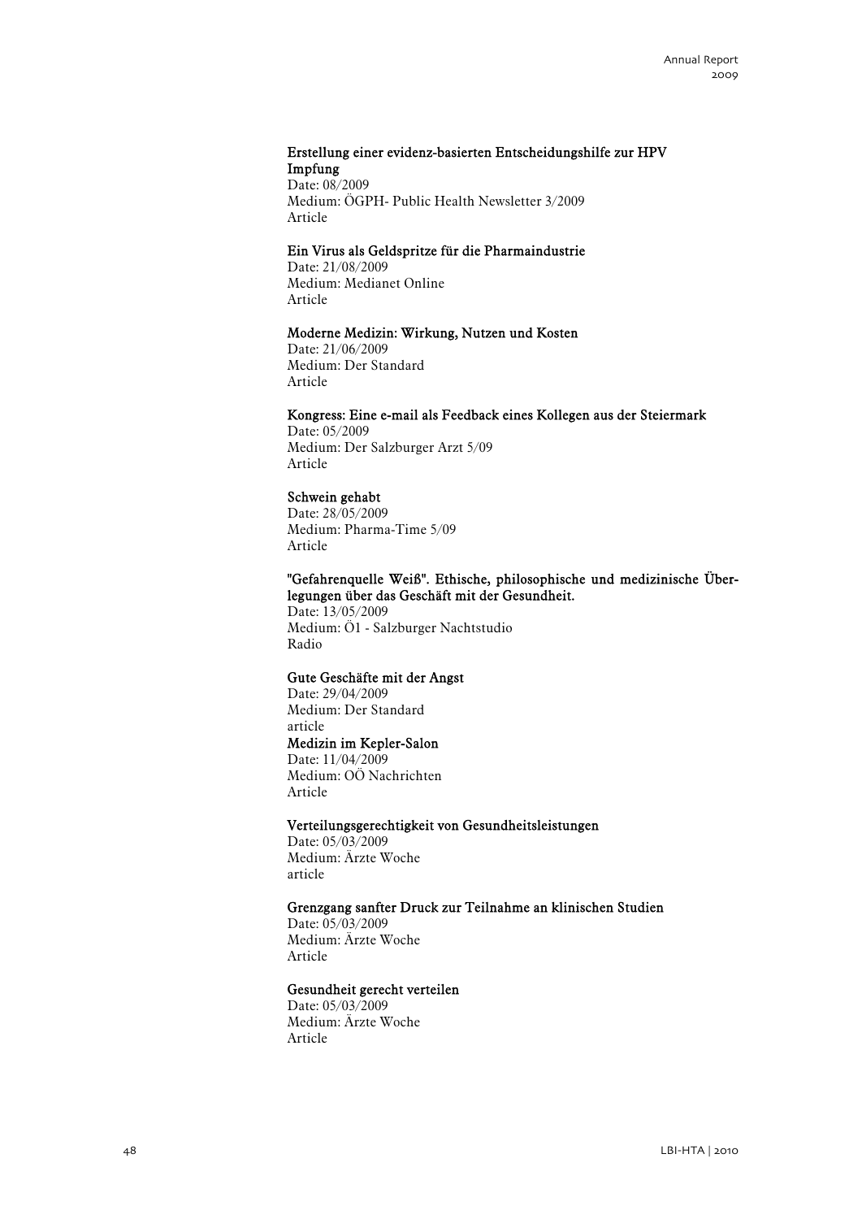**Erstellung einer evidenz-basierten Entscheidungshilfe zur HPV Impfung**
Date: 08/2009
Medium: ÖGPH- Public Health Newsletter 3/2009
Article

**Ein Virus als Geldspritze für die Pharmaindustrie**
Date: 21/08/2009
Medium: Medianet Online
Article

**Moderne Medizin: Wirkung, Nutzen und Kosten**
Date: 21/06/2009
Medium: Der Standard
Article

**Kongress: Eine e-mail als Feedback eines Kollegen aus der Steiermark**
Date: 05/2009
Medium: Der Salzburger Arzt 5/09
Article

**Schwein gehabt**
Date: 28/05/2009
Medium: Pharma-Time 5/09
Article

**"Gefahrenquelle Weiß". Ethische, philosophische und medizinische Überlegungen über das Geschäft mit der Gesundheit.**
Date: 13/05/2009
Medium: Ö1 - Salzburger Nachtstudio
Radio

**Gute Geschäfte mit der Angst**
Date: 29/04/2009
Medium: Der Standard
article

**Medizin im Kepler-Salon**
Date: 11/04/2009
Medium: OÖ Nachrichten
Article

**Verteilungsgerechtigkeit von Gesundheitsleistungen**
Date: 05/03/2009
Medium: Ärzte Woche
article

**Grenzgang sanfter Druck zur Teilnahme an klinischen Studien**
Date: 05/03/2009
Medium: Ärzte Woche
Article

**Gesundheit gerecht verteilen**
Date: 05/03/2009
Medium: Ärzte Woche
Article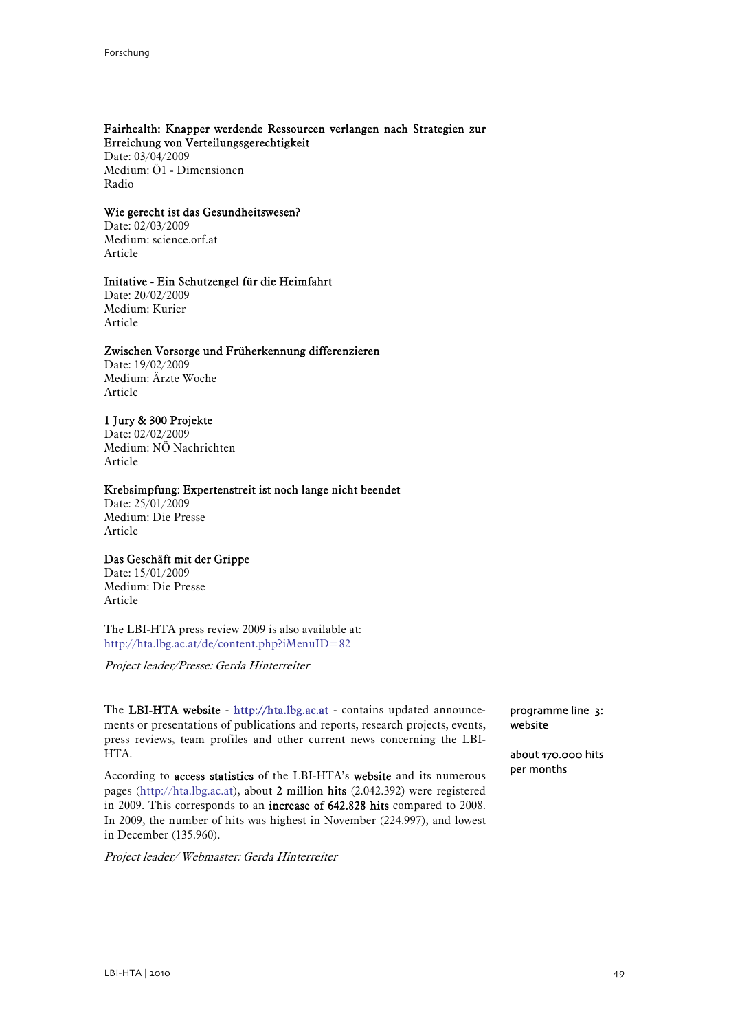**Fairhealth: Knapper werdende Ressourcen verlangen nach Strategien zur Erreichung von Verteilungsgerechtigkeit**
Date: 03/04/2009
Medium: Ö1 - Dimensionen
Radio

**Wie gerecht ist das Gesundheitswesen?**
Date: 02/03/2009
Medium: science.orf.at
Article

**Initative - Ein Schutzengel für die Heimfahrt**
Date: 20/02/2009
Medium: Kurier
Article

**Zwischen Vorsorge und Früherkennung differenzieren**
Date: 19/02/2009
Medium: Ärzte Woche
Article

**1 Jury & 300 Projekte**
Date: 02/02/2009
Medium: NÖ Nachrichten
Article

**Krebsimpfung: Expertenstreit ist noch lange nicht beendet**
Date: 25/01/2009
Medium: Die Presse
Article

**Das Geschäft mit der Grippe**
Date: 15/01/2009
Medium: Die Presse
Article

The LBI-HTA press review 2009 is also available at:
http://hta.lbg.ac.at/de/content.php?iMenuID=82

*Project leader/Presse: Gerda Hinterreiter*

programme line 3: website

The **LBI-HTA website** - **http://hta.lbg.ac.at** - contains updated announcements or presentations of publications and reports, research projects, events, press reviews, team profiles and other current news concerning the LBI-HTA.

about 170.000 hits per months

According to **access statistics** of the LBI-HTA's **website** and its numerous pages (http://hta.lbg.ac.at), about **2 million hits** (2.042.392) were registered in 2009. This corresponds to an **increase of 642.828 hits** compared to 2008. In 2009, the number of hits was highest in November (224.997), and lowest in December (135.960).

*Project leader/ Webmaster: Gerda Hinterreiter*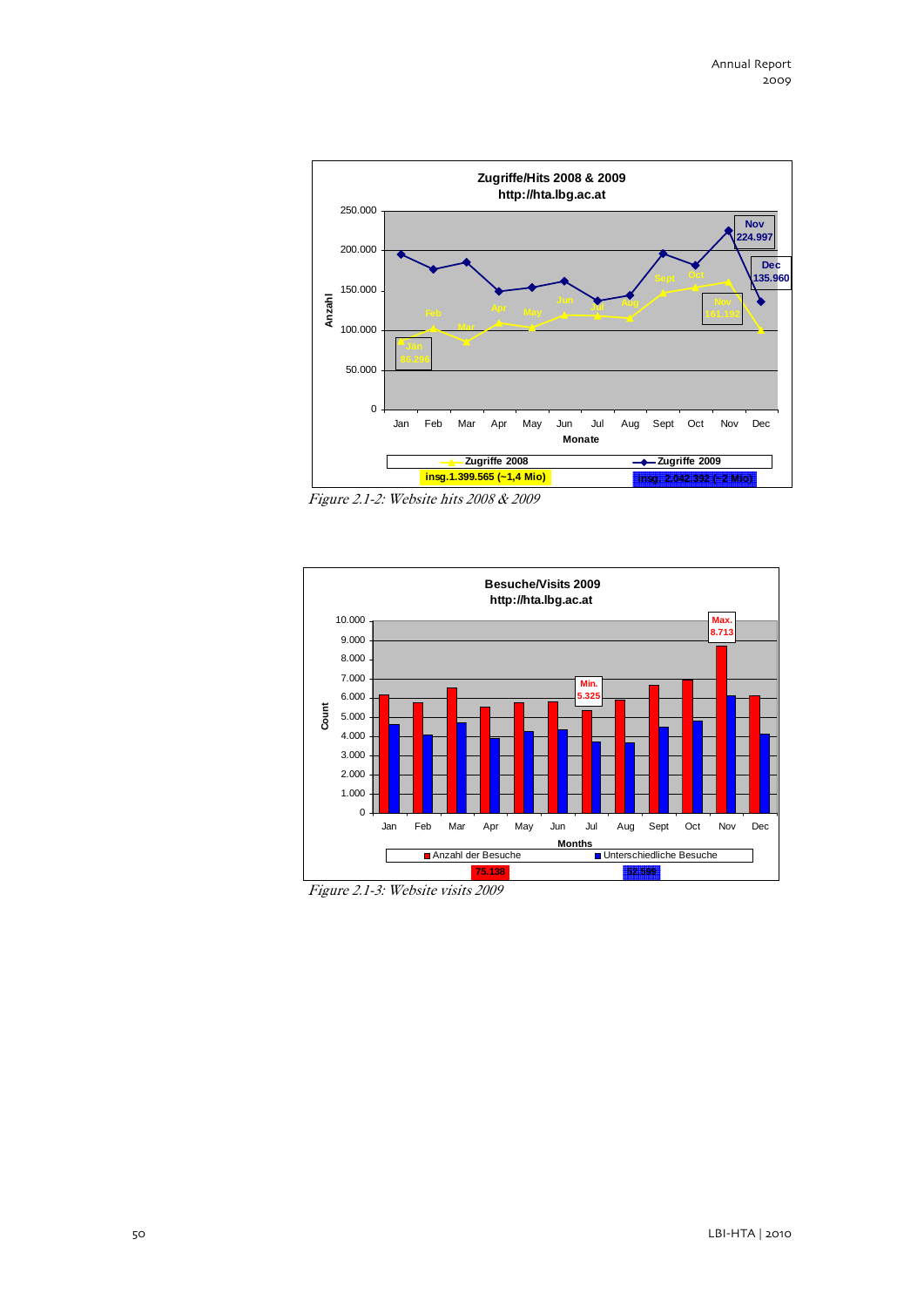Figure 2.1-2: Website hits 2008 & 2009

Figure 2.1-3: Website visits 2009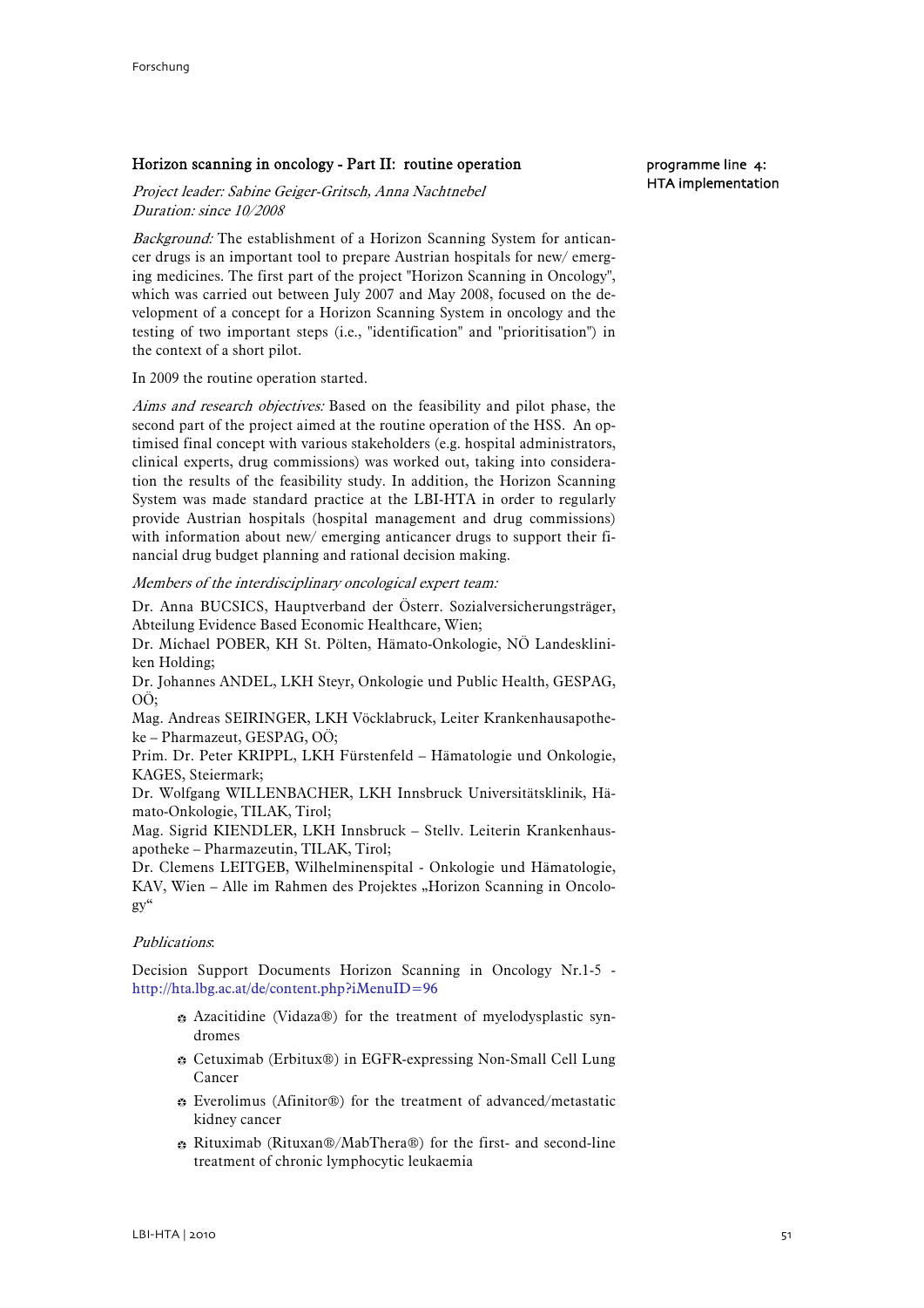### Horizon scanning in oncology - Part II: routine operation

programme line 4: HTA implementation

*Project leader: Sabine Geiger-Gritsch, Anna Nachtnebel*
*Duration: since 10/2008*

*Background:* The establishment of a Horizon Scanning System for anticancer drugs is an important tool to prepare Austrian hospitals for new/ emerging medicines. The first part of the project "Horizon Scanning in Oncology", which was carried out between July 2007 and May 2008, focused on the development of a concept for a Horizon Scanning System in oncology and the testing of two important steps (i.e., "identification" and "prioritisation") in the context of a short pilot.

In 2009 the routine operation started.

*Aims and research objectives:* Based on the feasibility and pilot phase, the second part of the project aimed at the routine operation of the HSS. An optimised final concept with various stakeholders (e.g. hospital administrators, clinical experts, drug commissions) was worked out, taking into consideration the results of the feasibility study. In addition, the Horizon Scanning System was made standard practice at the LBI-HTA in order to regularly provide Austrian hospitals (hospital management and drug commissions) with information about new/ emerging anticancer drugs to support their financial drug budget planning and rational decision making.

*Members of the interdisciplinary oncological expert team:*

Dr. Anna BUCSICS, Hauptverband der Österr. Sozialversicherungsträger, Abteilung Evidence Based Economic Healthcare, Wien;
Dr. Michael POBER, KH St. Pölten, Hämato-Onkologie, NÖ Landeskliniken Holding;
Dr. Johannes ANDEL, LKH Steyr, Onkologie und Public Health, GESPAG, OÖ;
Mag. Andreas SEIRINGER, LKH Vöcklabruck, Leiter Krankenhausapotheke – Pharmazeut, GESPAG, OÖ;
Prim. Dr. Peter KRIPPL, LKH Fürstenfeld – Hämatologie und Onkologie, KAGES, Steiermark;
Dr. Wolfgang WILLENBACHER, LKH Innsbruck Universitätsklinik, Hämato-Onkologie, TILAK, Tirol;
Mag. Sigrid KIENDLER, LKH Innsbruck – Stellv. Leiterin Krankenhausapotheke – Pharmazeutin, TILAK, Tirol;
Dr. Clemens LEITGEB, Wilhelminenspital - Onkologie und Hämatologie, KAV, Wien – Alle im Rahmen des Projektes „Horizon Scanning in Oncology"

*Publications*:

Decision Support Documents Horizon Scanning in Oncology Nr.1-5 - http://hta.lbg.ac.at/de/content.php?iMenuID=96

- Azacitidine (Vidaza®) for the treatment of myelodysplastic syndromes
- Cetuximab (Erbitux®) in EGFR-expressing Non-Small Cell Lung Cancer
- Everolimus (Afinitor®) for the treatment of advanced/metastatic kidney cancer
- Rituximab (Rituxan®/MabThera®) for the first- and second-line treatment of chronic lymphocytic leukaemia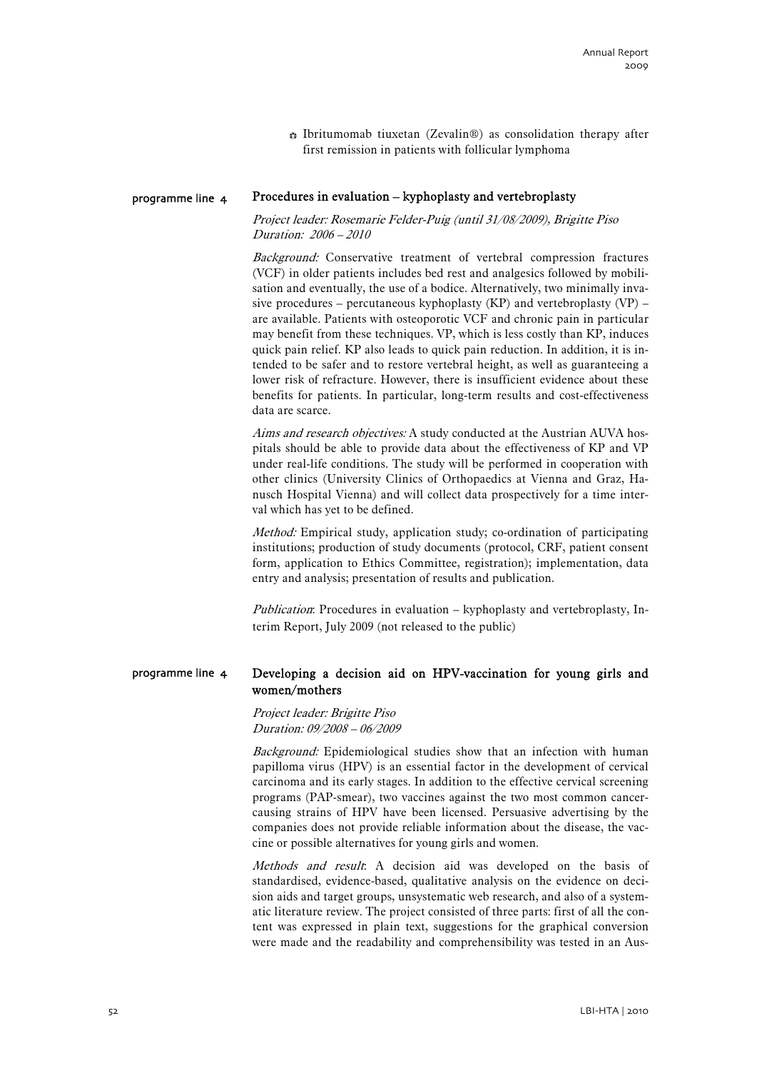- Ibritumomab tiuxetan (Zevalin®) as consolidation therapy after first remission in patients with follicular lymphoma

programme line 4

## Procedures in evaluation – kyphoplasty and vertebroplasty

*Project leader: Rosemarie Felder-Puig (until 31/08/2009), Brigitte Piso*
*Duration: 2006 – 2010*

*Background:* Conservative treatment of vertebral compression fractures (VCF) in older patients includes bed rest and analgesics followed by mobilisation and eventually, the use of a bodice. Alternatively, two minimally invasive procedures – percutaneous kyphoplasty (KP) and vertebroplasty (VP) – are available. Patients with osteoporotic VCF and chronic pain in particular may benefit from these techniques. VP, which is less costly than KP, induces quick pain relief. KP also leads to quick pain reduction. In addition, it is intended to be safer and to restore vertebral height, as well as guaranteeing a lower risk of refracture. However, there is insufficient evidence about these benefits for patients. In particular, long-term results and cost-effectiveness data are scarce.

*Aims and research objectives:* A study conducted at the Austrian AUVA hospitals should be able to provide data about the effectiveness of KP and VP under real-life conditions. The study will be performed in cooperation with other clinics (University Clinics of Orthopaedics at Vienna and Graz, Hanusch Hospital Vienna) and will collect data prospectively for a time interval which has yet to be defined.

*Method:* Empirical study, application study; co-ordination of participating institutions; production of study documents (protocol, CRF, patient consent form, application to Ethics Committee, registration); implementation, data entry and analysis; presentation of results and publication.

*Publication*: Procedures in evaluation – kyphoplasty and vertebroplasty, Interim Report, July 2009 (not released to the public)

programme line 4

## Developing a decision aid on HPV-vaccination for young girls and women/mothers

*Project leader: Brigitte Piso*
*Duration: 09/2008 – 06/2009*

*Background:* Epidemiological studies show that an infection with human papilloma virus (HPV) is an essential factor in the development of cervical carcinoma and its early stages. In addition to the effective cervical screening programs (PAP-smear), two vaccines against the two most common cancer-causing strains of HPV have been licensed. Persuasive advertising by the companies does not provide reliable information about the disease, the vaccine or possible alternatives for young girls and women.

*Methods and result*: A decision aid was developed on the basis of standardised, evidence-based, qualitative analysis on the evidence on decision aids and target groups, unsystematic web research, and also of a systematic literature review. The project consisted of three parts: first of all the content was expressed in plain text, suggestions for the graphical conversion were made and the readability and comprehensibility was tested in an Aus-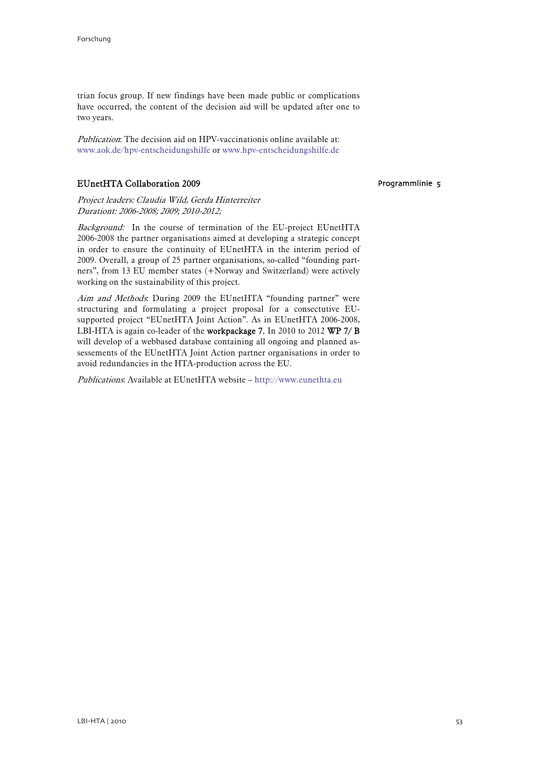trian focus group. If new findings have been made public or complications have occurred, the content of the decision aid will be updated after one to two years.

*Publication*: The decision aid on HPV-vaccinationis online available at: www.aok.de/hpv-entscheidungshilfe or www.hpv-entscheidungshilfe.de

## EUnetHTA Collaboration 2009

Programmlinie 5

*Project leaders: Claudia Wild, Gerda Hinterreiter*
*Durationt: 2006-2008; 2009; 2010-2012;*

*Background:* In the course of termination of the EU-project EUnetHTA 2006-2008 the partner organisations aimed at developing a strategic concept in order to ensure the continuity of EUnetHTA in the interim period of 2009. Overall, a group of 25 partner organisations, so-called "founding partners", from 13 EU member states (+Norway and Switzerland) were actively working on the sustainability of this project.

*Aim and Methods*: During 2009 the EUnetHTA "founding partner" were structuring and formulating a project proposal for a consectutive EU-supported project "EUnetHTA Joint Action". As in EUnetHTA 2006-2008, LBI-HTA is again co-leader of the **workpackage 7.** In 2010 to 2012 **WP 7/ B** will develop of a webbased database containing all ongoing and planned assessements of the EUnetHTA Joint Action partner organisations in order to avoid redundancies in the HTA-production across the EU.

*Publications*: Available at EUnetHTA website – http://www.eunethta.eu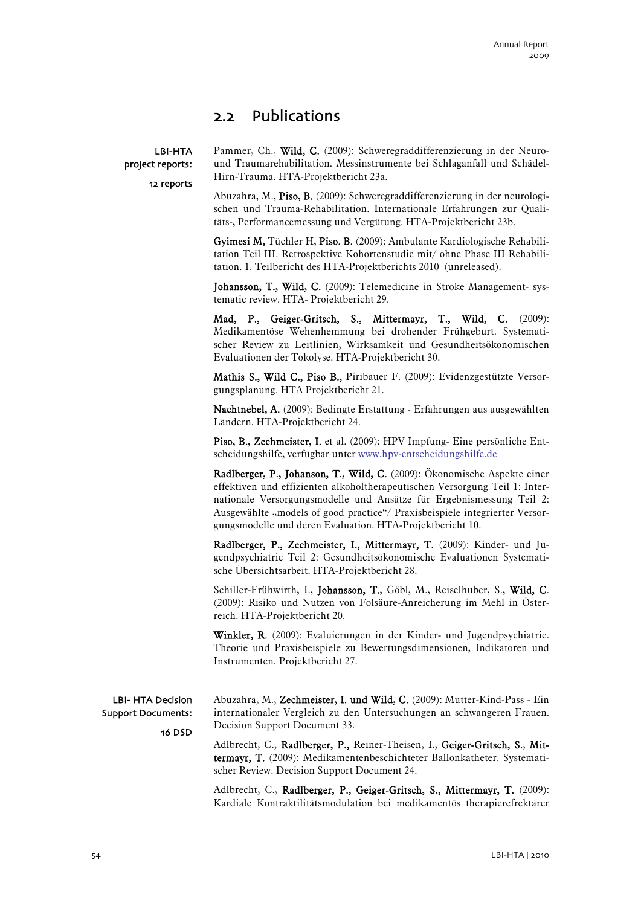## 2.2 Publications

**LBI-HTA project reports:**

**12 reports**

Pammer, Ch., **Wild, C.** (2009): Schweregraddifferenzierung in der Neuro- und Traumarehabilitation. Messinstrumente bei Schlaganfall und Schädel-Hirn-Trauma. HTA-Projektbericht 23a.

Abuzahra, M., **Piso, B.** (2009): Schweregraddifferenzierung in der neurologischen und Trauma-Rehabilitation. Internationale Erfahrungen zur Qualitäts-, Performancemessung und Vergütung. HTA-Projektbericht 23b.

**Gyimesi M,** Tüchler H, **Piso. B.** (2009): Ambulante Kardiologische Rehabilitation Teil III. Retrospektive Kohortenstudie mit/ ohne Phase III Rehabilitation. 1. Teilbericht des HTA-Projektberichts 2010 (unreleased).

**Johansson, T., Wild, C.** (2009): Telemedicine in Stroke Management- systematic review. HTA- Projektbericht 29.

**Mad, P., Geiger-Gritsch, S., Mittermayr, T., Wild, C.** (2009): Medikamentöse Wehenhemmung bei drohender Frühgeburt. Systematischer Review zu Leitlinien, Wirksamkeit und Gesundheitsökonomischen Evaluationen der Tokolyse. HTA-Projektbericht 30.

**Mathis S., Wild C., Piso B.,** Piribauer F. (2009): Evidenzgestützte Versorgungsplanung. HTA Projektbericht 21.

**Nachtnebel, A.** (2009): Bedingte Erstattung - Erfahrungen aus ausgewählten Ländern. HTA-Projektbericht 24.

**Piso, B., Zechmeister, I.** et al. (2009): HPV Impfung- Eine persönliche Entscheidungshilfe, verfügbar unter www.hpv-entscheidungshilfe.de

**Radlberger, P., Johanson, T., Wild, C.** (2009): Ökonomische Aspekte einer effektiven und effizienten alkoholtherapeutischen Versorgung Teil 1: Internationale Versorgungsmodelle und Ansätze für Ergebnismessung Teil 2: Ausgewählte „models of good practice"/ Praxisbeispiele integrierter Versorgungsmodelle und deren Evaluation. HTA-Projektbericht 10.

**Radlberger, P., Zechmeister, I., Mittermayr, T.** (2009): Kinder- und Jugendpsychiatrie Teil 2: Gesundheitsökonomische Evaluationen Systematische Übersichtsarbeit. HTA-Projektbericht 28.

Schiller-Frühwirth, I., **Johansson, T.**, Göbl, M., Reiselhuber, S., **Wild, C**. (2009): Risiko und Nutzen von Folsäure-Anreicherung im Mehl in Österreich. HTA-Projektbericht 20.

**Winkler, R.** (2009): Evaluierungen in der Kinder- und Jugendpsychiatrie. Theorie und Praxisbeispiele zu Bewertungsdimensionen, Indikatoren und Instrumenten. Projektbericht 27.

**LBI- HTA Decision Support Documents:**

**16 DSD**

Abuzahra, M., **Zechmeister, I. und Wild, C.** (2009): Mutter-Kind-Pass - Ein internationaler Vergleich zu den Untersuchungen an schwangeren Frauen. Decision Support Document 33.

Adlbrecht, C., **Radlberger, P.,** Reiner-Theisen, I., **Geiger-Gritsch, S.**, **Mittermayr, T.** (2009): Medikamentenbeschichteter Ballonkatheter. Systematischer Review. Decision Support Document 24.

Adlbrecht, C., **Radlberger, P., Geiger-Gritsch, S., Mittermayr, T.** (2009): Kardiale Kontraktilitätsmodulation bei medikamentös therapierefraktärer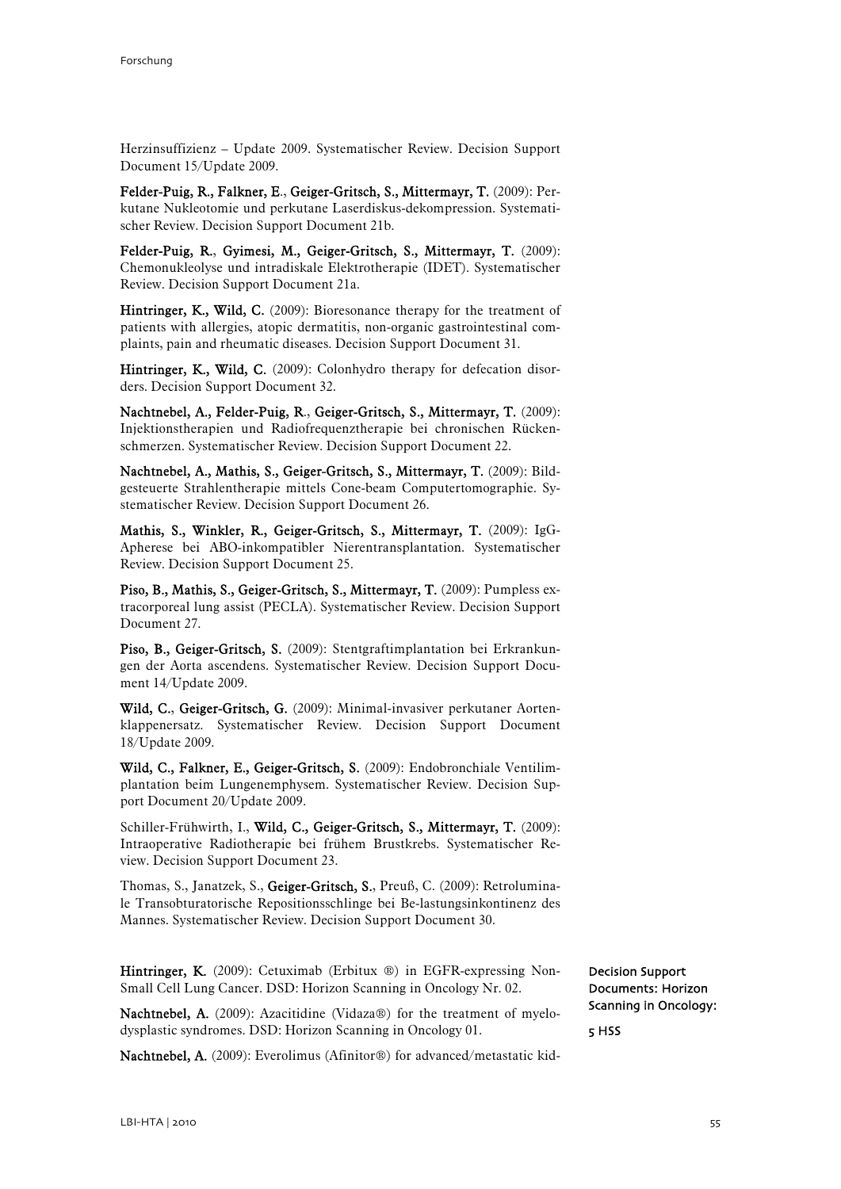Herzinsuffizienz – Update 2009. Systematischer Review. Decision Support Document 15/Update 2009.

**Felder-Puig, R., Falkner, E., Geiger-Gritsch, S., Mittermayr, T.** (2009): Perkutane Nukleotomie und perkutane Laserdiskus-dekompression. Systematischer Review. Decision Support Document 21b.

**Felder-Puig, R., Gyimesi, M., Geiger-Gritsch, S., Mittermayr, T.** (2009): Chemonukleolyse und intradiskale Elektrotherapie (IDET). Systematischer Review. Decision Support Document 21a.

**Hintringer, K., Wild, C.** (2009): Bioresonance therapy for the treatment of patients with allergies, atopic dermatitis, non-organic gastrointestinal complaints, pain and rheumatic diseases. Decision Support Document 31.

**Hintringer, K., Wild, C.** (2009): Colonhydro therapy for defecation disorders. Decision Support Document 32.

**Nachtnebel, A., Felder-Puig, R., Geiger-Gritsch, S., Mittermayr, T.** (2009): Injektionstherapien und Radiofrequenztherapie bei chronischen Rückenschmerzen. Systematischer Review. Decision Support Document 22.

**Nachtnebel, A., Mathis, S., Geiger-Gritsch, S., Mittermayr, T.** (2009): Bildgesteuerte Strahlentherapie mittels Cone-beam Computertomographie. Systematischer Review. Decision Support Document 26.

**Mathis, S., Winkler, R., Geiger-Gritsch, S., Mittermayr, T.** (2009): IgG-Apherese bei ABO-inkompatibler Nierentransplantation. Systematischer Review. Decision Support Document 25.

**Piso, B., Mathis, S., Geiger-Gritsch, S., Mittermayr, T.** (2009): Pumpless extracorporeal lung assist (PECLA). Systematischer Review. Decision Support Document 27.

**Piso, B., Geiger-Gritsch, S.** (2009): Stentgraftimplantation bei Erkrankungen der Aorta ascendens. Systematischer Review. Decision Support Document 14/Update 2009.

**Wild, C., Geiger-Gritsch, G.** (2009): Minimal-invasiver perkutaner Aortenklappenersatz. Systematischer Review. Decision Support Document 18/Update 2009.

**Wild, C., Falkner, E., Geiger-Gritsch, S.** (2009): Endobronchiale Ventilimplantation beim Lungenemphysem. Systematischer Review. Decision Support Document 20/Update 2009.

Schiller-Frühwirth, I., **Wild, C., Geiger-Gritsch, S., Mittermayr, T.** (2009): Intraoperative Radiotherapie bei frühem Brustkrebs. Systematischer Review. Decision Support Document 23.

Thomas, S., Janatzek, S., **Geiger-Gritsch, S.**, Preuß, C. (2009): Retroluminale Transobturatorische Repositionsschlinge bei Be-lastungsinkontinenz des Mannes. Systematischer Review. Decision Support Document 30.

Decision Support Documents: Horizon Scanning in Oncology:

5 HSS

**Hintringer, K.** (2009): Cetuximab (Erbitux ®) in EGFR-expressing Non-Small Cell Lung Cancer. DSD: Horizon Scanning in Oncology Nr. 02.

**Nachtnebel, A.** (2009): Azacitidine (Vidaza®) for the treatment of myelodysplastic syndromes. DSD: Horizon Scanning in Oncology 01.

**Nachtnebel, A.** (2009): Everolimus (Afinitor®) for advanced/metastatic kid-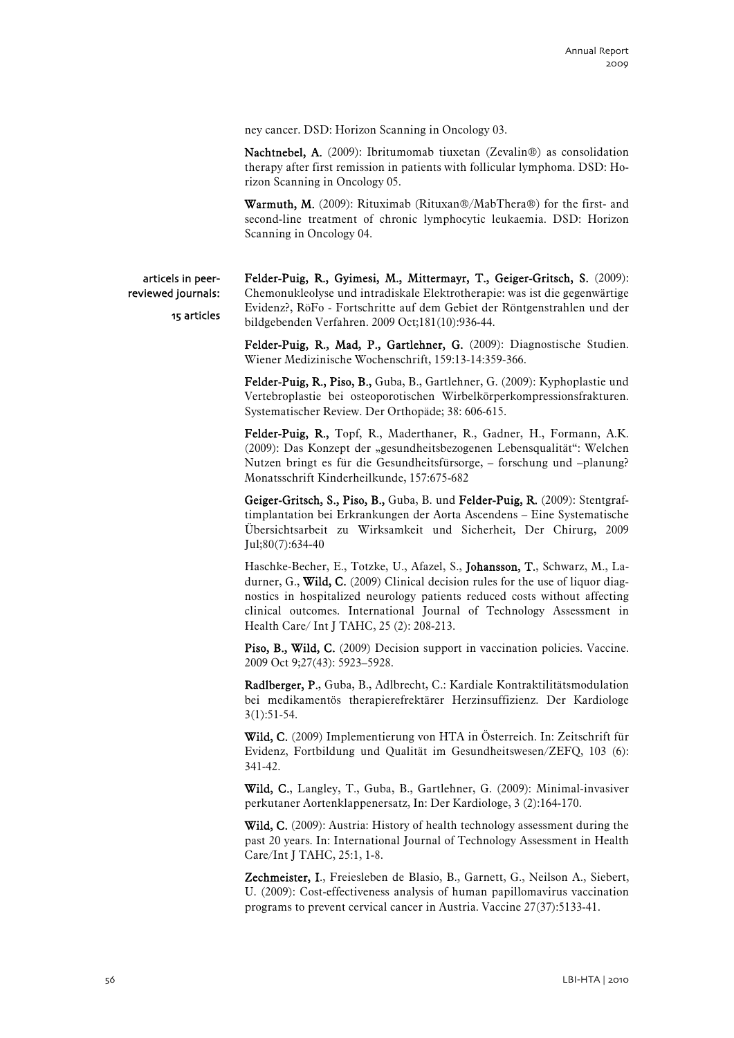ney cancer. DSD: Horizon Scanning in Oncology 03.

**Nachtnebel, A.** (2009): Ibritumomab tiuxetan (Zevalin®) as consolidation therapy after first remission in patients with follicular lymphoma. DSD: Horizon Scanning in Oncology 05.

**Warmuth, M.** (2009): Rituximab (Rituxan®/MabThera®) for the first- and second-line treatment of chronic lymphocytic leukaemia. DSD: Horizon Scanning in Oncology 04.

articels in peer-reviewed journals:

15 articles

**Felder-Puig, R., Gyimesi, M., Mittermayr, T., Geiger-Gritsch, S.** (2009): Chemonukleolyse und intradiskale Elektrotherapie: was ist die gegenwärtige Evidenz?, RöFo - Fortschritte auf dem Gebiet der Röntgenstrahlen und der bildgebenden Verfahren. 2009 Oct;181(10):936-44.

**Felder-Puig, R., Mad, P., Gartlehner, G.** (2009): Diagnostische Studien. Wiener Medizinische Wochenschrift, 159:13-14:359-366.

**Felder-Puig, R., Piso, B.,** Guba, B., Gartlehner, G. (2009): Kyphoplastie und Vertebroplastie bei osteoporotischen Wirbelkörperkompressionsfrakturen. Systematischer Review. Der Orthopäde; 38: 606-615.

**Felder-Puig, R.,** Topf, R., Maderthaner, R., Gadner, H., Formann, A.K. (2009): Das Konzept der „gesundheitsbezogenen Lebensqualität": Welchen Nutzen bringt es für die Gesundheitsfürsorge, – forschung und –planung? Monatsschrift Kinderheilkunde, 157:675-682

**Geiger-Gritsch, S., Piso, B.,** Guba, B. und **Felder-Puig, R.** (2009): Stentgraftimplantation bei Erkrankungen der Aorta Ascendens – Eine Systematische Übersichtsarbeit zu Wirksamkeit und Sicherheit, Der Chirurg, 2009 Jul;80(7):634-40

Haschke-Becher, E., Totzke, U., Afazel, S., **Johansson, T.**, Schwarz, M., Ladurner, G., **Wild, C.** (2009) Clinical decision rules for the use of liquor diagnostics in hospitalized neurology patients reduced costs without affecting clinical outcomes. International Journal of Technology Assessment in Health Care/ Int J TAHC, 25 (2): 208-213.

**Piso, B., Wild, C.** (2009) Decision support in vaccination policies. Vaccine. 2009 Oct 9;27(43): 5923–5928.

**Radlberger, P.**, Guba, B., Adlbrecht, C.: Kardiale Kontraktilitätsmodulation bei medikamentös therapierefraktärer Herzinsuffizienz. Der Kardiologe 3(1):51-54.

**Wild, C.** (2009) Implementierung von HTA in Österreich. In: Zeitschrift für Evidenz, Fortbildung und Qualität im Gesundheitswesen/ZEFQ, 103 (6): 341-42.

**Wild, C.**, Langley, T., Guba, B., Gartlehner, G. (2009): Minimal-invasiver perkutaner Aortenklappenersatz, In: Der Kardiologe, 3 (2):164-170.

**Wild, C.** (2009): Austria: History of health technology assessment during the past 20 years. In: International Journal of Technology Assessment in Health Care/Int J TAHC, 25:1, 1-8.

**Zechmeister, I.**, Freiesleben de Blasio, B., Garnett, G., Neilson A., Siebert, U. (2009): Cost-effectiveness analysis of human papillomavirus vaccination programs to prevent cervical cancer in Austria. Vaccine 27(37):5133-41.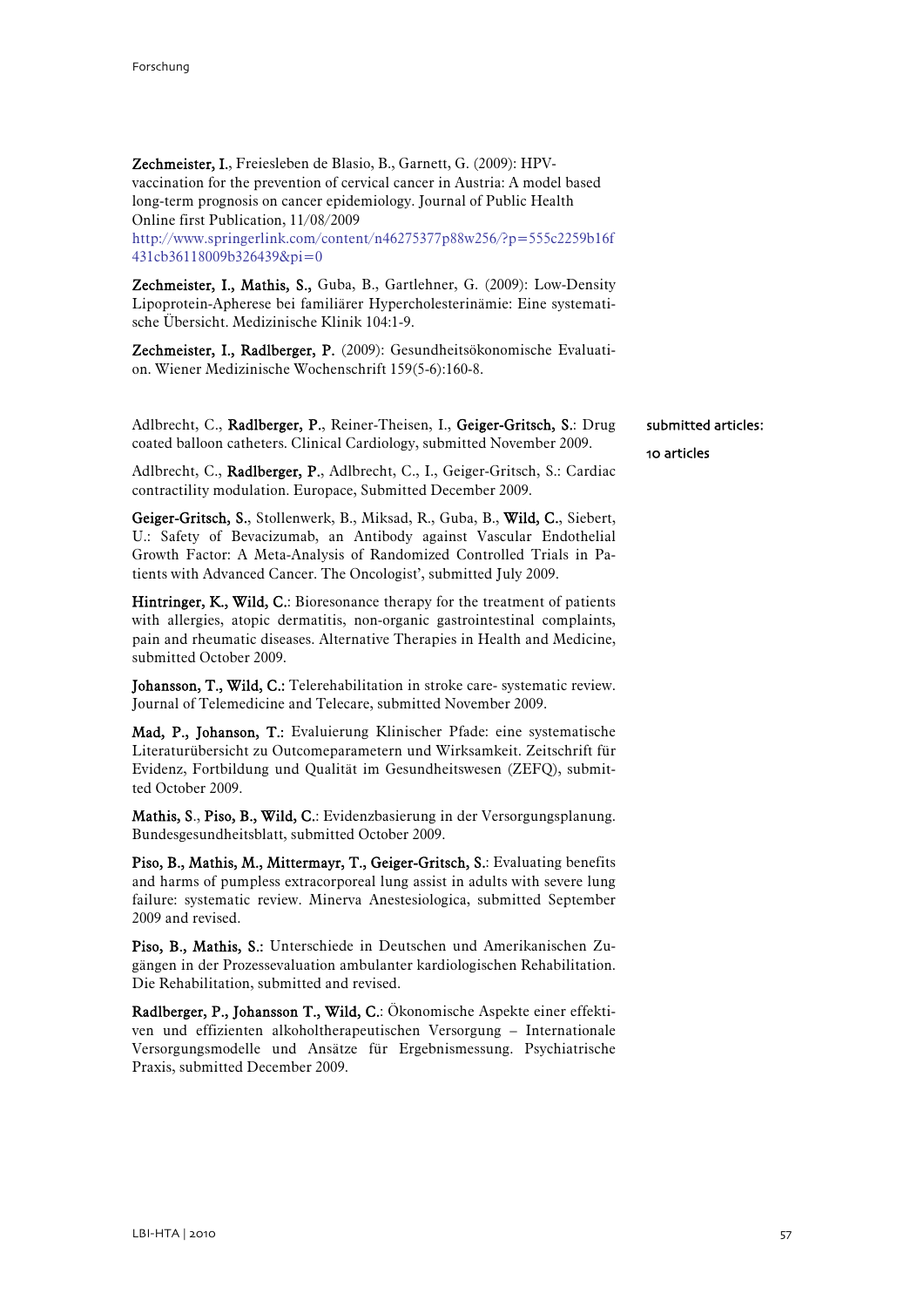**Zechmeister, I.**, Freiesleben de Blasio, B., Garnett, G. (2009): HPV-vaccination for the prevention of cervical cancer in Austria: A model based long-term prognosis on cancer epidemiology. Journal of Public Health Online first Publication, 11/08/2009 http://www.springerlink.com/content/n46275377p88w256/?p=555c2259b16f431cb36118009b326439&pi=0

**Zechmeister, I., Mathis, S.,** Guba, B., Gartlehner, G. (2009): Low-Density Lipoprotein-Apherese bei familiärer Hypercholesterinämie: Eine systematische Übersicht. Medizinische Klinik 104:1-9.

**Zechmeister, I., Radlberger, P.** (2009): Gesundheitsökonomische Evaluation. Wiener Medizinische Wochenschrift 159(5-6):160-8.

submitted articles:

10 articles

Adlbrecht, C., **Radlberger, P.**, Reiner-Theisen, I., **Geiger-Gritsch, S.**: Drug coated balloon catheters. Clinical Cardiology, submitted November 2009.

Adlbrecht, C., **Radlberger, P.**, Adlbrecht, C., I., Geiger-Gritsch, S.: Cardiac contractility modulation. Europace, Submitted December 2009.

**Geiger-Gritsch, S.**, Stollenwerk, B., Miksad, R., Guba, B., **Wild, C.**, Siebert, U.: Safety of Bevacizumab, an Antibody against Vascular Endothelial Growth Factor: A Meta-Analysis of Randomized Controlled Trials in Patients with Advanced Cancer. The Oncologist', submitted July 2009.

**Hintringer, K., Wild, C.**: Bioresonance therapy for the treatment of patients with allergies, atopic dermatitis, non-organic gastrointestinal complaints, pain and rheumatic diseases. Alternative Therapies in Health and Medicine, submitted October 2009.

**Johansson, T., Wild, C.:** Telerehabilitation in stroke care- systematic review. Journal of Telemedicine and Telecare, submitted November 2009.

**Mad, P., Johanson, T.:** Evaluierung Klinischer Pfade: eine systematische Literaturübersicht zu Outcomeparametern und Wirksamkeit. Zeitschrift für Evidenz, Fortbildung und Qualität im Gesundheitswesen (ZEFQ), submitted October 2009.

**Mathis, S., Piso, B., Wild, C.**: Evidenzbasierung in der Versorgungsplanung. Bundesgesundheitsblatt, submitted October 2009.

**Piso, B., Mathis, M., Mittermayr, T., Geiger-Gritsch, S.**: Evaluating benefits and harms of pumpless extracorporeal lung assist in adults with severe lung failure: systematic review. Minerva Anestesiologica, submitted September 2009 and revised.

**Piso, B., Mathis, S.:** Unterschiede in Deutschen und Amerikanischen Zugängen in der Prozessevaluation ambulanter kardiologischen Rehabilitation. Die Rehabilitation, submitted and revised.

**Radlberger, P., Johansson T., Wild, C.**: Ökonomische Aspekte einer effektiven und effizienten alkoholtherapeutischen Versorgung – Internationale Versorgungsmodelle und Ansätze für Ergebnismessung. Psychiatrische Praxis, submitted December 2009.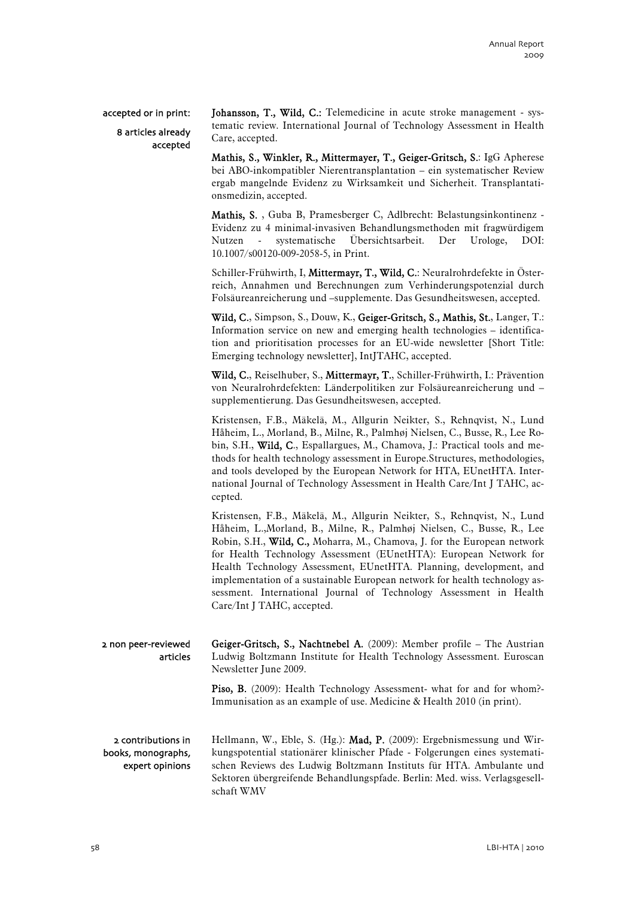accepted or in print:

8 articles already accepted

**Johansson, T., Wild, C.:** Telemedicine in acute stroke management - systematic review. International Journal of Technology Assessment in Health Care, accepted.

**Mathis, S., Winkler, R., Mittermayer, T., Geiger-Gritsch, S.**: IgG Apherese bei ABO-inkompatibler Nierentransplantation – ein systematischer Review ergab mangelnde Evidenz zu Wirksamkeit und Sicherheit. Transplantationsmedizin, accepted.

**Mathis, S.** , Guba B, Pramesberger C, Adlbrecht: Belastungsinkontinenz - Evidenz zu 4 minimal-invasiven Behandlungsmethoden mit fragwürdigem Nutzen - systematische Übersichtsarbeit. Der Urologe, DOI: 10.1007/s00120-009-2058-5, in Print.

Schiller-Frühwirth, I, **Mittermayr, T., Wild, C.**: Neuralrohrdefekte in Österreich, Annahmen und Berechnungen zum Verhinderungspotenzial durch Folsäureanreicherung und –supplemente. Das Gesundheitswesen, accepted.

**Wild, C.**, Simpson, S., Douw, K., **Geiger-Gritsch, S., Mathis, St.**, Langer, T.: Information service on new and emerging health technologies – identification and prioritisation processes for an EU-wide newsletter [Short Title: Emerging technology newsletter], IntJTAHC, accepted.

**Wild, C.**, Reiselhuber, S., **Mittermayr, T.**, Schiller-Frühwirth, I.: Prävention von Neuralrohrdefekten: Länderpolitiken zur Folsäureanreicherung und –supplementierung. Das Gesundheitswesen, accepted.

Kristensen, F.B., Mäkelä, M., Allgurin Neikter, S., Rehnqvist, N., Lund Håheim, L., Morland, B., Milne, R., Palmhøj Nielsen, C., Busse, R., Lee Robin, S.H., **Wild, C.**, Espallargues, M., Chamova, J.: Practical tools and methods for health technology assessment in Europe.Structures, methodologies, and tools developed by the European Network for HTA, EUnetHTA. International Journal of Technology Assessment in Health Care/Int J TAHC, accepted.

Kristensen, F.B., Mäkelä, M., Allgurin Neikter, S., Rehnqvist, N., Lund Håheim, L.,Morland, B., Milne, R., Palmhøj Nielsen, C., Busse, R., Lee Robin, S.H., **Wild, C.,** Moharra, M., Chamova, J. for the European network for Health Technology Assessment (EUnetHTA): European Network for Health Technology Assessment, EUnetHTA. Planning, development, and implementation of a sustainable European network for health technology assessment. International Journal of Technology Assessment in Health Care/Int J TAHC, accepted.

2 non peer-reviewed articles

**Geiger-Gritsch, S., Nachtnebel A.** (2009): Member profile – The Austrian Ludwig Boltzmann Institute for Health Technology Assessment. Euroscan Newsletter June 2009.

**Piso, B.** (2009): Health Technology Assessment- what for and for whom?- Immunisation as an example of use. Medicine & Health 2010 (in print).

2 contributions in books, monographs, expert opinions

Hellmann, W., Eble, S. (Hg.): **Mad, P.** (2009): Ergebnismessung und Wirkungspotential stationärer klinischer Pfade - Folgerungen eines systematischen Reviews des Ludwig Boltzmann Instituts für HTA. Ambulante und Sektoren übergreifende Behandlungspfade. Berlin: Med. wiss. Verlagsgesellschaft WMV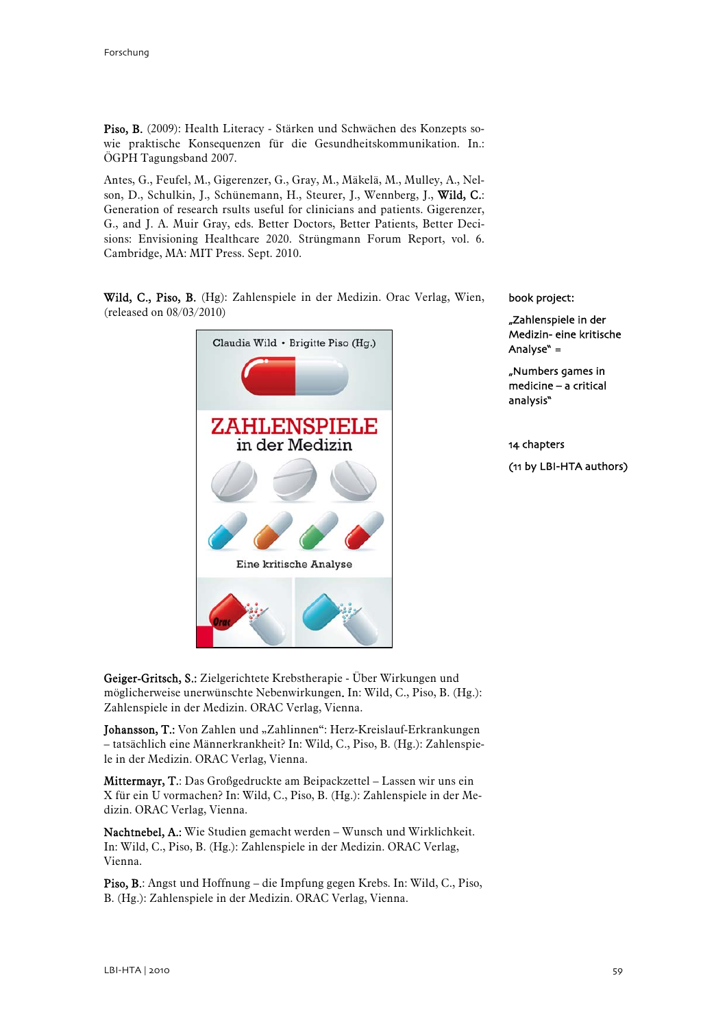**Piso, B.** (2009): Health Literacy - Stärken und Schwächen des Konzepts sowie praktische Konsequenzen für die Gesundheitskommunikation. In.: ÖGPH Tagungsband 2007.

Antes, G., Feufel, M., Gigerenzer, G., Gray, M., Mäkelä, M., Mulley, A., Nelson, D., Schulkin, J., Schünemann, H., Steurer, J., Wennberg, J., **Wild, C.**: Generation of research rsults useful for clinicians and patients. Gigerenzer, G., and J. A. Muir Gray, eds. Better Doctors, Better Patients, Better Decisions: Envisioning Healthcare 2020. Strüngmann Forum Report, vol. 6. Cambridge, MA: MIT Press. Sept. 2010.

**Wild, C., Piso, B.** (Hg): Zahlenspiele in der Medizin. Orac Verlag, Wien, (released on 08/03/2010)

book project:

„Zahlenspiele in der Medizin- eine kritische Analyse" =

„Numbers games in medicine – a critical analysis"

14 chapters

(11 by LBI-HTA authors)

**Geiger-Gritsch, S.**: Zielgerichtete Krebstherapie - Über Wirkungen und möglicherweise unerwünschte Nebenwirkungen. In: Wild, C., Piso, B. (Hg.): Zahlenspiele in der Medizin. ORAC Verlag, Vienna.

**Johansson, T.**: Von Zahlen und „Zahlinnen": Herz-Kreislauf-Erkrankungen – tatsächlich eine Männerkrankheit? In: Wild, C., Piso, B. (Hg.): Zahlenspiele in der Medizin. ORAC Verlag, Vienna.

**Mittermayr, T.**: Das Großgedruckte am Beipackzettel – Lassen wir uns ein X für ein U vormachen? In: Wild, C., Piso, B. (Hg.): Zahlenspiele in der Medizin. ORAC Verlag, Vienna.

**Nachtnebel, A.**: Wie Studien gemacht werden – Wunsch und Wirklichkeit. In: Wild, C., Piso, B. (Hg.): Zahlenspiele in der Medizin. ORAC Verlag, Vienna.

**Piso, B.**: Angst und Hoffnung – die Impfung gegen Krebs. In: Wild, C., Piso, B. (Hg.): Zahlenspiele in der Medizin. ORAC Verlag, Vienna.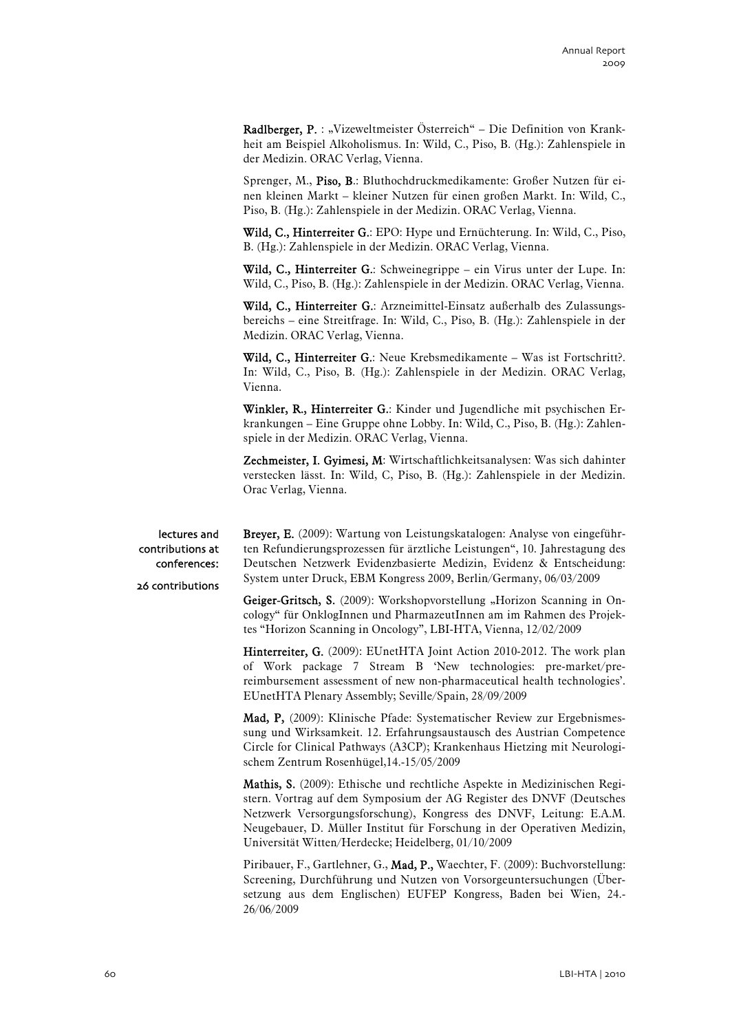**Radlberger, P.** : „Vizeweltmeister Österreich" – Die Definition von Krankheit am Beispiel Alkoholismus. In: Wild, C., Piso, B. (Hg.): Zahlenspiele in der Medizin. ORAC Verlag, Vienna.

Sprenger, M., **Piso, B.**: Bluthochdruckmedikamente: Großer Nutzen für einen kleinen Markt – kleiner Nutzen für einen großen Markt. In: Wild, C., Piso, B. (Hg.): Zahlenspiele in der Medizin. ORAC Verlag, Vienna.

**Wild, C., Hinterreiter G.**: EPO: Hype und Ernüchterung. In: Wild, C., Piso, B. (Hg.): Zahlenspiele in der Medizin. ORAC Verlag, Vienna.

**Wild, C., Hinterreiter G.**: Schweinegrippe – ein Virus unter der Lupe. In: Wild, C., Piso, B. (Hg.): Zahlenspiele in der Medizin. ORAC Verlag, Vienna.

**Wild, C., Hinterreiter G.**: Arzneimittel-Einsatz außerhalb des Zulassungsbereichs – eine Streitfrage. In: Wild, C., Piso, B. (Hg.): Zahlenspiele in der Medizin. ORAC Verlag, Vienna.

**Wild, C., Hinterreiter G.**: Neue Krebsmedikamente – Was ist Fortschritt?. In: Wild, C., Piso, B. (Hg.): Zahlenspiele in der Medizin. ORAC Verlag, Vienna.

**Winkler, R., Hinterreiter G.**: Kinder und Jugendliche mit psychischen Erkrankungen – Eine Gruppe ohne Lobby. In: Wild, C., Piso, B. (Hg.): Zahlenspiele in der Medizin. ORAC Verlag, Vienna.

**Zechmeister, I. Gyimesi, M**: Wirtschaftlichkeitsanalysen: Was sich dahinter verstecken lässt. In: Wild, C, Piso, B. (Hg.): Zahlenspiele in der Medizin. Orac Verlag, Vienna.

lectures and contributions at conferences:

26 contributions

**Breyer, E.** (2009): Wartung von Leistungskatalogen: Analyse von eingeführten Refundierungsprozessen für ärztliche Leistungen", 10. Jahrestagung des Deutschen Netzwerk Evidenzbasierte Medizin, Evidenz & Entscheidung: System unter Druck, EBM Kongress 2009, Berlin/Germany, 06/03/2009

**Geiger-Gritsch, S.** (2009): Workshopvorstellung „Horizon Scanning in Oncology" für OnklogInnen und PharmazeutInnen am im Rahmen des Projektes "Horizon Scanning in Oncology", LBI-HTA, Vienna, 12/02/2009

**Hinterreiter, G.** (2009): EUnetHTA Joint Action 2010-2012. The work plan of Work package 7 Stream B 'New technologies: pre-market/pre-reimbursement assessment of new non-pharmaceutical health technologies'. EUnetHTA Plenary Assembly; Seville/Spain, 28/09/2009

**Mad, P,** (2009): Klinische Pfade: Systematischer Review zur Ergebnismessung und Wirksamkeit. 12. Erfahrungsaustausch des Austrian Competence Circle for Clinical Pathways (A3CP); Krankenhaus Hietzing mit Neurologischem Zentrum Rosenhügel,14.-15/05/2009

**Mathis, S.** (2009): Ethische und rechtliche Aspekte in Medizinischen Registern. Vortrag auf dem Symposium der AG Register des DNVF (Deutsches Netzwerk Versorgungsforschung), Kongress des DNVF, Leitung: E.A.M. Neugebauer, D. Müller Institut für Forschung in der Operativen Medizin, Universität Witten/Herdecke; Heidelberg, 01/10/2009

Piribauer, F., Gartlehner, G., **Mad, P.,** Waechter, F. (2009): Buchvorstellung: Screening, Durchführung und Nutzen von Vorsorgeuntersuchungen (Übersetzung aus dem Englischen) EUFEP Kongress, Baden bei Wien, 24.-26/06/2009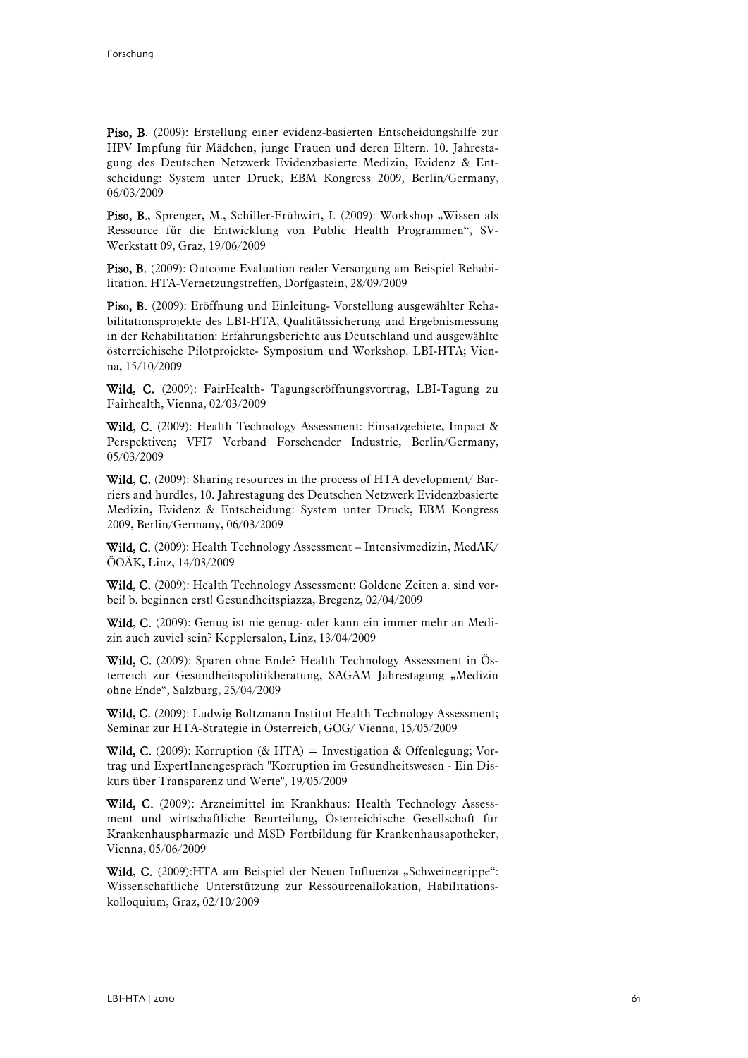**Piso, B**. (2009): Erstellung einer evidenz-basierten Entscheidungshilfe zur HPV Impfung für Mädchen, junge Frauen und deren Eltern. 10. Jahrestagung des Deutschen Netzwerk Evidenzbasierte Medizin, Evidenz & Entscheidung: System unter Druck, EBM Kongress 2009, Berlin/Germany, 06/03/2009

**Piso, B.**, Sprenger, M., Schiller-Frühwirt, I. (2009): Workshop „Wissen als Ressource für die Entwicklung von Public Health Programmen", SV-Werkstatt 09, Graz, 19/06/2009

**Piso, B.** (2009): Outcome Evaluation realer Versorgung am Beispiel Rehabilitation. HTA-Vernetzungstreffen, Dorfgastein, 28/09/2009

**Piso, B.** (2009): Eröffnung und Einleitung- Vorstellung ausgewählter Rehabilitationsprojekte des LBI-HTA, Qualitätssicherung und Ergebnismessung in der Rehabilitation: Erfahrungsberichte aus Deutschland und ausgewählte österreichische Pilotprojekte- Symposium und Workshop. LBI-HTA; Vienna, 15/10/2009

**Wild, C.** (2009): FairHealth- Tagungseröffnungsvortrag, LBI-Tagung zu Fairhealth, Vienna, 02/03/2009

**Wild, C.** (2009): Health Technology Assessment: Einsatzgebiete, Impact & Perspektiven; VFI7 Verband Forschender Industrie, Berlin/Germany, 05/03/2009

**Wild, C.** (2009): Sharing resources in the process of HTA development/ Barriers and hurdles, 10. Jahrestagung des Deutschen Netzwerk Evidenzbasierte Medizin, Evidenz & Entscheidung: System unter Druck, EBM Kongress 2009, Berlin/Germany, 06/03/2009

**Wild, C.** (2009): Health Technology Assessment – Intensivmedizin, MedAK/ ÖOÄK, Linz, 14/03/2009

**Wild, C.** (2009): Health Technology Assessment: Goldene Zeiten a. sind vorbei! b. beginnen erst! Gesundheitspiazza, Bregenz, 02/04/2009

**Wild, C.** (2009): Genug ist nie genug- oder kann ein immer mehr an Medizin auch zuviel sein? Kepplersalon, Linz, 13/04/2009

**Wild, C.** (2009): Sparen ohne Ende? Health Technology Assessment in Österreich zur Gesundheitspolitikberatung, SAGAM Jahrestagung „Medizin ohne Ende", Salzburg, 25/04/2009

**Wild, C.** (2009): Ludwig Boltzmann Institut Health Technology Assessment; Seminar zur HTA-Strategie in Österreich, GÖG/ Vienna, 15/05/2009

**Wild, C.** (2009): Korruption (& HTA) = Investigation & Offenlegung; Vortrag und ExpertInnengespräch "Korruption im Gesundheitswesen - Ein Diskurs über Transparenz und Werte", 19/05/2009

**Wild, C.** (2009): Arzneimittel im Krankhaus: Health Technology Assessment und wirtschaftliche Beurteilung, Österreichische Gesellschaft für Krankenhauspharmazie und MSD Fortbildung für Krankenhausapotheker, Vienna, 05/06/2009

**Wild, C.** (2009):HTA am Beispiel der Neuen Influenza „Schweinegrippe": Wissenschaftliche Unterstützung zur Ressourcenallokation, Habilitationskolloquium, Graz, 02/10/2009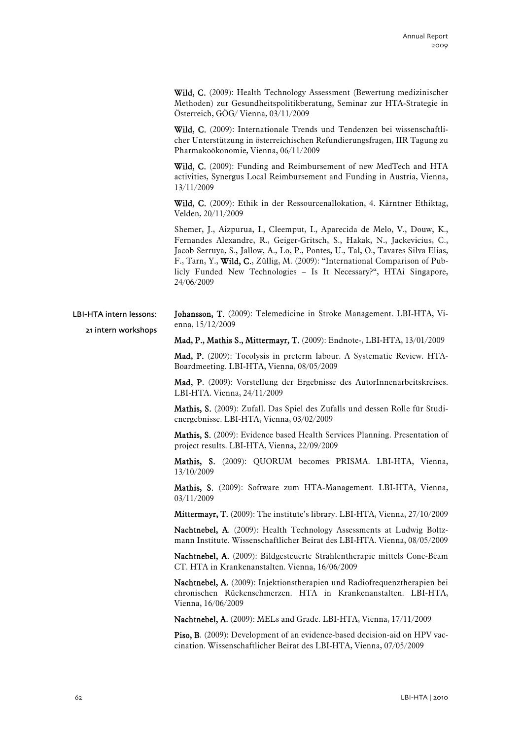**Wild, C.** (2009): Health Technology Assessment (Bewertung medizinischer Methoden) zur Gesundheitspolitikberatung, Seminar zur HTA-Strategie in Österreich, GÖG/ Vienna, 03/11/2009

**Wild, C.** (2009): Internationale Trends und Tendenzen bei wissenschaftlicher Unterstützung in österreichischen Refundierungsfragen, IIR Tagung zu Pharmakoökonomie, Vienna, 06/11/2009

**Wild, C.** (2009): Funding and Reimbursement of new MedTech and HTA activities, Synergus Local Reimbursement and Funding in Austria, Vienna, 13/11/2009

**Wild, C.** (2009): Ethik in der Ressourcenallokation, 4. Kärntner Ethiktag, Velden, 20/11/2009

Shemer, J., Aizpurua, I., Cleemput, I., Aparecida de Melo, V., Douw, K., Fernandes Alexandre, R., Geiger-Gritsch, S., Hakak, N., Jackevicius, C., Jacob Serruya, S., Jallow, A., Lo, P., Pontes, U., Tal, O., Tavares Silva Elias, F., Tarn, Y., **Wild, C.**, Züllig, M. (2009): "International Comparison of Publicly Funded New Technologies – Is It Necessary?", HTAi Singapore, 24/06/2009

LBI-HTA intern lessons:

21 intern workshops

**Johansson, T.** (2009): Telemedicine in Stroke Management. LBI-HTA, Vienna, 15/12/2009

**Mad, P., Mathis S., Mittermayr, T.** (2009): Endnote-, LBI-HTA, 13/01/2009

**Mad, P.** (2009): Tocolysis in preterm labour. A Systematic Review. HTA-Boardmeeting. LBI-HTA, Vienna, 08/05/2009

**Mad, P.** (2009): Vorstellung der Ergebnisse des AutorInnenarbeitskreises. LBI-HTA. Vienna, 24/11/2009

**Mathis, S.** (2009): Zufall. Das Spiel des Zufalls und dessen Rolle für Studienergebnisse. LBI-HTA, Vienna, 03/02/2009

**Mathis, S.** (2009): Evidence based Health Services Planning. Presentation of project results. LBI-HTA, Vienna, 22/09/2009

**Mathis, S.** (2009): QUORUM becomes PRISMA. LBI-HTA, Vienna, 13/10/2009

**Mathis, S.** (2009): Software zum HTA-Management. LBI-HTA, Vienna, 03/11/2009

**Mittermayr, T.** (2009): The institute's library. LBI-HTA, Vienna, 27/10/2009

**Nachtnebel, A**. (2009): Health Technology Assessments at Ludwig Boltzmann Institute. Wissenschaftlicher Beirat des LBI-HTA. Vienna, 08/05/2009

**Nachtnebel, A.** (2009): Bildgesteuerte Strahlentherapie mittels Cone-Beam CT. HTA in Krankenanstalten. Vienna, 16/06/2009

**Nachtnebel, A.** (2009): Injektionstherapien und Radiofrequenztherapien bei chronischen Rückenschmerzen. HTA in Krankenanstalten. LBI-HTA, Vienna, 16/06/2009

**Nachtnebel, A.** (2009): MELs and Grade. LBI-HTA, Vienna, 17/11/2009

**Piso, B**. (2009): Development of an evidence-based decision-aid on HPV vaccination. Wissenschaftlicher Beirat des LBI-HTA, Vienna, 07/05/2009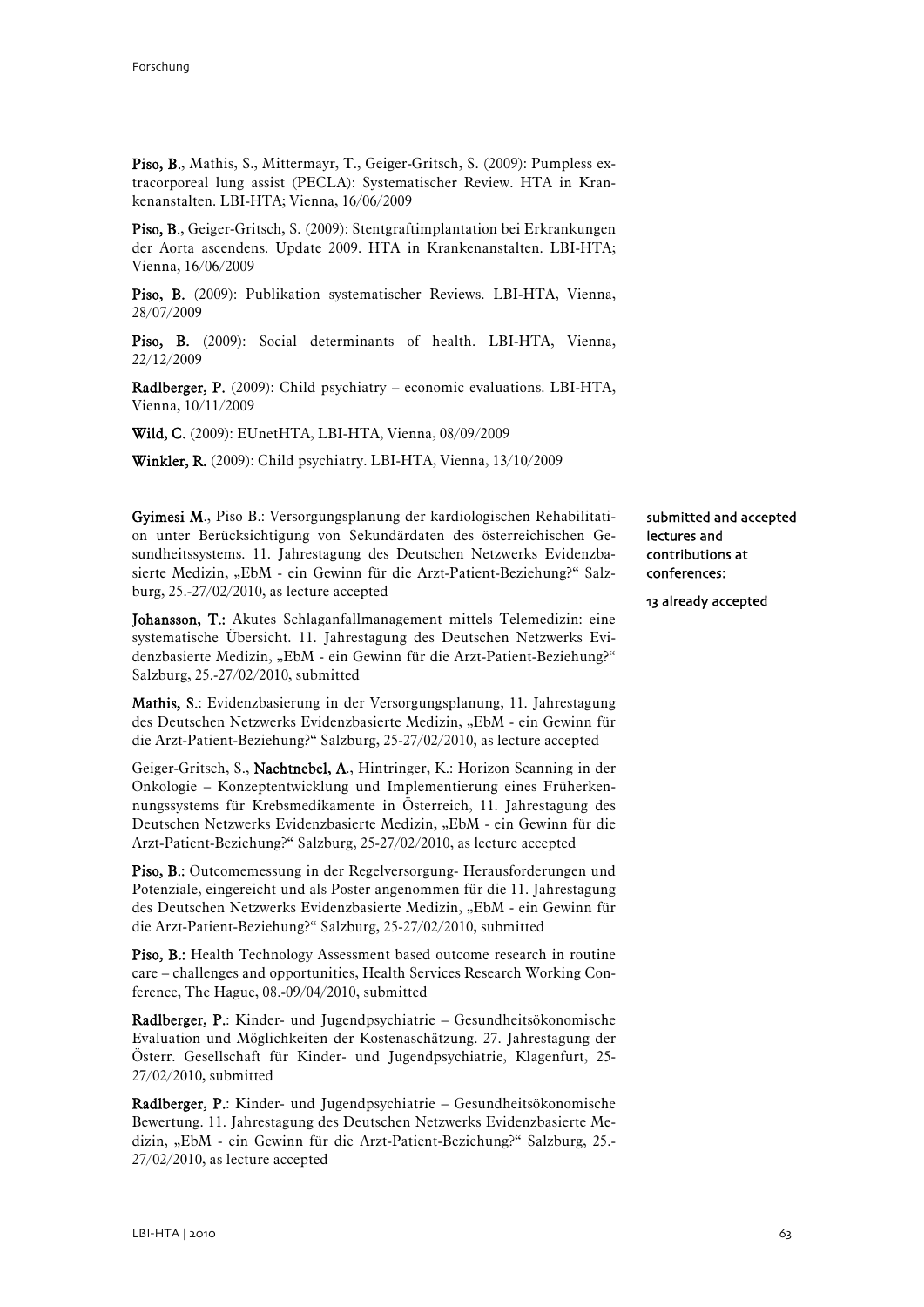**Piso, B.**, Mathis, S., Mittermayr, T., Geiger-Gritsch, S. (2009): Pumpless extracorporeal lung assist (PECLA): Systematischer Review. HTA in Krankenanstalten. LBI-HTA; Vienna, 16/06/2009

**Piso, B.**, Geiger-Gritsch, S. (2009): Stentgraftimplantation bei Erkrankungen der Aorta ascendens. Update 2009. HTA in Krankenanstalten. LBI-HTA; Vienna, 16/06/2009

**Piso, B.** (2009): Publikation systematischer Reviews. LBI-HTA, Vienna, 28/07/2009

**Piso, B.** (2009): Social determinants of health. LBI-HTA, Vienna, 22/12/2009

**Radlberger, P.** (2009): Child psychiatry – economic evaluations. LBI-HTA, Vienna, 10/11/2009

**Wild, C.** (2009): EUnetHTA, LBI-HTA, Vienna, 08/09/2009

**Winkler, R.** (2009): Child psychiatry. LBI-HTA, Vienna, 13/10/2009

submitted and accepted lectures and contributions at conferences:

13 already accepted

**Gyimesi M.**, Piso B.: Versorgungsplanung der kardiologischen Rehabilitation unter Berücksichtigung von Sekundärdaten des österreichischen Gesundheitssystems. 11. Jahrestagung des Deutschen Netzwerks Evidenzbasierte Medizin, „EbM - ein Gewinn für die Arzt-Patient-Beziehung?" Salzburg, 25.-27/02/2010, as lecture accepted

**Johansson, T.:** Akutes Schlaganfallmanagement mittels Telemedizin: eine systematische Übersicht. 11. Jahrestagung des Deutschen Netzwerks Evidenzbasierte Medizin, „EbM - ein Gewinn für die Arzt-Patient-Beziehung?" Salzburg, 25.-27/02/2010, submitted

**Mathis, S.**: Evidenzbasierung in der Versorgungsplanung, 11. Jahrestagung des Deutschen Netzwerks Evidenzbasierte Medizin, „EbM - ein Gewinn für die Arzt-Patient-Beziehung?" Salzburg, 25-27/02/2010, as lecture accepted

Geiger-Gritsch, S., **Nachtnebel, A.**, Hintringer, K.: Horizon Scanning in der Onkologie – Konzeptentwicklung und Implementierung eines Früherkennungssystems für Krebsmedikamente in Österreich, 11. Jahrestagung des Deutschen Netzwerks Evidenzbasierte Medizin, „EbM - ein Gewinn für die Arzt-Patient-Beziehung?" Salzburg, 25-27/02/2010, as lecture accepted

**Piso, B.:** Outcomemessung in der Regelversorgung- Herausforderungen und Potenziale, eingereicht und als Poster angenommen für die 11. Jahrestagung des Deutschen Netzwerks Evidenzbasierte Medizin, „EbM - ein Gewinn für die Arzt-Patient-Beziehung?" Salzburg, 25-27/02/2010, submitted

**Piso, B.:** Health Technology Assessment based outcome research in routine care – challenges and opportunities, Health Services Research Working Conference, The Hague, 08.-09/04/2010, submitted

**Radlberger, P.**: Kinder- und Jugendpsychiatrie – Gesundheitsökonomische Evaluation und Möglichkeiten der Kostenaschätzung. 27. Jahrestagung der Österr. Gesellschaft für Kinder- und Jugendpsychiatrie, Klagenfurt, 25-27/02/2010, submitted

**Radlberger, P.**: Kinder- und Jugendpsychiatrie – Gesundheitsökonomische Bewertung. 11. Jahrestagung des Deutschen Netzwerks Evidenzbasierte Medizin, „EbM - ein Gewinn für die Arzt-Patient-Beziehung?" Salzburg, 25.-27/02/2010, as lecture accepted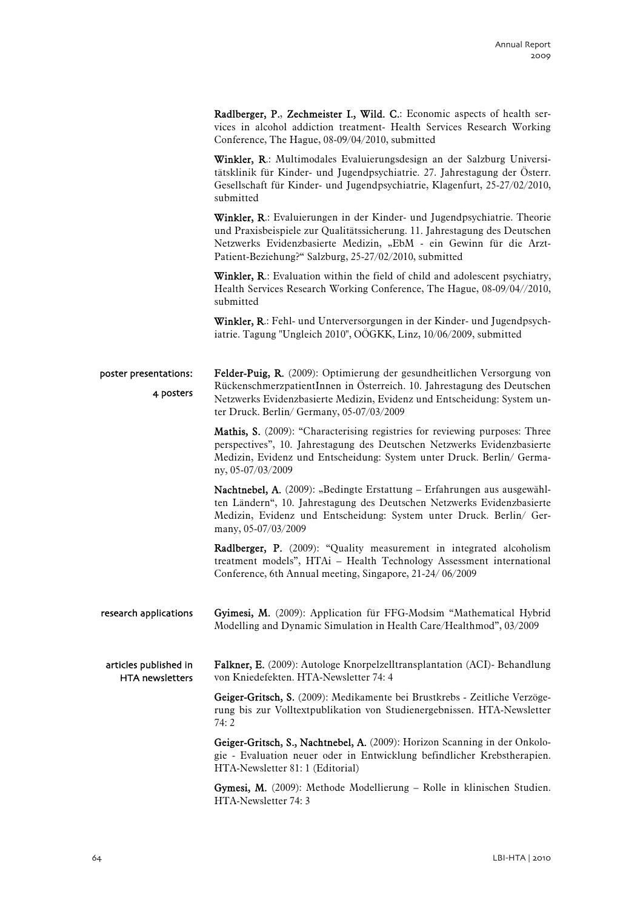**Radlberger, P.**, **Zechmeister I.**, **Wild. C.**: Economic aspects of health services in alcohol addiction treatment- Health Services Research Working Conference, The Hague, 08-09/04/2010, submitted

**Winkler, R.**: Multimodales Evaluierungsdesign an der Salzburg Universitätsklinik für Kinder- und Jugendpsychiatrie. 27. Jahrestagung der Österr. Gesellschaft für Kinder- und Jugendpsychiatrie, Klagenfurt, 25-27/02/2010, submitted

**Winkler, R.**: Evaluierungen in der Kinder- und Jugendpsychiatrie. Theorie und Praxisbeispiele zur Qualitätssicherung. 11. Jahrestagung des Deutschen Netzwerks Evidenzbasierte Medizin, „EbM - ein Gewinn für die Arzt-Patient-Beziehung?" Salzburg, 25-27/02/2010, submitted

**Winkler, R.**: Evaluation within the field of child and adolescent psychiatry, Health Services Research Working Conference, The Hague, 08-09/04//2010, submitted

**Winkler, R.**: Fehl- und Unterversorgungen in der Kinder- und Jugendpsychiatrie. Tagung "Ungleich 2010", OÖGKK, Linz, 10/06/2009, submitted

**poster presentations: 4 posters**

**Felder-Puig, R.** (2009): Optimierung der gesundheitlichen Versorgung von RückenschmerzpatientInnen in Österreich. 10. Jahrestagung des Deutschen Netzwerks Evidenzbasierte Medizin, Evidenz und Entscheidung: System unter Druck. Berlin/ Germany, 05-07/03/2009

**Mathis, S.** (2009): "Characterising registries for reviewing purposes: Three perspectives", 10. Jahrestagung des Deutschen Netzwerks Evidenzbasierte Medizin, Evidenz und Entscheidung: System unter Druck. Berlin/ Germany, 05-07/03/2009

**Nachtnebel, A.** (2009): „Bedingte Erstattung – Erfahrungen aus ausgewählten Ländern", 10. Jahrestagung des Deutschen Netzwerks Evidenzbasierte Medizin, Evidenz und Entscheidung: System unter Druck. Berlin/ Germany, 05-07/03/2009

**Radlberger, P.** (2009): "Quality measurement in integrated alcoholism treatment models", HTAi – Health Technology Assessment international Conference, 6th Annual meeting, Singapore, 21-24/ 06/2009

**research applications**

**Gyimesi, M.** (2009): Application für FFG-Modsim "Mathematical Hybrid Modelling and Dynamic Simulation in Health Care/Healthmod", 03/2009

**articles published in HTA newsletters**

**Falkner, E.** (2009): Autologe Knorpelzelltransplantation (ACI)- Behandlung von Kniedefekten. HTA-Newsletter 74: 4

**Geiger-Gritsch, S.** (2009): Medikamente bei Brustkrebs - Zeitliche Verzögerung bis zur Volltextpublikation von Studienergebnissen. HTA-Newsletter 74: 2

**Geiger-Gritsch, S.**, **Nachtnebel, A.** (2009): Horizon Scanning in der Onkologie - Evaluation neuer oder in Entwicklung befindlicher Krebstherapien. HTA-Newsletter 81: 1 (Editorial)

**Gymesi, M.** (2009): Methode Modellierung – Rolle in klinischen Studien. HTA-Newsletter 74: 3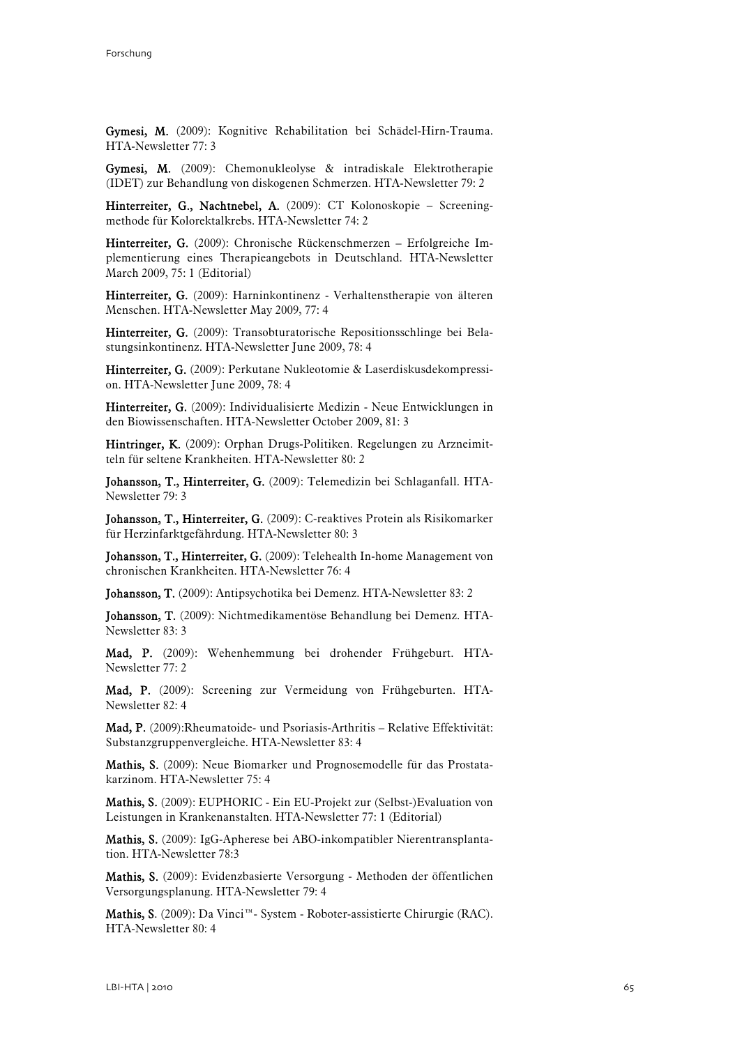**Gymesi, M.** (2009): Kognitive Rehabilitation bei Schädel-Hirn-Trauma. HTA-Newsletter 77: 3

**Gymesi, M.** (2009): Chemonukleolyse & intradiskale Elektrotherapie (IDET) zur Behandlung von diskogenen Schmerzen. HTA-Newsletter 79: 2

**Hinterreiter, G., Nachtnebel, A.** (2009): CT Kolonoskopie – Screeningmethode für Kolorektalkrebs. HTA-Newsletter 74: 2

**Hinterreiter, G.** (2009): Chronische Rückenschmerzen – Erfolgreiche Implementierung eines Therapieangebots in Deutschland. HTA-Newsletter March 2009, 75: 1 (Editorial)

**Hinterreiter, G.** (2009): Harninkontinenz - Verhaltenstherapie von älteren Menschen. HTA-Newsletter May 2009, 77: 4

**Hinterreiter, G.** (2009): Transobturatorische Repositionsschlinge bei Belastungsinkontinenz. HTA-Newsletter June 2009, 78: 4

**Hinterreiter, G.** (2009): Perkutane Nukleotomie & Laserdiskusdekompression. HTA-Newsletter June 2009, 78: 4

**Hinterreiter, G.** (2009): Individualisierte Medizin - Neue Entwicklungen in den Biowissenschaften. HTA-Newsletter October 2009, 81: 3

**Hintringer, K.** (2009): Orphan Drugs-Politiken. Regelungen zu Arzneimitteln für seltene Krankheiten. HTA-Newsletter 80: 2

**Johansson, T., Hinterreiter, G.** (2009): Telemedizin bei Schlaganfall. HTA-Newsletter 79: 3

**Johansson, T., Hinterreiter, G.** (2009): C-reaktives Protein als Risikomarker für Herzinfarktgefährdung. HTA-Newsletter 80: 3

**Johansson, T., Hinterreiter, G.** (2009): Telehealth In-home Management von chronischen Krankheiten. HTA-Newsletter 76: 4

**Johansson, T.** (2009): Antipsychotika bei Demenz. HTA-Newsletter 83: 2

**Johansson, T.** (2009): Nichtmedikamentöse Behandlung bei Demenz. HTA-Newsletter 83: 3

**Mad, P.** (2009): Wehenhemmung bei drohender Frühgeburt. HTA-Newsletter 77: 2

**Mad, P.** (2009): Screening zur Vermeidung von Frühgeburten. HTA-Newsletter 82: 4

**Mad, P.** (2009):Rheumatoide- und Psoriasis-Arthritis – Relative Effektivität: Substanzgruppenvergleiche. HTA-Newsletter 83: 4

**Mathis, S.** (2009): Neue Biomarker und Prognosemodelle für das Prostatakarzinom. HTA-Newsletter 75: 4

**Mathis, S.** (2009): EUPHORIC - Ein EU-Projekt zur (Selbst-)Evaluation von Leistungen in Krankenanstalten. HTA-Newsletter 77: 1 (Editorial)

**Mathis, S.** (2009): IgG-Apherese bei ABO-inkompatibler Nierentransplantation. HTA-Newsletter 78:3

**Mathis, S.** (2009): Evidenzbasierte Versorgung - Methoden der öffentlichen Versorgungsplanung. HTA-Newsletter 79: 4

**Mathis, S.** (2009): Da Vinci™- System - Roboter-assistierte Chirurgie (RAC). HTA-Newsletter 80: 4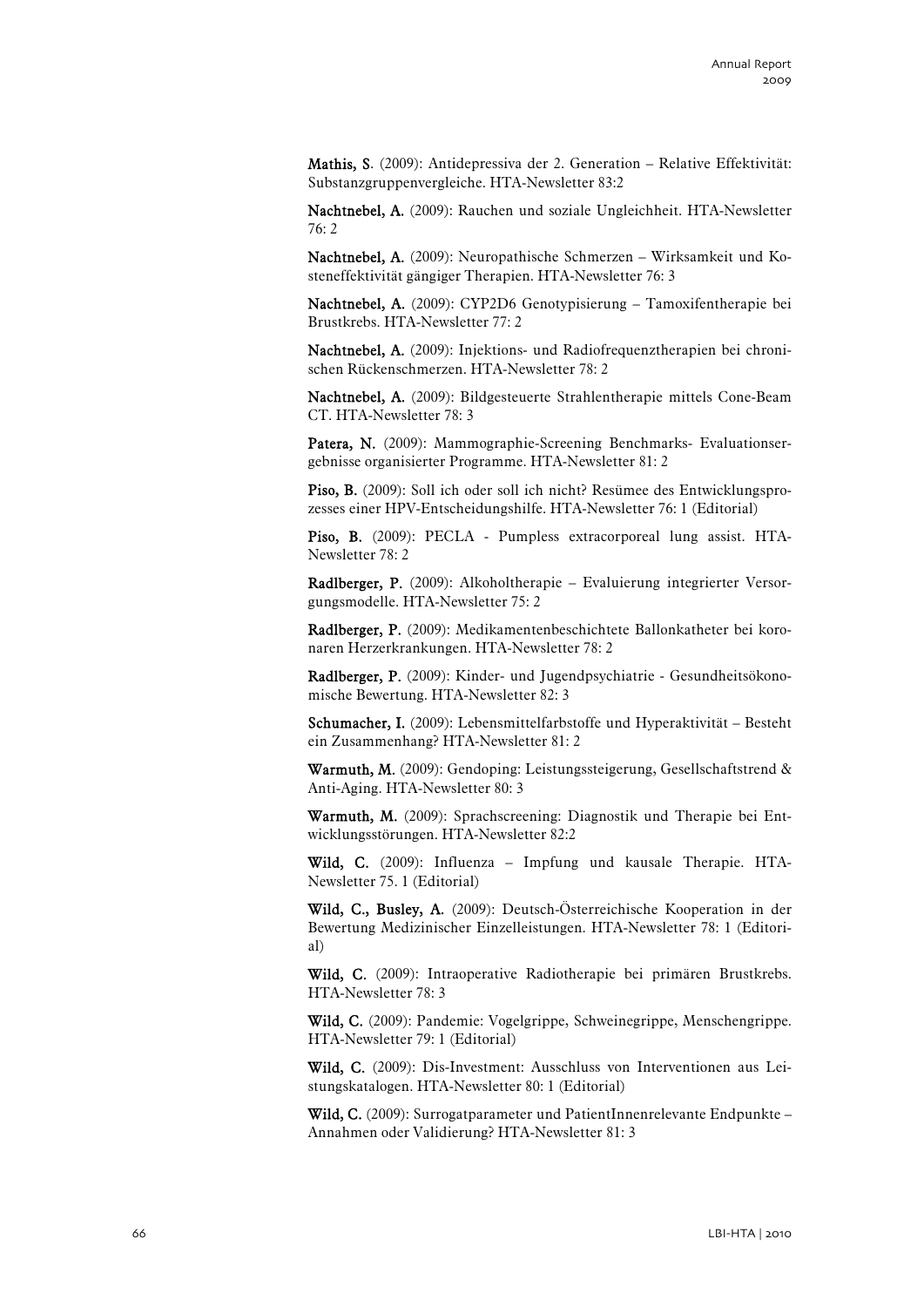**Mathis, S**. (2009): Antidepressiva der 2. Generation – Relative Effektivität: Substanzgruppenvergleiche. HTA-Newsletter 83:2

**Nachtnebel, A.** (2009): Rauchen und soziale Ungleichheit. HTA-Newsletter 76: 2

**Nachtnebel, A.** (2009): Neuropathische Schmerzen – Wirksamkeit und Kosteneffektivität gängiger Therapien. HTA-Newsletter 76: 3

**Nachtnebel, A.** (2009): CYP2D6 Genotypisierung – Tamoxifentherapie bei Brustkrebs. HTA-Newsletter 77: 2

**Nachtnebel, A.** (2009): Injektions- und Radiofrequenztherapien bei chronischen Rückenschmerzen. HTA-Newsletter 78: 2

**Nachtnebel, A.** (2009): Bildgesteuerte Strahlentherapie mittels Cone-Beam CT. HTA-Newsletter 78: 3

**Patera, N.** (2009): Mammographie-Screening Benchmarks- Evaluationsergebnisse organisierter Programme. HTA-Newsletter 81: 2

**Piso, B.** (2009): Soll ich oder soll ich nicht? Resümee des Entwicklungsprozesses einer HPV-Entscheidungshilfe. HTA-Newsletter 76: 1 (Editorial)

**Piso, B.** (2009): PECLA - Pumpless extracorporeal lung assist. HTA-Newsletter 78: 2

**Radlberger, P.** (2009): Alkoholtherapie – Evaluierung integrierter Versorgungsmodelle. HTA-Newsletter 75: 2

**Radlberger, P.** (2009): Medikamentenbeschichtete Ballonkatheter bei koronaren Herzerkrankungen. HTA-Newsletter 78: 2

**Radlberger, P.** (2009): Kinder- und Jugendpsychiatrie - Gesundheitsökonomische Bewertung. HTA-Newsletter 82: 3

**Schumacher, I.** (2009): Lebensmittelfarbstoffe und Hyperaktivität – Besteht ein Zusammenhang? HTA-Newsletter 81: 2

**Warmuth, M.** (2009): Gendoping: Leistungssteigerung, Gesellschaftstrend & Anti-Aging. HTA-Newsletter 80: 3

**Warmuth, M.** (2009): Sprachscreening: Diagnostik und Therapie bei Entwicklungsstörungen. HTA-Newsletter 82:2

**Wild, C.** (2009): Influenza – Impfung und kausale Therapie. HTA-Newsletter 75. 1 (Editorial)

**Wild, C., Busley, A.** (2009): Deutsch-Österreichische Kooperation in der Bewertung Medizinischer Einzelleistungen. HTA-Newsletter 78: 1 (Editorial)

**Wild, C.** (2009): Intraoperative Radiotherapie bei primären Brustkrebs. HTA-Newsletter 78: 3

**Wild, C.** (2009): Pandemie: Vogelgrippe, Schweinegrippe, Menschengrippe. HTA-Newsletter 79: 1 (Editorial)

**Wild, C.** (2009): Dis-Investment: Ausschluss von Interventionen aus Leistungskatalogen. HTA-Newsletter 80: 1 (Editorial)

**Wild, C.** (2009): Surrogatparameter und PatientInnenrelevante Endpunkte – Annahmen oder Validierung? HTA-Newsletter 81: 3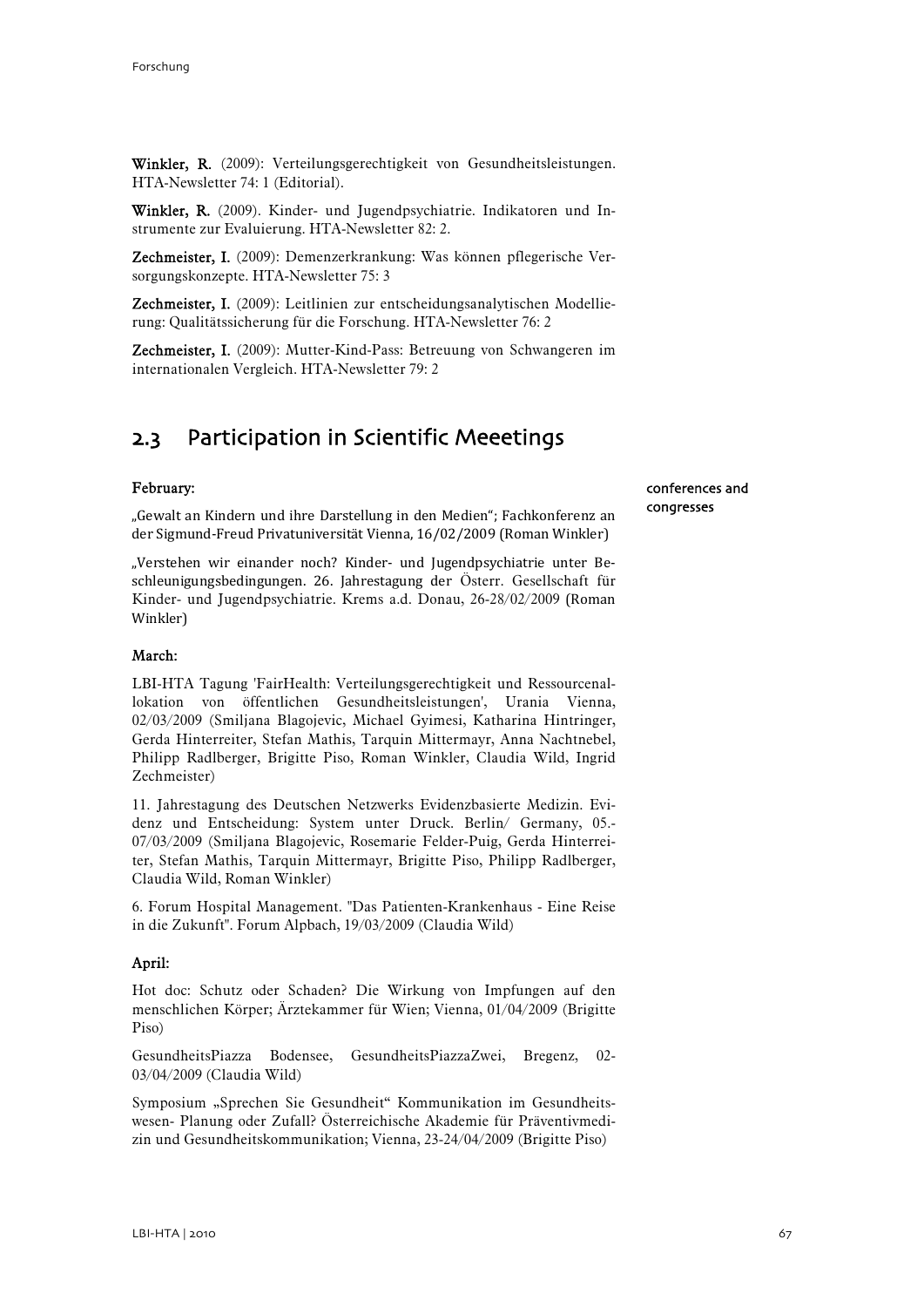**Winkler, R.** (2009): Verteilungsgerechtigkeit von Gesundheitsleistungen. HTA-Newsletter 74: 1 (Editorial).

**Winkler, R.** (2009). Kinder- und Jugendpsychiatrie. Indikatoren und Instrumente zur Evaluierung. HTA-Newsletter 82: 2.

**Zechmeister, I.** (2009): Demenzerkrankung: Was können pflegerische Versorgungskonzepte. HTA-Newsletter 75: 3

**Zechmeister, I.** (2009): Leitlinien zur entscheidungsanalytischen Modellierung: Qualitätssicherung für die Forschung. HTA-Newsletter 76: 2

**Zechmeister, I.** (2009): Mutter-Kind-Pass: Betreuung von Schwangeren im internationalen Vergleich. HTA-Newsletter 79: 2

## 2.3 Participation in Scientific Meeetings

conferences and congresses

**February:**

„Gewalt an Kindern und ihre Darstellung in den Medien"; Fachkonferenz an der Sigmund-Freud Privatuniversität Vienna, 16/02/2009 (Roman Winkler)

„Verstehen wir einander noch? Kinder- und Jugendpsychiatrie unter Beschleunigungsbedingungen. 26. Jahrestagung der Österr. Gesellschaft für Kinder- und Jugendpsychiatrie. Krems a.d. Donau, 26-28/02/2009 (Roman Winkler)

**March:**

LBI-HTA Tagung 'FairHealth: Verteilungsgerechtigkeit und Ressourcenallokation von öffentlichen Gesundheitsleistungen', Urania Vienna, 02/03/2009 (Smiljana Blagojevic, Michael Gyimesi, Katharina Hintringer, Gerda Hinterreiter, Stefan Mathis, Tarquin Mittermayr, Anna Nachtnebel, Philipp Radlberger, Brigitte Piso, Roman Winkler, Claudia Wild, Ingrid Zechmeister)

11. Jahrestagung des Deutschen Netzwerks Evidenzbasierte Medizin. Evidenz und Entscheidung: System unter Druck. Berlin/ Germany, 05.-07/03/2009 (Smiljana Blagojevic, Rosemarie Felder-Puig, Gerda Hinterreiter, Stefan Mathis, Tarquin Mittermayr, Brigitte Piso, Philipp Radlberger, Claudia Wild, Roman Winkler)

6. Forum Hospital Management. "Das Patienten-Krankenhaus - Eine Reise in die Zukunft". Forum Alpbach, 19/03/2009 (Claudia Wild)

**April:**

Hot doc: Schutz oder Schaden? Die Wirkung von Impfungen auf den menschlichen Körper; Ärztekammer für Wien; Vienna, 01/04/2009 (Brigitte Piso)

GesundheitsPiazza Bodensee, GesundheitsPiazzaZwei, Bregenz, 02-03/04/2009 (Claudia Wild)

Symposium „Sprechen Sie Gesundheit" Kommunikation im Gesundheitswesen- Planung oder Zufall? Österreichische Akademie für Präventivmedizin und Gesundheitskommunikation; Vienna, 23-24/04/2009 (Brigitte Piso)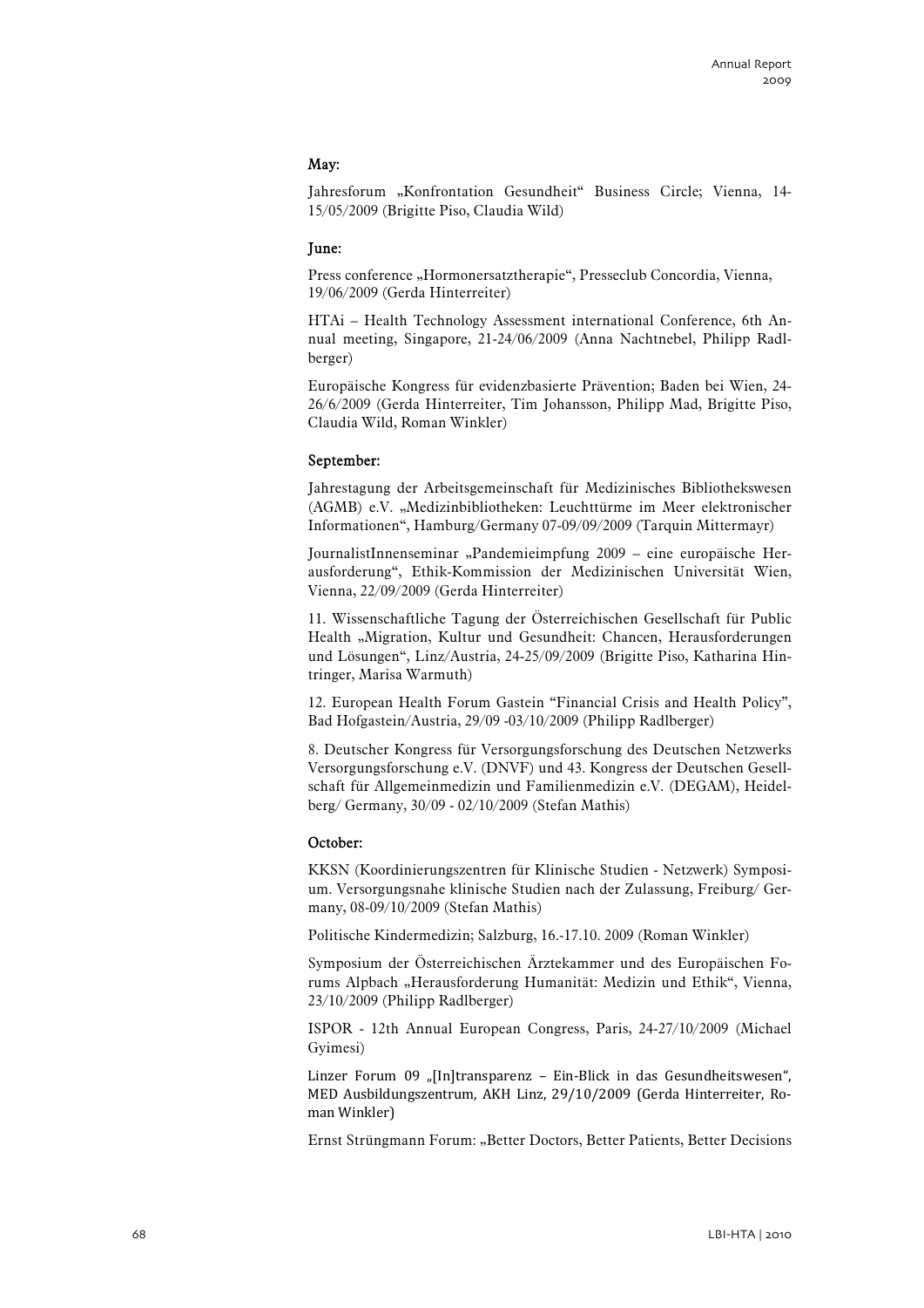**May:**

Jahresforum „Konfrontation Gesundheit" Business Circle; Vienna, 14-15/05/2009 (Brigitte Piso, Claudia Wild)

**June:**

Press conference „Hormonersatztherapie", Presseclub Concordia, Vienna, 19/06/2009 (Gerda Hinterreiter)

HTAi – Health Technology Assessment international Conference, 6th Annual meeting, Singapore, 21-24/06/2009 (Anna Nachtnebel, Philipp Radlberger)

Europäische Kongress für evidenzbasierte Prävention; Baden bei Wien, 24-26/6/2009 (Gerda Hinterreiter, Tim Johansson, Philipp Mad, Brigitte Piso, Claudia Wild, Roman Winkler)

**September:**

Jahrestagung der Arbeitsgemeinschaft für Medizinisches Bibliothekswesen (AGMB) e.V. „Medizinbibliotheken: Leuchttürme im Meer elektronischer Informationen", Hamburg/Germany 07-09/09/2009 (Tarquin Mittermayr)

JournalistInnenseminar „Pandemieimpfung 2009 – eine europäische Herausforderung", Ethik-Kommission der Medizinischen Universität Wien, Vienna, 22/09/2009 (Gerda Hinterreiter)

11. Wissenschaftliche Tagung der Österreichischen Gesellschaft für Public Health „Migration, Kultur und Gesundheit: Chancen, Herausforderungen und Lösungen", Linz/Austria, 24-25/09/2009 (Brigitte Piso, Katharina Hintringer, Marisa Warmuth)

12. European Health Forum Gastein "Financial Crisis and Health Policy", Bad Hofgastein/Austria, 29/09 -03/10/2009 (Philipp Radlberger)

8. Deutscher Kongress für Versorgungsforschung des Deutschen Netzwerks Versorgungsforschung e.V. (DNVF) und 43. Kongress der Deutschen Gesellschaft für Allgemeinmedizin und Familienmedizin e.V. (DEGAM), Heidelberg/ Germany, 30/09 - 02/10/2009 (Stefan Mathis)

**October:**

KKSN (Koordinierungszentren für Klinische Studien - Netzwerk) Symposium. Versorgungsnahe klinische Studien nach der Zulassung, Freiburg/ Germany, 08-09/10/2009 (Stefan Mathis)

Politische Kindermedizin; Salzburg, 16.-17.10. 2009 (Roman Winkler)

Symposium der Österreichischen Ärztekammer und des Europäischen Forums Alpbach „Herausforderung Humanität: Medizin und Ethik", Vienna, 23/10/2009 (Philipp Radlberger)

ISPOR - 12th Annual European Congress, Paris, 24-27/10/2009 (Michael Gyimesi)

Linzer Forum 09 „[In]transparenz – Ein-Blick in das Gesundheitswesen", MED Ausbildungszentrum, AKH Linz, 29/10/2009 (Gerda Hinterreiter, Roman Winkler)

Ernst Strüngmann Forum: „Better Doctors, Better Patients, Better Decisions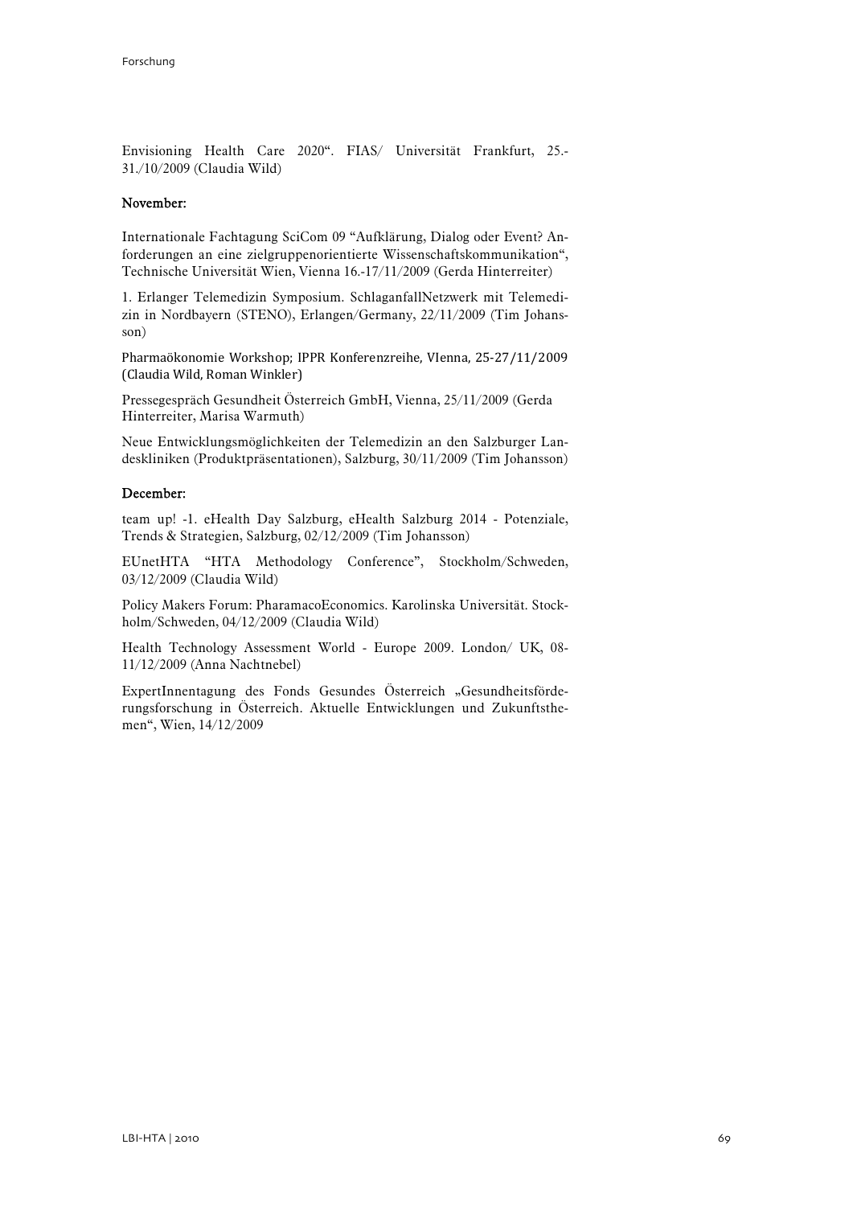Envisioning Health Care 2020". FIAS/ Universität Frankfurt, 25.-31./10/2009 (Claudia Wild)

**November:**

Internationale Fachtagung SciCom 09 "Aufklärung, Dialog oder Event? Anforderungen an eine zielgruppenorientierte Wissenschaftskommunikation", Technische Universität Wien, Vienna 16.-17/11/2009 (Gerda Hinterreiter)

1. Erlanger Telemedizin Symposium. SchlaganfallNetzwerk mit Telemedizin in Nordbayern (STENO), Erlangen/Germany, 22/11/2009 (Tim Johansson)

Pharmaökonomie Workshop; IPPR Konferenzreihe, VIenna, 25-27/11/2009 (Claudia Wild, Roman Winkler)

Pressegespräch Gesundheit Österreich GmbH, Vienna, 25/11/2009 (Gerda Hinterreiter, Marisa Warmuth)

Neue Entwicklungsmöglichkeiten der Telemedizin an den Salzburger Landeskliniken (Produktpräsentationen), Salzburg, 30/11/2009 (Tim Johansson)

**December:**

team up! -1. eHealth Day Salzburg, eHealth Salzburg 2014 - Potenziale, Trends & Strategien, Salzburg, 02/12/2009 (Tim Johansson)

EUnetHTA "HTA Methodology Conference", Stockholm/Schweden, 03/12/2009 (Claudia Wild)

Policy Makers Forum: PharamacoEconomics. Karolinska Universität. Stockholm/Schweden, 04/12/2009 (Claudia Wild)

Health Technology Assessment World - Europe 2009. London/ UK, 08-11/12/2009 (Anna Nachtnebel)

ExpertInnentagung des Fonds Gesundes Österreich „Gesundheitsförderungsforschung in Österreich. Aktuelle Entwicklungen und Zukunftsthemen", Wien, 14/12/2009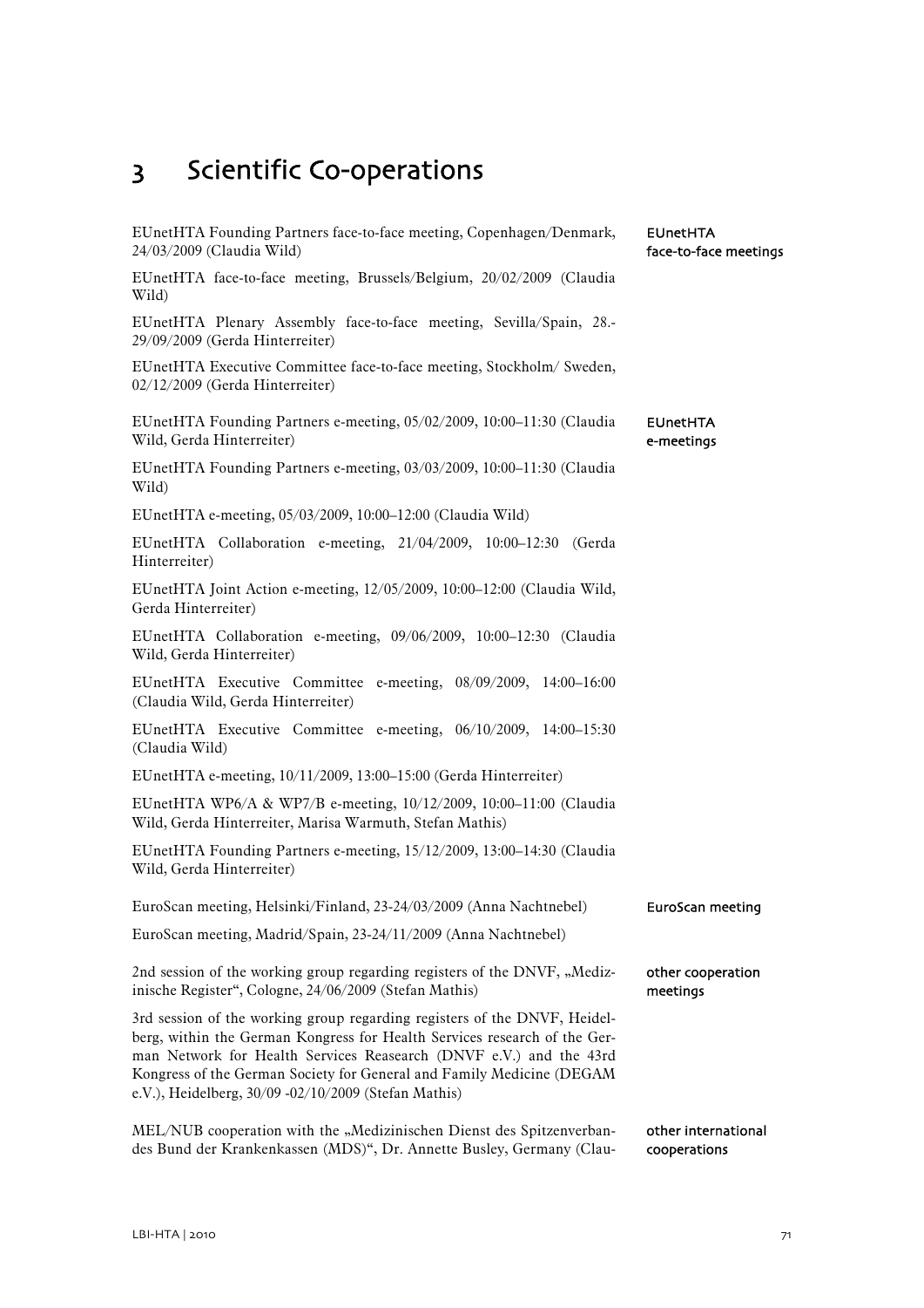# 3 Scientific Co-operations

EUnetHTA face-to-face meetings

EUnetHTA Founding Partners face-to-face meeting, Copenhagen/Denmark, 24/03/2009 (Claudia Wild)

EUnetHTA face-to-face meeting, Brussels/Belgium, 20/02/2009 (Claudia Wild)

EUnetHTA Plenary Assembly face-to-face meeting, Sevilla/Spain, 28.-29/09/2009 (Gerda Hinterreiter)

EUnetHTA Executive Committee face-to-face meeting, Stockholm/ Sweden, 02/12/2009 (Gerda Hinterreiter)

EUnetHTA e-meetings

EUnetHTA Founding Partners e-meeting, 05/02/2009, 10:00–11:30 (Claudia Wild, Gerda Hinterreiter)

EUnetHTA Founding Partners e-meeting, 03/03/2009, 10:00–11:30 (Claudia Wild)

EUnetHTA e-meeting, 05/03/2009, 10:00–12:00 (Claudia Wild)

EUnetHTA Collaboration e-meeting, 21/04/2009, 10:00–12:30 (Gerda Hinterreiter)

EUnetHTA Joint Action e-meeting, 12/05/2009, 10:00–12:00 (Claudia Wild, Gerda Hinterreiter)

EUnetHTA Collaboration e-meeting, 09/06/2009, 10:00–12:30 (Claudia Wild, Gerda Hinterreiter)

EUnetHTA Executive Committee e-meeting, 08/09/2009, 14:00–16:00 (Claudia Wild, Gerda Hinterreiter)

EUnetHTA Executive Committee e-meeting, 06/10/2009, 14:00–15:30 (Claudia Wild)

EUnetHTA e-meeting, 10/11/2009, 13:00–15:00 (Gerda Hinterreiter)

EUnetHTA WP6/A & WP7/B e-meeting, 10/12/2009, 10:00–11:00 (Claudia Wild, Gerda Hinterreiter, Marisa Warmuth, Stefan Mathis)

EUnetHTA Founding Partners e-meeting, 15/12/2009, 13:00–14:30 (Claudia Wild, Gerda Hinterreiter)

EuroScan meeting

EuroScan meeting, Helsinki/Finland, 23-24/03/2009 (Anna Nachtnebel)

EuroScan meeting, Madrid/Spain, 23-24/11/2009 (Anna Nachtnebel)

other cooperation meetings

2nd session of the working group regarding registers of the DNVF, „Medizinische Register", Cologne, 24/06/2009 (Stefan Mathis)

3rd session of the working group regarding registers of the DNVF, Heidelberg, within the German Kongress for Health Services research of the German Network for Health Services Reasearch (DNVF e.V.) and the 43rd Kongress of the German Society for General and Family Medicine (DEGAM e.V.), Heidelberg, 30/09 -02/10/2009 (Stefan Mathis)

other international cooperations

MEL/NUB cooperation with the „Medizinischen Dienst des Spitzenverbandes Bund der Krankenkassen (MDS)", Dr. Annette Busley, Germany (Clau-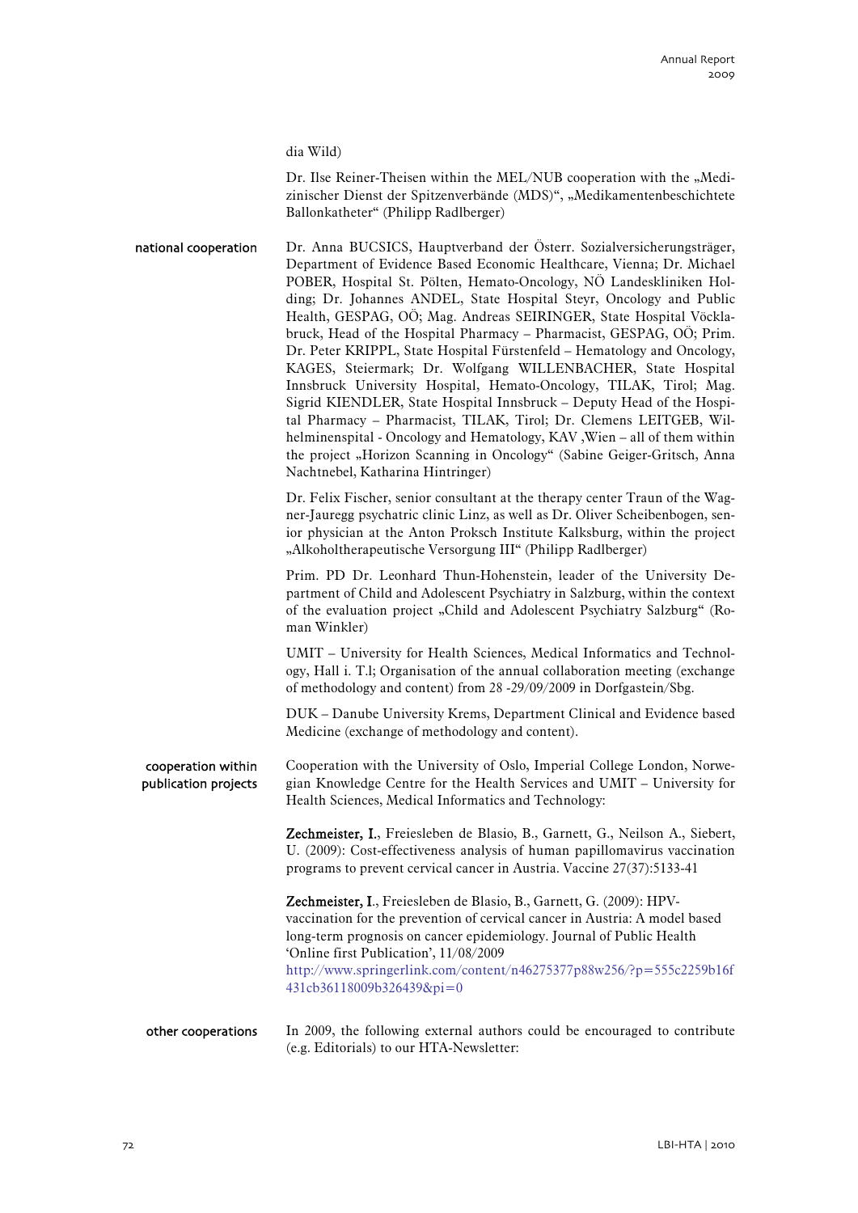dia Wild)

Dr. Ilse Reiner-Theisen within the MEL/NUB cooperation with the „Medizinischer Dienst der Spitzenverbände (MDS)", „Medikamentenbeschichtete Ballonkatheter" (Philipp Radlberger)

**national cooperation**

Dr. Anna BUCSICS, Hauptverband der Österr. Sozialversicherungsträger, Department of Evidence Based Economic Healthcare, Vienna; Dr. Michael POBER, Hospital St. Pölten, Hemato-Oncology, NÖ Landeskliniken Holding; Dr. Johannes ANDEL, State Hospital Steyr, Oncology and Public Health, GESPAG, OÖ; Mag. Andreas SEIRINGER, State Hospital Vöcklabruck, Head of the Hospital Pharmacy – Pharmacist, GESPAG, OÖ; Prim. Dr. Peter KRIPPL, State Hospital Fürstenfeld – Hematology and Oncology, KAGES, Steiermark; Dr. Wolfgang WILLENBACHER, State Hospital Innsbruck University Hospital, Hemato-Oncology, TILAK, Tirol; Mag. Sigrid KIENDLER, State Hospital Innsbruck – Deputy Head of the Hospital Pharmacy – Pharmacist, TILAK, Tirol; Dr. Clemens LEITGEB, Wilhelminenspital - Oncology and Hematology, KAV ,Wien – all of them within the project „Horizon Scanning in Oncology" (Sabine Geiger-Gritsch, Anna Nachtnebel, Katharina Hintringer)

Dr. Felix Fischer, senior consultant at the therapy center Traun of the Wagner-Jauregg psychatric clinic Linz, as well as Dr. Oliver Scheibenbogen, senior physician at the Anton Proksch Institute Kalksburg, within the project „Alkoholtherapeutische Versorgung III" (Philipp Radlberger)

Prim. PD Dr. Leonhard Thun-Hohenstein, leader of the University Department of Child and Adolescent Psychiatry in Salzburg, within the context of the evaluation project „Child and Adolescent Psychiatry Salzburg" (Roman Winkler)

UMIT – University for Health Sciences, Medical Informatics and Technology, Hall i. T.l; Organisation of the annual collaboration meeting (exchange of methodology and content) from 28 -29/09/2009 in Dorfgastein/Sbg.

DUK – Danube University Krems, Department Clinical and Evidence based Medicine (exchange of methodology and content).

**cooperation within publication projects**

Cooperation with the University of Oslo, Imperial College London, Norwegian Knowledge Centre for the Health Services and UMIT – University for Health Sciences, Medical Informatics and Technology:

**Zechmeister, I.**, Freiesleben de Blasio, B., Garnett, G., Neilson A., Siebert, U. (2009): Cost-effectiveness analysis of human papillomavirus vaccination programs to prevent cervical cancer in Austria. Vaccine 27(37):5133-41

**Zechmeister, I**., Freiesleben de Blasio, B., Garnett, G. (2009): HPV-vaccination for the prevention of cervical cancer in Austria: A model based long-term prognosis on cancer epidemiology. Journal of Public Health 'Online first Publication', 11/08/2009
http://www.springerlink.com/content/n46275377p88w256/?p=555c2259b16f431cb36118009b326439&pi=0

**other cooperations**

In 2009, the following external authors could be encouraged to contribute (e.g. Editorials) to our HTA-Newsletter: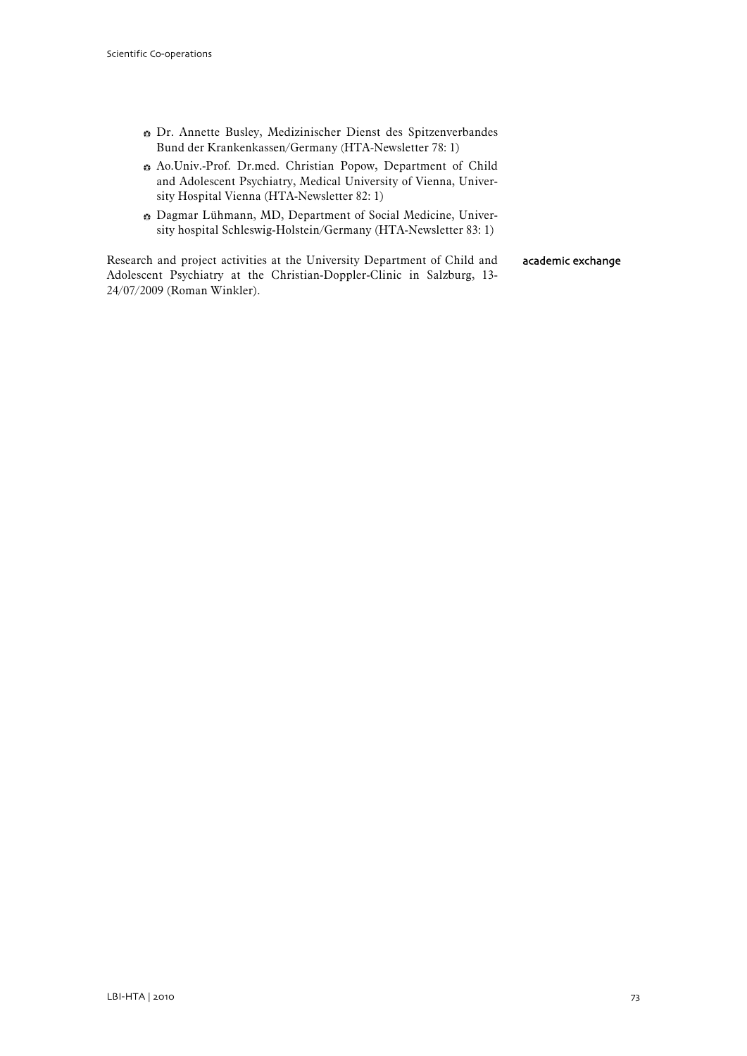- Dr. Annette Busley, Medizinischer Dienst des Spitzenverbandes Bund der Krankenkassen/Germany (HTA-Newsletter 78: 1)
- Ao.Univ.-Prof. Dr.med. Christian Popow, Department of Child and Adolescent Psychiatry, Medical University of Vienna, University Hospital Vienna (HTA-Newsletter 82: 1)
- Dagmar Lühmann, MD, Department of Social Medicine, University hospital Schleswig-Holstein/Germany (HTA-Newsletter 83: 1)

**academic exchange**

Research and project activities at the University Department of Child and Adolescent Psychiatry at the Christian-Doppler-Clinic in Salzburg, 13-24/07/2009 (Roman Winkler).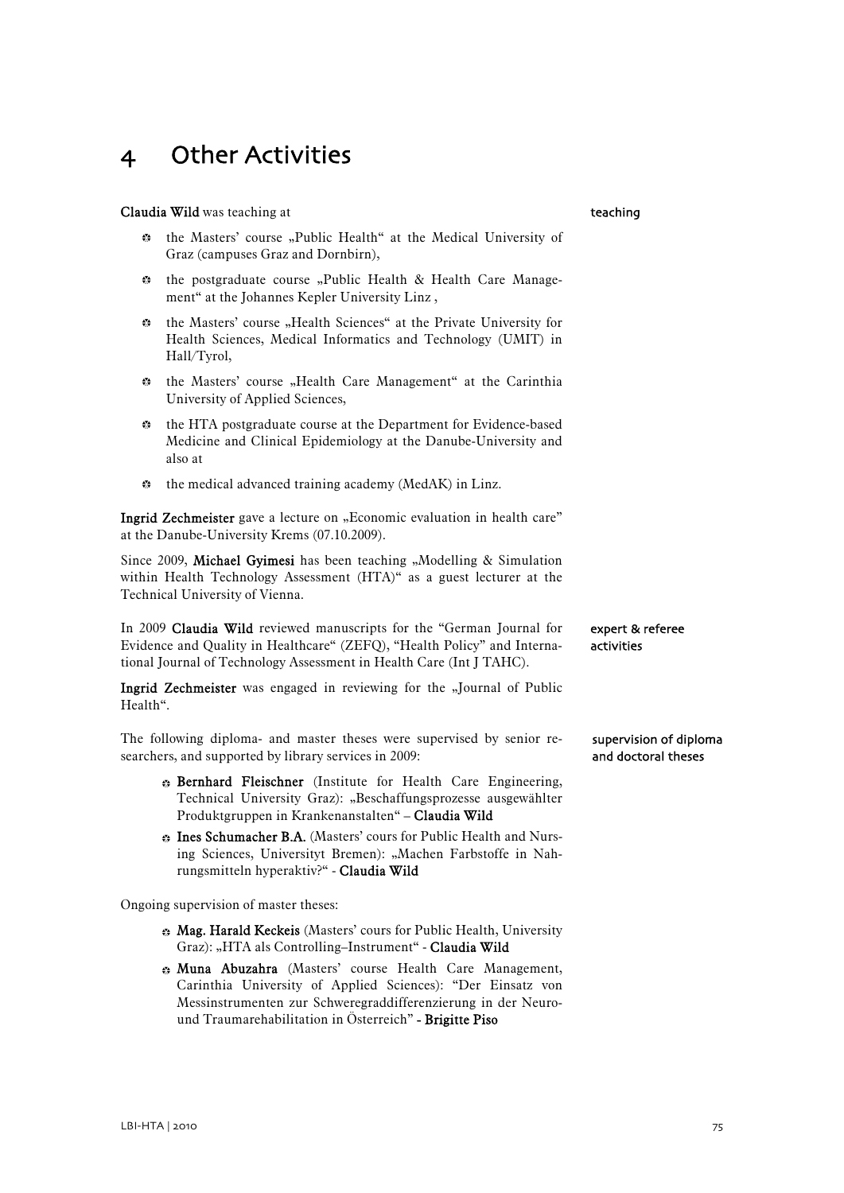# 4 Other Activities

**Claudia Wild** was teaching at

teaching

- the Masters' course „Public Health" at the Medical University of Graz (campuses Graz and Dornbirn),
- the postgraduate course „Public Health & Health Care Management" at the Johannes Kepler University Linz ,
- the Masters' course „Health Sciences" at the Private University for Health Sciences, Medical Informatics and Technology (UMIT) in Hall/Tyrol,
- the Masters' course „Health Care Management" at the Carinthia University of Applied Sciences,
- the HTA postgraduate course at the Department for Evidence-based Medicine and Clinical Epidemiology at the Danube-University and also at
- the medical advanced training academy (MedAK) in Linz.

**Ingrid Zechmeister** gave a lecture on „Economic evaluation in health care" at the Danube-University Krems (07.10.2009).

Since 2009, **Michael Gyimesi** has been teaching „Modelling & Simulation within Health Technology Assessment (HTA)" as a guest lecturer at the Technical University of Vienna.

expert & referee activities

In 2009 **Claudia Wild** reviewed manuscripts for the "German Journal for Evidence and Quality in Healthcare" (ZEFQ), "Health Policy" and International Journal of Technology Assessment in Health Care (Int J TAHC).

**Ingrid Zechmeister** was engaged in reviewing for the „Journal of Public Health".

supervision of diploma and doctoral theses

The following diploma- and master theses were supervised by senior researchers, and supported by library services in 2009:

- **Bernhard Fleischner** (Institute for Health Care Engineering, Technical University Graz): „Beschaffungsprozesse ausgewählter Produktgruppen in Krankenanstalten" – **Claudia Wild**
- **Ines Schumacher B.A.** (Masters' cours for Public Health and Nursing Sciences, Universityt Bremen): „Machen Farbstoffe in Nahrungsmitteln hyperaktiv?" - **Claudia Wild**

Ongoing supervision of master theses:

- **Mag. Harald Keckeis** (Masters' cours for Public Health, University Graz): „HTA als Controlling–Instrument" - **Claudia Wild**
- **Muna Abuzahra** (Masters' course Health Care Management, Carinthia University of Applied Sciences): "Der Einsatz von Messinstrumenten zur Schweregraddifferenzierung in der Neuro- und Traumarehabilitation in Österreich" **- Brigitte Piso**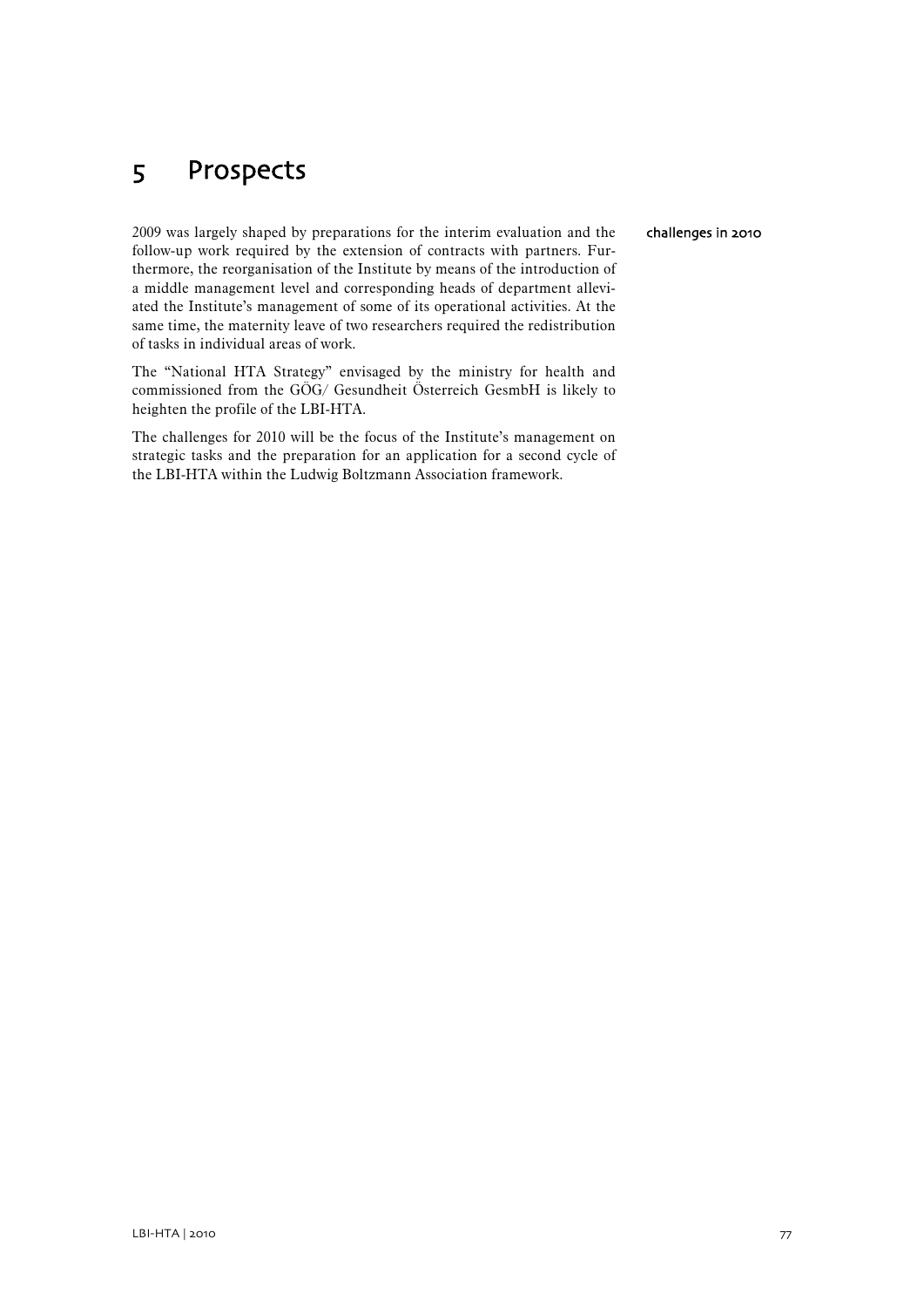# 5 Prospects

challenges in 2010

2009 was largely shaped by preparations for the interim evaluation and the follow-up work required by the extension of contracts with partners. Furthermore, the reorganisation of the Institute by means of the introduction of a middle management level and corresponding heads of department alleviated the Institute's management of some of its operational activities. At the same time, the maternity leave of two researchers required the redistribution of tasks in individual areas of work.

The "National HTA Strategy" envisaged by the ministry for health and commissioned from the GÖG/ Gesundheit Österreich GesmbH is likely to heighten the profile of the LBI-HTA.

The challenges for 2010 will be the focus of the Institute's management on strategic tasks and the preparation for an application for a second cycle of the LBI-HTA within the Ludwig Boltzmann Association framework.